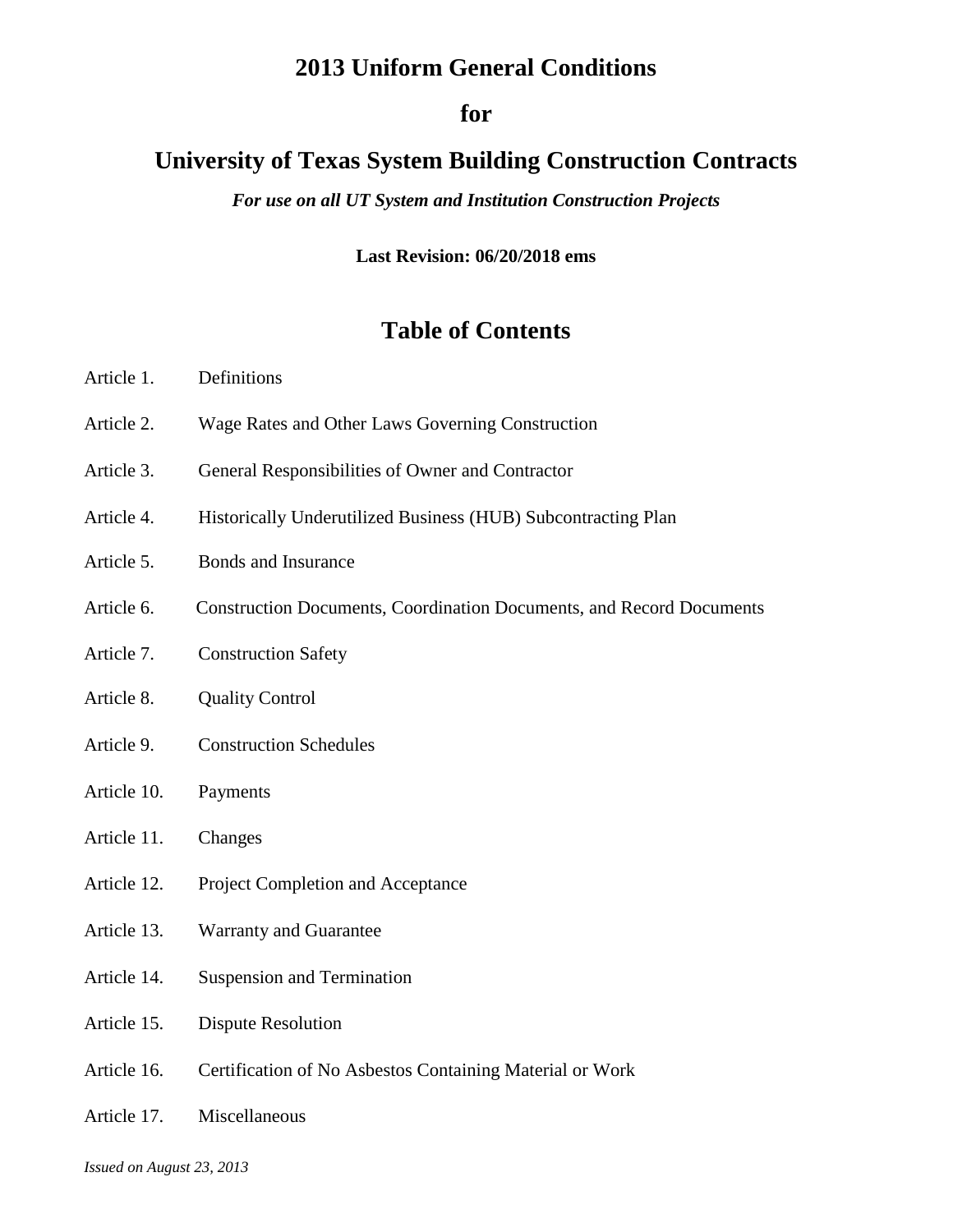# 2013 Uniform General Conditions

# for

# University of Texas System Building Construction Contracts

***For use on all UT System and Institution Construction Projects***

**Last Revision: 06/20/2018 ems**

## Table of Contents

| | |
|---|---|
| Article 1. | Definitions |
| Article 2. | Wage Rates and Other Laws Governing Construction |
| Article 3. | General Responsibilities of Owner and Contractor |
| Article 4. | Historically Underutilized Business (HUB) Subcontracting Plan |
| Article 5. | Bonds and Insurance |
| Article 6. | Construction Documents, Coordination Documents, and Record Documents |
| Article 7. | Construction Safety |
| Article 8. | Quality Control |
| Article 9. | Construction Schedules |
| Article 10. | Payments |
| Article 11. | Changes |
| Article 12. | Project Completion and Acceptance |
| Article 13. | Warranty and Guarantee |
| Article 14. | Suspension and Termination |
| Article 15. | Dispute Resolution |
| Article 16. | Certification of No Asbestos Containing Material or Work |
| Article 17. | Miscellaneous |

*Issued on August 23, 2013*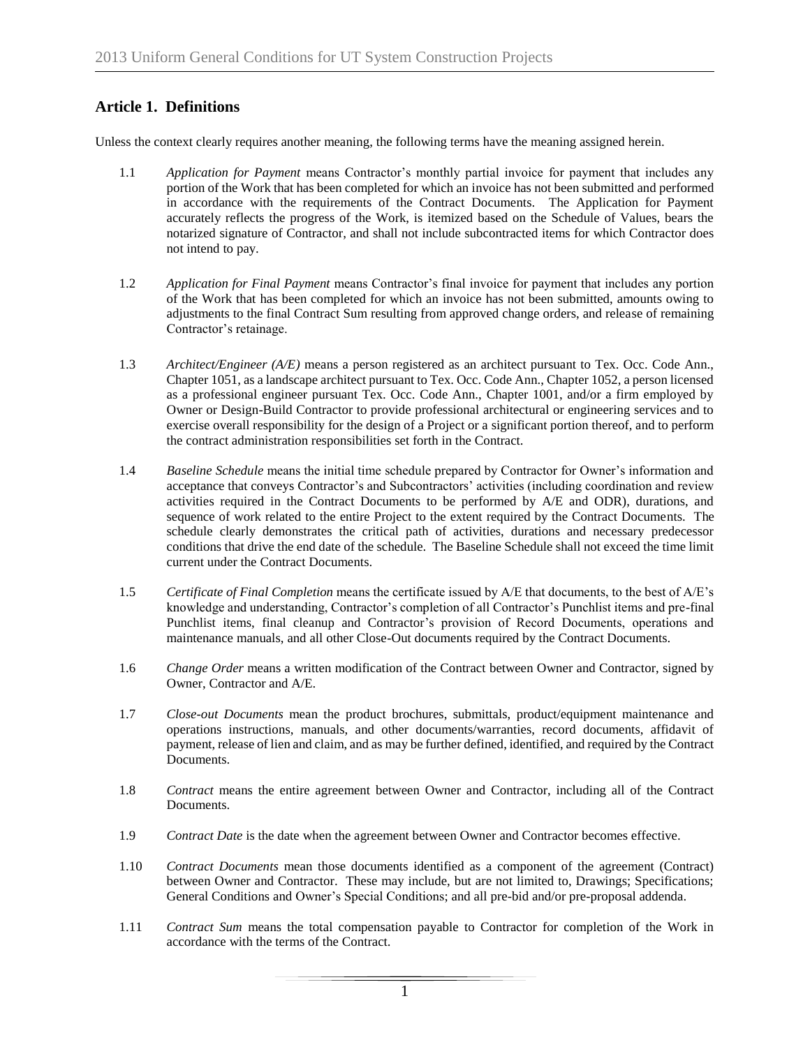## Article 1. Definitions

Unless the context clearly requires another meaning, the following terms have the meaning assigned herein.

1.1 *Application for Payment* means Contractor's monthly partial invoice for payment that includes any portion of the Work that has been completed for which an invoice has not been submitted and performed in accordance with the requirements of the Contract Documents. The Application for Payment accurately reflects the progress of the Work, is itemized based on the Schedule of Values, bears the notarized signature of Contractor, and shall not include subcontracted items for which Contractor does not intend to pay.

1.2 *Application for Final Payment* means Contractor's final invoice for payment that includes any portion of the Work that has been completed for which an invoice has not been submitted, amounts owing to adjustments to the final Contract Sum resulting from approved change orders, and release of remaining Contractor's retainage.

1.3 *Architect/Engineer (A/E)* means a person registered as an architect pursuant to Tex. Occ. Code Ann., Chapter 1051, as a landscape architect pursuant to Tex. Occ. Code Ann., Chapter 1052, a person licensed as a professional engineer pursuant Tex. Occ. Code Ann., Chapter 1001, and/or a firm employed by Owner or Design-Build Contractor to provide professional architectural or engineering services and to exercise overall responsibility for the design of a Project or a significant portion thereof, and to perform the contract administration responsibilities set forth in the Contract.

1.4 *Baseline Schedule* means the initial time schedule prepared by Contractor for Owner's information and acceptance that conveys Contractor's and Subcontractors' activities (including coordination and review activities required in the Contract Documents to be performed by A/E and ODR), durations, and sequence of work related to the entire Project to the extent required by the Contract Documents. The schedule clearly demonstrates the critical path of activities, durations and necessary predecessor conditions that drive the end date of the schedule. The Baseline Schedule shall not exceed the time limit current under the Contract Documents.

1.5 *Certificate of Final Completion* means the certificate issued by A/E that documents, to the best of A/E's knowledge and understanding, Contractor's completion of all Contractor's Punchlist items and pre-final Punchlist items, final cleanup and Contractor's provision of Record Documents, operations and maintenance manuals, and all other Close-Out documents required by the Contract Documents.

1.6 *Change Order* means a written modification of the Contract between Owner and Contractor, signed by Owner, Contractor and A/E.

1.7 *Close-out Documents* mean the product brochures, submittals, product/equipment maintenance and operations instructions, manuals, and other documents/warranties, record documents, affidavit of payment, release of lien and claim, and as may be further defined, identified, and required by the Contract Documents.

1.8 *Contract* means the entire agreement between Owner and Contractor, including all of the Contract Documents.

1.9 *Contract Date* is the date when the agreement between Owner and Contractor becomes effective.

1.10 *Contract Documents* mean those documents identified as a component of the agreement (Contract) between Owner and Contractor. These may include, but are not limited to, Drawings; Specifications; General Conditions and Owner's Special Conditions; and all pre-bid and/or pre-proposal addenda.

1.11 *Contract Sum* means the total compensation payable to Contractor for completion of the Work in accordance with the terms of the Contract.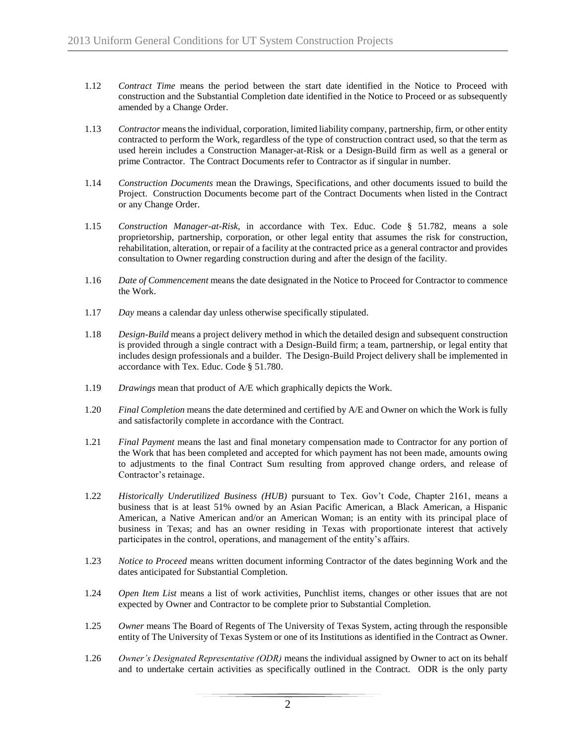1.12 *Contract Time* means the period between the start date identified in the Notice to Proceed with construction and the Substantial Completion date identified in the Notice to Proceed or as subsequently amended by a Change Order.

1.13 *Contractor* means the individual, corporation, limited liability company, partnership, firm, or other entity contracted to perform the Work, regardless of the type of construction contract used, so that the term as used herein includes a Construction Manager-at-Risk or a Design-Build firm as well as a general or prime Contractor. The Contract Documents refer to Contractor as if singular in number.

1.14 *Construction Documents* mean the Drawings, Specifications, and other documents issued to build the Project. Construction Documents become part of the Contract Documents when listed in the Contract or any Change Order.

1.15 *Construction Manager-at-Risk*, in accordance with Tex. Educ. Code § 51.782, means a sole proprietorship, partnership, corporation, or other legal entity that assumes the risk for construction, rehabilitation, alteration, or repair of a facility at the contracted price as a general contractor and provides consultation to Owner regarding construction during and after the design of the facility.

1.16 *Date of Commencement* means the date designated in the Notice to Proceed for Contractor to commence the Work.

1.17 *Day* means a calendar day unless otherwise specifically stipulated.

1.18 *Design-Build* means a project delivery method in which the detailed design and subsequent construction is provided through a single contract with a Design-Build firm; a team, partnership, or legal entity that includes design professionals and a builder. The Design-Build Project delivery shall be implemented in accordance with Tex. Educ. Code § 51.780.

1.19 *Drawings* mean that product of A/E which graphically depicts the Work.

1.20 *Final Completion* means the date determined and certified by A/E and Owner on which the Work is fully and satisfactorily complete in accordance with the Contract.

1.21 *Final Payment* means the last and final monetary compensation made to Contractor for any portion of the Work that has been completed and accepted for which payment has not been made, amounts owing to adjustments to the final Contract Sum resulting from approved change orders, and release of Contractor's retainage.

1.22 *Historically Underutilized Business (HUB)* pursuant to Tex. Gov't Code, Chapter 2161, means a business that is at least 51% owned by an Asian Pacific American, a Black American, a Hispanic American, a Native American and/or an American Woman; is an entity with its principal place of business in Texas; and has an owner residing in Texas with proportionate interest that actively participates in the control, operations, and management of the entity's affairs.

1.23 *Notice to Proceed* means written document informing Contractor of the dates beginning Work and the dates anticipated for Substantial Completion.

1.24 *Open Item List* means a list of work activities, Punchlist items, changes or other issues that are not expected by Owner and Contractor to be complete prior to Substantial Completion.

1.25 *Owner* means The Board of Regents of The University of Texas System, acting through the responsible entity of The University of Texas System or one of its Institutions as identified in the Contract as Owner.

1.26 *Owner's Designated Representative (ODR)* means the individual assigned by Owner to act on its behalf and to undertake certain activities as specifically outlined in the Contract. ODR is the only party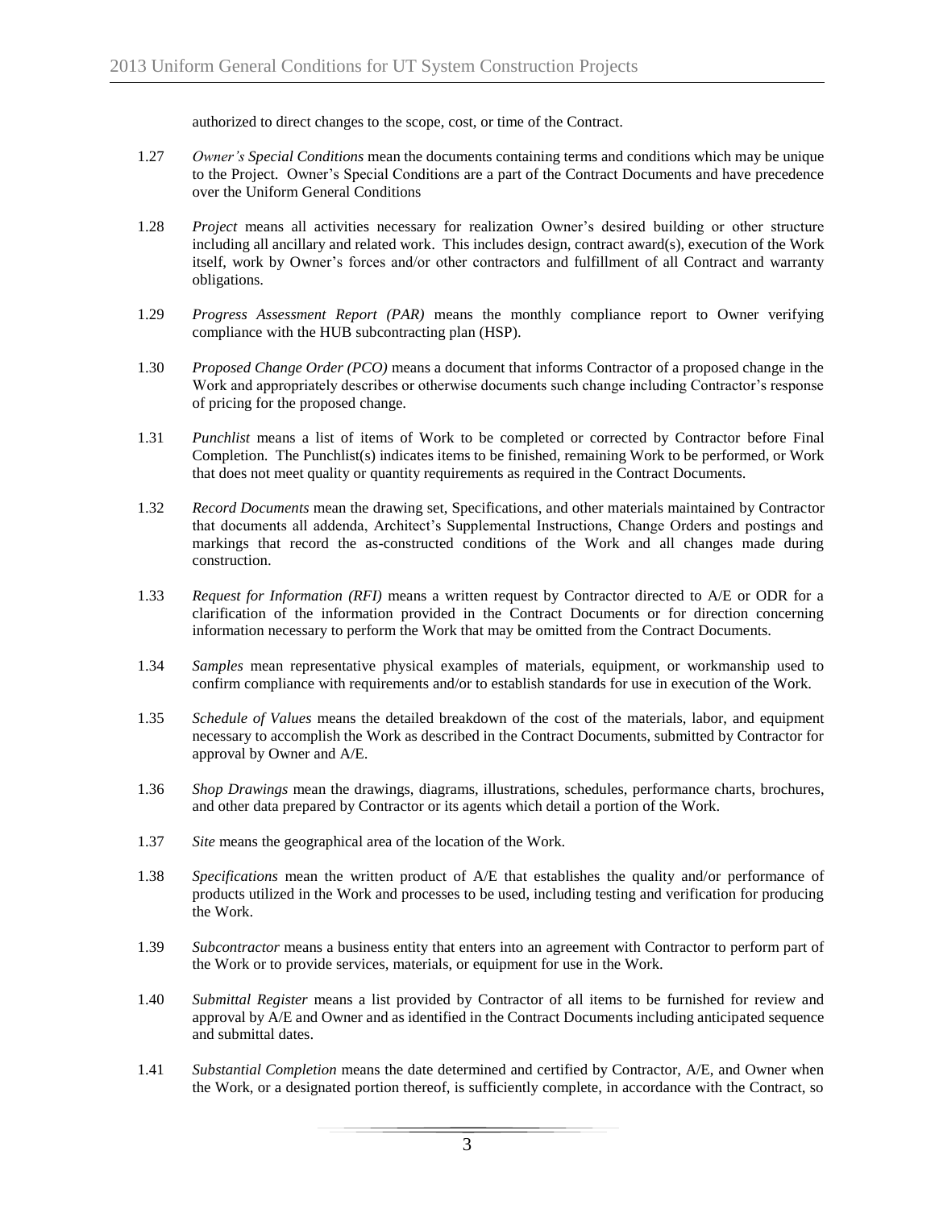authorized to direct changes to the scope, cost, or time of the Contract.

1.27 *Owner's Special Conditions* mean the documents containing terms and conditions which may be unique to the Project. Owner's Special Conditions are a part of the Contract Documents and have precedence over the Uniform General Conditions

1.28 *Project* means all activities necessary for realization Owner's desired building or other structure including all ancillary and related work. This includes design, contract award(s), execution of the Work itself, work by Owner's forces and/or other contractors and fulfillment of all Contract and warranty obligations.

1.29 *Progress Assessment Report (PAR)* means the monthly compliance report to Owner verifying compliance with the HUB subcontracting plan (HSP).

1.30 *Proposed Change Order (PCO)* means a document that informs Contractor of a proposed change in the Work and appropriately describes or otherwise documents such change including Contractor's response of pricing for the proposed change.

1.31 *Punchlist* means a list of items of Work to be completed or corrected by Contractor before Final Completion. The Punchlist(s) indicates items to be finished, remaining Work to be performed, or Work that does not meet quality or quantity requirements as required in the Contract Documents.

1.32 *Record Documents* mean the drawing set, Specifications, and other materials maintained by Contractor that documents all addenda, Architect's Supplemental Instructions, Change Orders and postings and markings that record the as-constructed conditions of the Work and all changes made during construction.

1.33 *Request for Information (RFI)* means a written request by Contractor directed to A/E or ODR for a clarification of the information provided in the Contract Documents or for direction concerning information necessary to perform the Work that may be omitted from the Contract Documents.

1.34 *Samples* mean representative physical examples of materials, equipment, or workmanship used to confirm compliance with requirements and/or to establish standards for use in execution of the Work.

1.35 *Schedule of Values* means the detailed breakdown of the cost of the materials, labor, and equipment necessary to accomplish the Work as described in the Contract Documents, submitted by Contractor for approval by Owner and A/E.

1.36 *Shop Drawings* mean the drawings, diagrams, illustrations, schedules, performance charts, brochures, and other data prepared by Contractor or its agents which detail a portion of the Work.

1.37 *Site* means the geographical area of the location of the Work.

1.38 *Specifications* mean the written product of A/E that establishes the quality and/or performance of products utilized in the Work and processes to be used, including testing and verification for producing the Work.

1.39 *Subcontractor* means a business entity that enters into an agreement with Contractor to perform part of the Work or to provide services, materials, or equipment for use in the Work.

1.40 *Submittal Register* means a list provided by Contractor of all items to be furnished for review and approval by A/E and Owner and as identified in the Contract Documents including anticipated sequence and submittal dates.

1.41 *Substantial Completion* means the date determined and certified by Contractor, A/E, and Owner when the Work, or a designated portion thereof, is sufficiently complete, in accordance with the Contract, so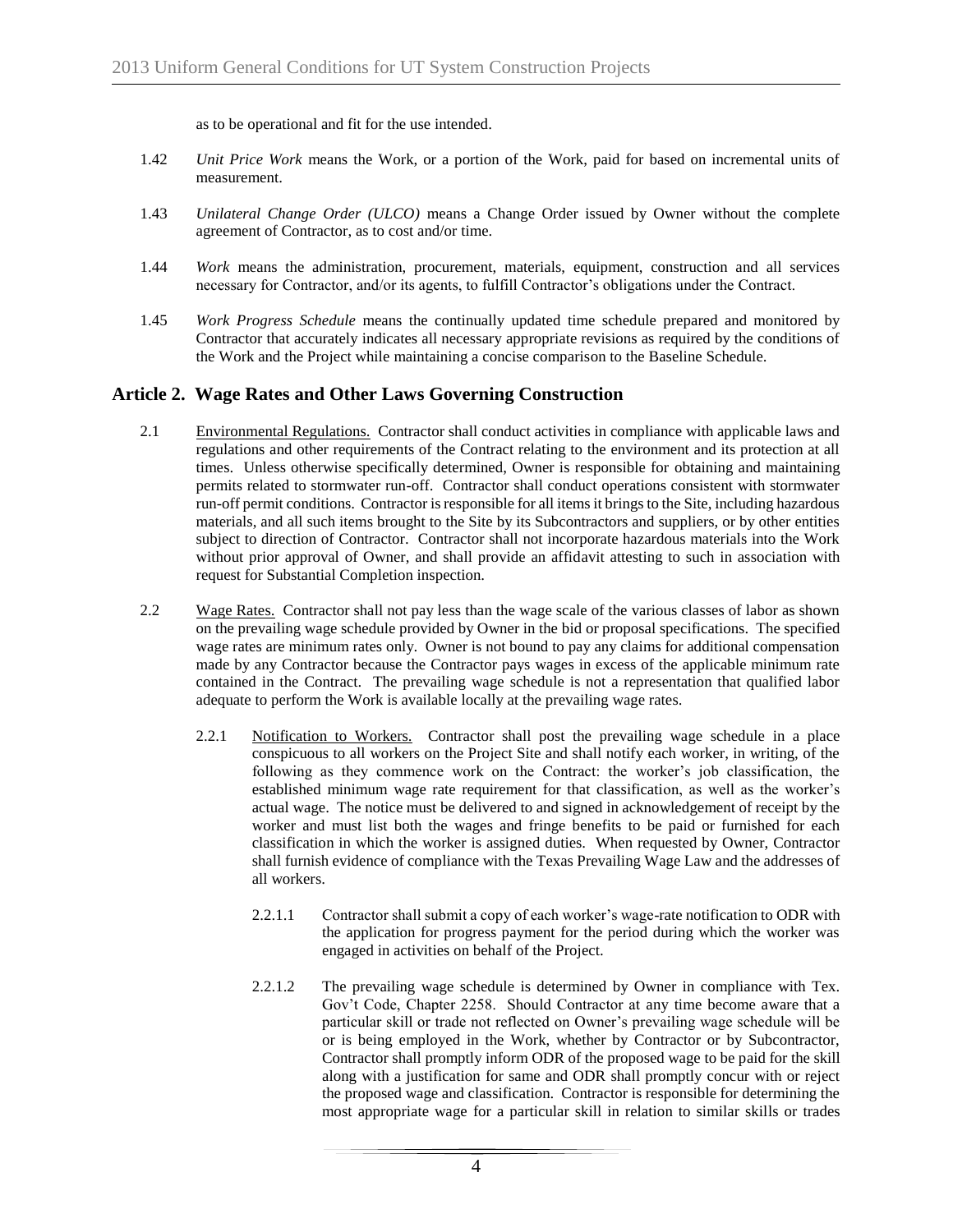as to be operational and fit for the use intended.

1.42 *Unit Price Work* means the Work, or a portion of the Work, paid for based on incremental units of measurement.

1.43 *Unilateral Change Order (ULCO)* means a Change Order issued by Owner without the complete agreement of Contractor, as to cost and/or time.

1.44 *Work* means the administration, procurement, materials, equipment, construction and all services necessary for Contractor, and/or its agents, to fulfill Contractor's obligations under the Contract.

1.45 *Work Progress Schedule* means the continually updated time schedule prepared and monitored by Contractor that accurately indicates all necessary appropriate revisions as required by the conditions of the Work and the Project while maintaining a concise comparison to the Baseline Schedule.

## Article 2. Wage Rates and Other Laws Governing Construction

2.1 Environmental Regulations. Contractor shall conduct activities in compliance with applicable laws and regulations and other requirements of the Contract relating to the environment and its protection at all times. Unless otherwise specifically determined, Owner is responsible for obtaining and maintaining permits related to stormwater run-off. Contractor shall conduct operations consistent with stormwater run-off permit conditions. Contractor is responsible for all items it brings to the Site, including hazardous materials, and all such items brought to the Site by its Subcontractors and suppliers, or by other entities subject to direction of Contractor. Contractor shall not incorporate hazardous materials into the Work without prior approval of Owner, and shall provide an affidavit attesting to such in association with request for Substantial Completion inspection.

2.2 Wage Rates. Contractor shall not pay less than the wage scale of the various classes of labor as shown on the prevailing wage schedule provided by Owner in the bid or proposal specifications. The specified wage rates are minimum rates only. Owner is not bound to pay any claims for additional compensation made by any Contractor because the Contractor pays wages in excess of the applicable minimum rate contained in the Contract. The prevailing wage schedule is not a representation that qualified labor adequate to perform the Work is available locally at the prevailing wage rates.

2.2.1 Notification to Workers. Contractor shall post the prevailing wage schedule in a place conspicuous to all workers on the Project Site and shall notify each worker, in writing, of the following as they commence work on the Contract: the worker's job classification, the established minimum wage rate requirement for that classification, as well as the worker's actual wage. The notice must be delivered to and signed in acknowledgement of receipt by the worker and must list both the wages and fringe benefits to be paid or furnished for each classification in which the worker is assigned duties. When requested by Owner, Contractor shall furnish evidence of compliance with the Texas Prevailing Wage Law and the addresses of all workers.

2.2.1.1 Contractor shall submit a copy of each worker's wage-rate notification to ODR with the application for progress payment for the period during which the worker was engaged in activities on behalf of the Project.

2.2.1.2 The prevailing wage schedule is determined by Owner in compliance with Tex. Gov't Code, Chapter 2258. Should Contractor at any time become aware that a particular skill or trade not reflected on Owner's prevailing wage schedule will be or is being employed in the Work, whether by Contractor or by Subcontractor, Contractor shall promptly inform ODR of the proposed wage to be paid for the skill along with a justification for same and ODR shall promptly concur with or reject the proposed wage and classification. Contractor is responsible for determining the most appropriate wage for a particular skill in relation to similar skills or trades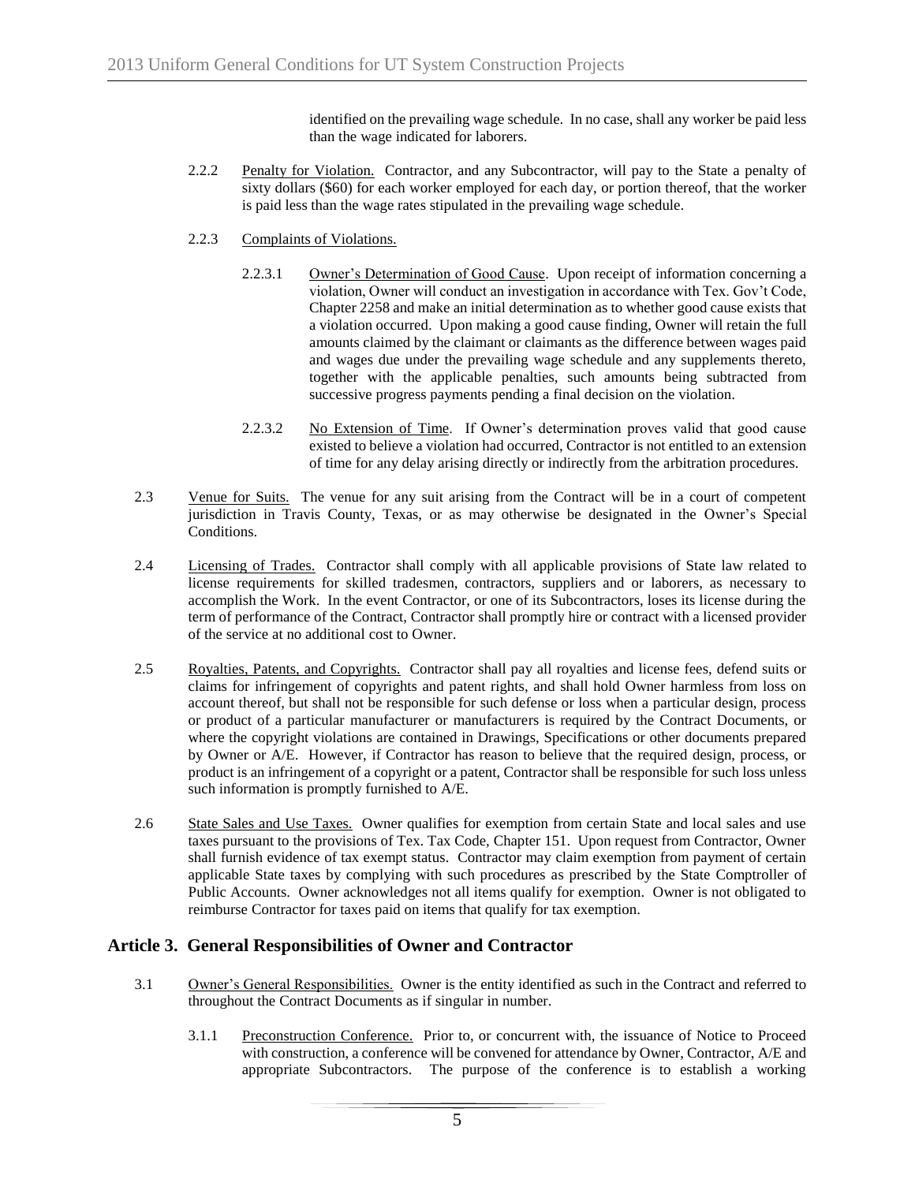identified on the prevailing wage schedule. In no case, shall any worker be paid less than the wage indicated for laborers.

2.2.2 Penalty for Violation. Contractor, and any Subcontractor, will pay to the State a penalty of sixty dollars ($60) for each worker employed for each day, or portion thereof, that the worker is paid less than the wage rates stipulated in the prevailing wage schedule.

2.2.3 Complaints of Violations.

2.2.3.1 Owner's Determination of Good Cause. Upon receipt of information concerning a violation, Owner will conduct an investigation in accordance with Tex. Gov't Code, Chapter 2258 and make an initial determination as to whether good cause exists that a violation occurred. Upon making a good cause finding, Owner will retain the full amounts claimed by the claimant or claimants as the difference between wages paid and wages due under the prevailing wage schedule and any supplements thereto, together with the applicable penalties, such amounts being subtracted from successive progress payments pending a final decision on the violation.

2.2.3.2 No Extension of Time. If Owner's determination proves valid that good cause existed to believe a violation had occurred, Contractor is not entitled to an extension of time for any delay arising directly or indirectly from the arbitration procedures.

2.3 Venue for Suits. The venue for any suit arising from the Contract will be in a court of competent jurisdiction in Travis County, Texas, or as may otherwise be designated in the Owner's Special Conditions.

2.4 Licensing of Trades. Contractor shall comply with all applicable provisions of State law related to license requirements for skilled tradesmen, contractors, suppliers and or laborers, as necessary to accomplish the Work. In the event Contractor, or one of its Subcontractors, loses its license during the term of performance of the Contract, Contractor shall promptly hire or contract with a licensed provider of the service at no additional cost to Owner.

2.5 Royalties, Patents, and Copyrights. Contractor shall pay all royalties and license fees, defend suits or claims for infringement of copyrights and patent rights, and shall hold Owner harmless from loss on account thereof, but shall not be responsible for such defense or loss when a particular design, process or product of a particular manufacturer or manufacturers is required by the Contract Documents, or where the copyright violations are contained in Drawings, Specifications or other documents prepared by Owner or A/E. However, if Contractor has reason to believe that the required design, process, or product is an infringement of a copyright or a patent, Contractor shall be responsible for such loss unless such information is promptly furnished to A/E.

2.6 State Sales and Use Taxes. Owner qualifies for exemption from certain State and local sales and use taxes pursuant to the provisions of Tex. Tax Code, Chapter 151. Upon request from Contractor, Owner shall furnish evidence of tax exempt status. Contractor may claim exemption from payment of certain applicable State taxes by complying with such procedures as prescribed by the State Comptroller of Public Accounts. Owner acknowledges not all items qualify for exemption. Owner is not obligated to reimburse Contractor for taxes paid on items that qualify for tax exemption.

## Article 3. General Responsibilities of Owner and Contractor

3.1 Owner's General Responsibilities. Owner is the entity identified as such in the Contract and referred to throughout the Contract Documents as if singular in number.

3.1.1 Preconstruction Conference. Prior to, or concurrent with, the issuance of Notice to Proceed with construction, a conference will be convened for attendance by Owner, Contractor, A/E and appropriate Subcontractors. The purpose of the conference is to establish a working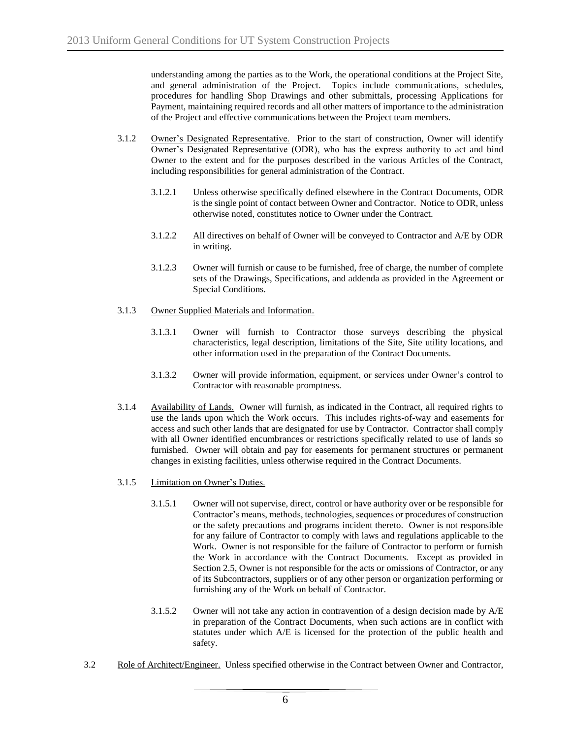understanding among the parties as to the Work, the operational conditions at the Project Site, and general administration of the Project. Topics include communications, schedules, procedures for handling Shop Drawings and other submittals, processing Applications for Payment, maintaining required records and all other matters of importance to the administration of the Project and effective communications between the Project team members.

3.1.2 Owner's Designated Representative. Prior to the start of construction, Owner will identify Owner's Designated Representative (ODR), who has the express authority to act and bind Owner to the extent and for the purposes described in the various Articles of the Contract, including responsibilities for general administration of the Contract.

3.1.2.1 Unless otherwise specifically defined elsewhere in the Contract Documents, ODR is the single point of contact between Owner and Contractor. Notice to ODR, unless otherwise noted, constitutes notice to Owner under the Contract.

3.1.2.2 All directives on behalf of Owner will be conveyed to Contractor and A/E by ODR in writing.

3.1.2.3 Owner will furnish or cause to be furnished, free of charge, the number of complete sets of the Drawings, Specifications, and addenda as provided in the Agreement or Special Conditions.

3.1.3 Owner Supplied Materials and Information.

3.1.3.1 Owner will furnish to Contractor those surveys describing the physical characteristics, legal description, limitations of the Site, Site utility locations, and other information used in the preparation of the Contract Documents.

3.1.3.2 Owner will provide information, equipment, or services under Owner's control to Contractor with reasonable promptness.

3.1.4 Availability of Lands. Owner will furnish, as indicated in the Contract, all required rights to use the lands upon which the Work occurs. This includes rights-of-way and easements for access and such other lands that are designated for use by Contractor. Contractor shall comply with all Owner identified encumbrances or restrictions specifically related to use of lands so furnished. Owner will obtain and pay for easements for permanent structures or permanent changes in existing facilities, unless otherwise required in the Contract Documents.

3.1.5 Limitation on Owner's Duties.

3.1.5.1 Owner will not supervise, direct, control or have authority over or be responsible for Contractor's means, methods, technologies, sequences or procedures of construction or the safety precautions and programs incident thereto. Owner is not responsible for any failure of Contractor to comply with laws and regulations applicable to the Work. Owner is not responsible for the failure of Contractor to perform or furnish the Work in accordance with the Contract Documents. Except as provided in Section 2.5, Owner is not responsible for the acts or omissions of Contractor, or any of its Subcontractors, suppliers or of any other person or organization performing or furnishing any of the Work on behalf of Contractor.

3.1.5.2 Owner will not take any action in contravention of a design decision made by A/E in preparation of the Contract Documents, when such actions are in conflict with statutes under which A/E is licensed for the protection of the public health and safety.

3.2 Role of Architect/Engineer. Unless specified otherwise in the Contract between Owner and Contractor,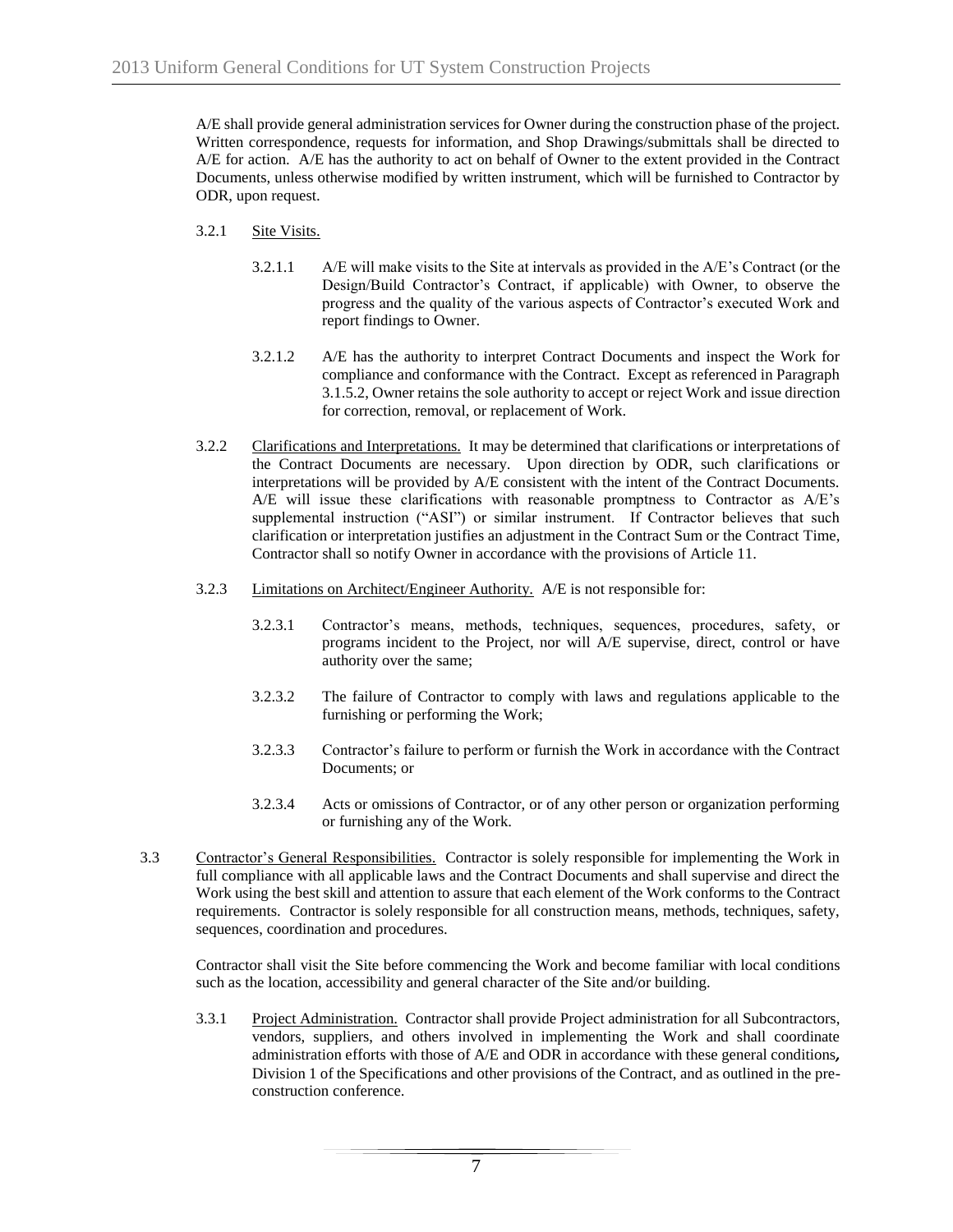A/E shall provide general administration services for Owner during the construction phase of the project. Written correspondence, requests for information, and Shop Drawings/submittals shall be directed to A/E for action. A/E has the authority to act on behalf of Owner to the extent provided in the Contract Documents, unless otherwise modified by written instrument, which will be furnished to Contractor by ODR, upon request.

3.2.1 Site Visits.

3.2.1.1 A/E will make visits to the Site at intervals as provided in the A/E's Contract (or the Design/Build Contractor's Contract, if applicable) with Owner, to observe the progress and the quality of the various aspects of Contractor's executed Work and report findings to Owner.

3.2.1.2 A/E has the authority to interpret Contract Documents and inspect the Work for compliance and conformance with the Contract. Except as referenced in Paragraph 3.1.5.2, Owner retains the sole authority to accept or reject Work and issue direction for correction, removal, or replacement of Work.

3.2.2 Clarifications and Interpretations. It may be determined that clarifications or interpretations of the Contract Documents are necessary. Upon direction by ODR, such clarifications or interpretations will be provided by A/E consistent with the intent of the Contract Documents. A/E will issue these clarifications with reasonable promptness to Contractor as A/E's supplemental instruction ("ASI") or similar instrument. If Contractor believes that such clarification or interpretation justifies an adjustment in the Contract Sum or the Contract Time, Contractor shall so notify Owner in accordance with the provisions of Article 11.

3.2.3 Limitations on Architect/Engineer Authority. A/E is not responsible for:

3.2.3.1 Contractor's means, methods, techniques, sequences, procedures, safety, or programs incident to the Project, nor will A/E supervise, direct, control or have authority over the same;

3.2.3.2 The failure of Contractor to comply with laws and regulations applicable to the furnishing or performing the Work;

3.2.3.3 Contractor's failure to perform or furnish the Work in accordance with the Contract Documents; or

3.2.3.4 Acts or omissions of Contractor, or of any other person or organization performing or furnishing any of the Work.

3.3 Contractor's General Responsibilities. Contractor is solely responsible for implementing the Work in full compliance with all applicable laws and the Contract Documents and shall supervise and direct the Work using the best skill and attention to assure that each element of the Work conforms to the Contract requirements. Contractor is solely responsible for all construction means, methods, techniques, safety, sequences, coordination and procedures.

Contractor shall visit the Site before commencing the Work and become familiar with local conditions such as the location, accessibility and general character of the Site and/or building.

3.3.1 Project Administration. Contractor shall provide Project administration for all Subcontractors, vendors, suppliers, and others involved in implementing the Work and shall coordinate administration efforts with those of A/E and ODR in accordance with these general conditions, Division 1 of the Specifications and other provisions of the Contract, and as outlined in the pre-construction conference.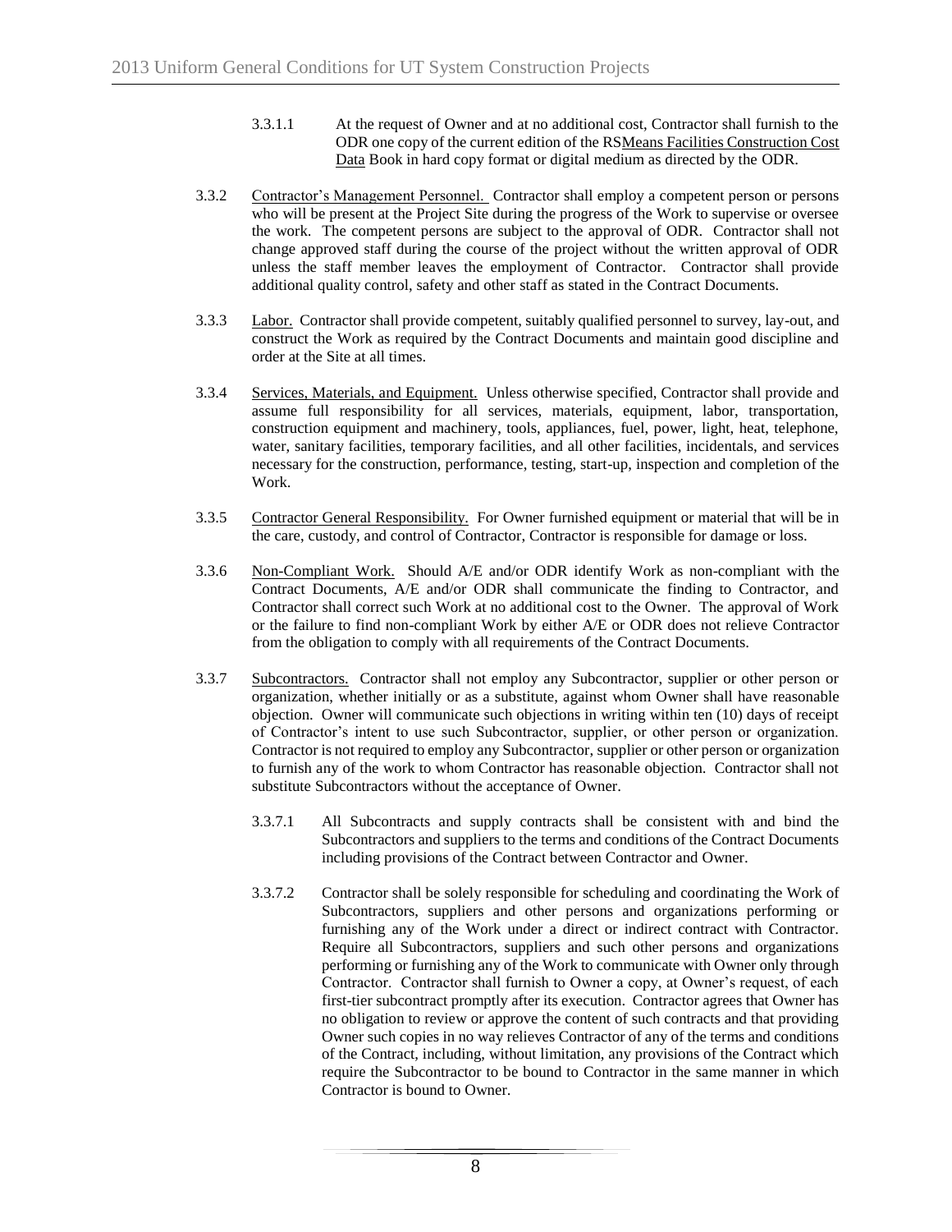3.3.1.1 At the request of Owner and at no additional cost, Contractor shall furnish to the ODR one copy of the current edition of the RSMeans Facilities Construction Cost Data Book in hard copy format or digital medium as directed by the ODR.

3.3.2 Contractor's Management Personnel. Contractor shall employ a competent person or persons who will be present at the Project Site during the progress of the Work to supervise or oversee the work. The competent persons are subject to the approval of ODR. Contractor shall not change approved staff during the course of the project without the written approval of ODR unless the staff member leaves the employment of Contractor. Contractor shall provide additional quality control, safety and other staff as stated in the Contract Documents.

3.3.3 Labor. Contractor shall provide competent, suitably qualified personnel to survey, lay-out, and construct the Work as required by the Contract Documents and maintain good discipline and order at the Site at all times.

3.3.4 Services, Materials, and Equipment. Unless otherwise specified, Contractor shall provide and assume full responsibility for all services, materials, equipment, labor, transportation, construction equipment and machinery, tools, appliances, fuel, power, light, heat, telephone, water, sanitary facilities, temporary facilities, and all other facilities, incidentals, and services necessary for the construction, performance, testing, start-up, inspection and completion of the Work.

3.3.5 Contractor General Responsibility. For Owner furnished equipment or material that will be in the care, custody, and control of Contractor, Contractor is responsible for damage or loss.

3.3.6 Non-Compliant Work. Should A/E and/or ODR identify Work as non-compliant with the Contract Documents, A/E and/or ODR shall communicate the finding to Contractor, and Contractor shall correct such Work at no additional cost to the Owner. The approval of Work or the failure to find non-compliant Work by either A/E or ODR does not relieve Contractor from the obligation to comply with all requirements of the Contract Documents.

3.3.7 Subcontractors. Contractor shall not employ any Subcontractor, supplier or other person or organization, whether initially or as a substitute, against whom Owner shall have reasonable objection. Owner will communicate such objections in writing within ten (10) days of receipt of Contractor's intent to use such Subcontractor, supplier, or other person or organization. Contractor is not required to employ any Subcontractor, supplier or other person or organization to furnish any of the work to whom Contractor has reasonable objection. Contractor shall not substitute Subcontractors without the acceptance of Owner.

3.3.7.1 All Subcontracts and supply contracts shall be consistent with and bind the Subcontractors and suppliers to the terms and conditions of the Contract Documents including provisions of the Contract between Contractor and Owner.

3.3.7.2 Contractor shall be solely responsible for scheduling and coordinating the Work of Subcontractors, suppliers and other persons and organizations performing or furnishing any of the Work under a direct or indirect contract with Contractor. Require all Subcontractors, suppliers and such other persons and organizations performing or furnishing any of the Work to communicate with Owner only through Contractor. Contractor shall furnish to Owner a copy, at Owner's request, of each first-tier subcontract promptly after its execution. Contractor agrees that Owner has no obligation to review or approve the content of such contracts and that providing Owner such copies in no way relieves Contractor of any of the terms and conditions of the Contract, including, without limitation, any provisions of the Contract which require the Subcontractor to be bound to Contractor in the same manner in which Contractor is bound to Owner.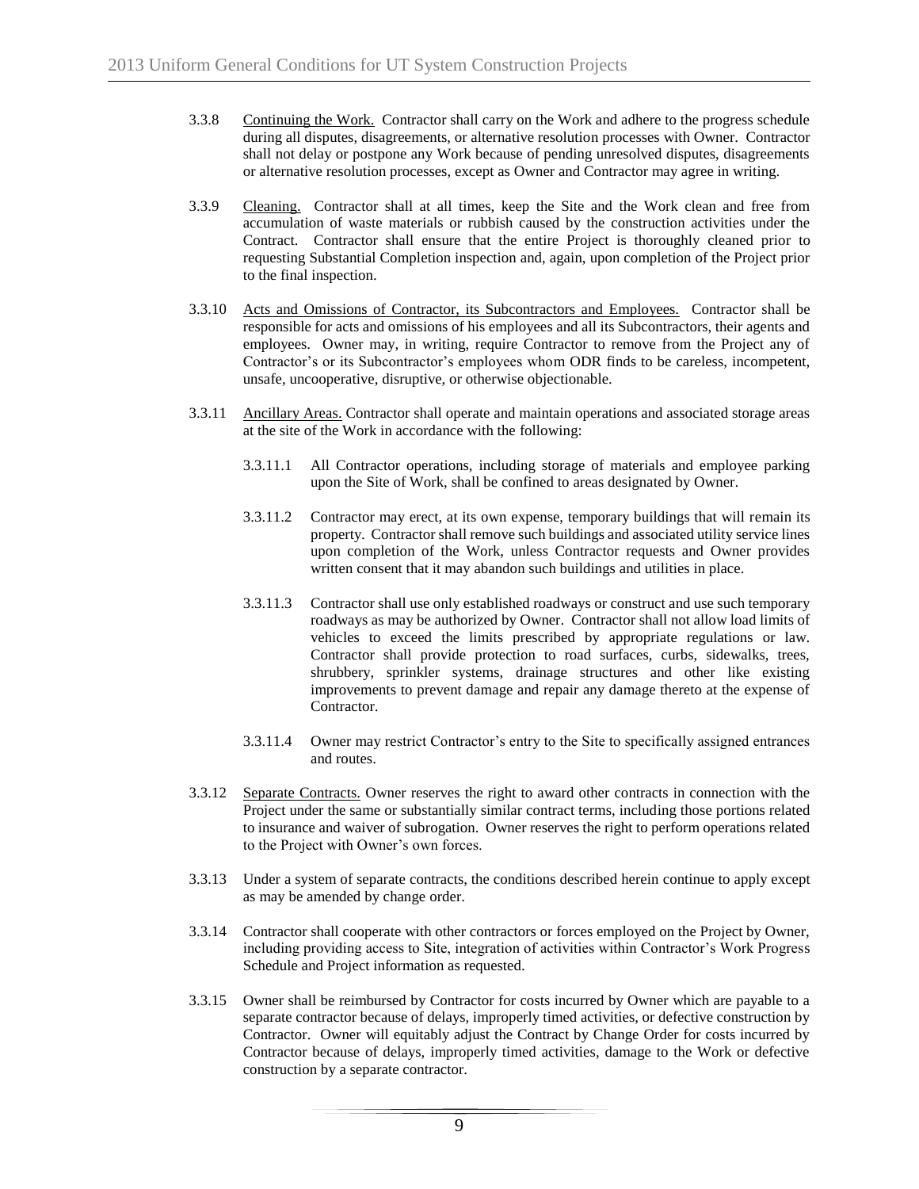3.3.8 Continuing the Work. Contractor shall carry on the Work and adhere to the progress schedule during all disputes, disagreements, or alternative resolution processes with Owner. Contractor shall not delay or postpone any Work because of pending unresolved disputes, disagreements or alternative resolution processes, except as Owner and Contractor may agree in writing.

3.3.9 Cleaning. Contractor shall at all times, keep the Site and the Work clean and free from accumulation of waste materials or rubbish caused by the construction activities under the Contract. Contractor shall ensure that the entire Project is thoroughly cleaned prior to requesting Substantial Completion inspection and, again, upon completion of the Project prior to the final inspection.

3.3.10 Acts and Omissions of Contractor, its Subcontractors and Employees. Contractor shall be responsible for acts and omissions of his employees and all its Subcontractors, their agents and employees. Owner may, in writing, require Contractor to remove from the Project any of Contractor's or its Subcontractor's employees whom ODR finds to be careless, incompetent, unsafe, uncooperative, disruptive, or otherwise objectionable.

3.3.11 Ancillary Areas. Contractor shall operate and maintain operations and associated storage areas at the site of the Work in accordance with the following:

3.3.11.1 All Contractor operations, including storage of materials and employee parking upon the Site of Work, shall be confined to areas designated by Owner.

3.3.11.2 Contractor may erect, at its own expense, temporary buildings that will remain its property. Contractor shall remove such buildings and associated utility service lines upon completion of the Work, unless Contractor requests and Owner provides written consent that it may abandon such buildings and utilities in place.

3.3.11.3 Contractor shall use only established roadways or construct and use such temporary roadways as may be authorized by Owner. Contractor shall not allow load limits of vehicles to exceed the limits prescribed by appropriate regulations or law. Contractor shall provide protection to road surfaces, curbs, sidewalks, trees, shrubbery, sprinkler systems, drainage structures and other like existing improvements to prevent damage and repair any damage thereto at the expense of Contractor.

3.3.11.4 Owner may restrict Contractor's entry to the Site to specifically assigned entrances and routes.

3.3.12 Separate Contracts. Owner reserves the right to award other contracts in connection with the Project under the same or substantially similar contract terms, including those portions related to insurance and waiver of subrogation. Owner reserves the right to perform operations related to the Project with Owner's own forces.

3.3.13 Under a system of separate contracts, the conditions described herein continue to apply except as may be amended by change order.

3.3.14 Contractor shall cooperate with other contractors or forces employed on the Project by Owner, including providing access to Site, integration of activities within Contractor's Work Progress Schedule and Project information as requested.

3.3.15 Owner shall be reimbursed by Contractor for costs incurred by Owner which are payable to a separate contractor because of delays, improperly timed activities, or defective construction by Contractor. Owner will equitably adjust the Contract by Change Order for costs incurred by Contractor because of delays, improperly timed activities, damage to the Work or defective construction by a separate contractor.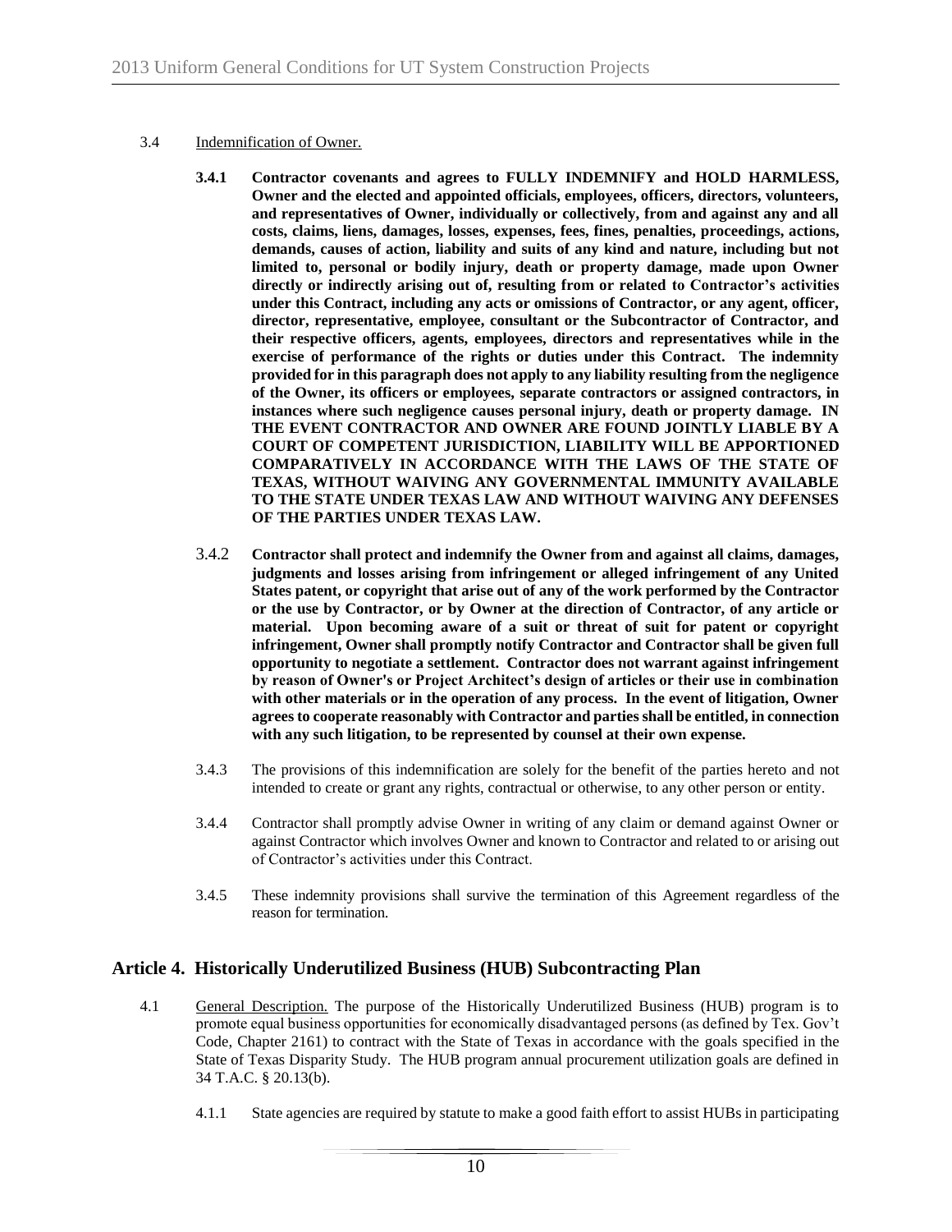3.4 Indemnification of Owner.

**3.4.1 Contractor covenants and agrees to FULLY INDEMNIFY and HOLD HARMLESS, Owner and the elected and appointed officials, employees, officers, directors, volunteers, and representatives of Owner, individually or collectively, from and against any and all costs, claims, liens, damages, losses, expenses, fees, fines, penalties, proceedings, actions, demands, causes of action, liability and suits of any kind and nature, including but not limited to, personal or bodily injury, death or property damage, made upon Owner directly or indirectly arising out of, resulting from or related to Contractor's activities under this Contract, including any acts or omissions of Contractor, or any agent, officer, director, representative, employee, consultant or the Subcontractor of Contractor, and their respective officers, agents, employees, directors and representatives while in the exercise of performance of the rights or duties under this Contract. The indemnity provided for in this paragraph does not apply to any liability resulting from the negligence of the Owner, its officers or employees, separate contractors or assigned contractors, in instances where such negligence causes personal injury, death or property damage. IN THE EVENT CONTRACTOR AND OWNER ARE FOUND JOINTLY LIABLE BY A COURT OF COMPETENT JURISDICTION, LIABILITY WILL BE APPORTIONED COMPARATIVELY IN ACCORDANCE WITH THE LAWS OF THE STATE OF TEXAS, WITHOUT WAIVING ANY GOVERNMENTAL IMMUNITY AVAILABLE TO THE STATE UNDER TEXAS LAW AND WITHOUT WAIVING ANY DEFENSES OF THE PARTIES UNDER TEXAS LAW.**

3.4.2 **Contractor shall protect and indemnify the Owner from and against all claims, damages, judgments and losses arising from infringement or alleged infringement of any United States patent, or copyright that arise out of any of the work performed by the Contractor or the use by Contractor, or by Owner at the direction of Contractor, of any article or material. Upon becoming aware of a suit or threat of suit for patent or copyright infringement, Owner shall promptly notify Contractor and Contractor shall be given full opportunity to negotiate a settlement. Contractor does not warrant against infringement by reason of Owner's or Project Architect's design of articles or their use in combination with other materials or in the operation of any process. In the event of litigation, Owner agrees to cooperate reasonably with Contractor and parties shall be entitled, in connection with any such litigation, to be represented by counsel at their own expense.**

3.4.3 The provisions of this indemnification are solely for the benefit of the parties hereto and not intended to create or grant any rights, contractual or otherwise, to any other person or entity.

3.4.4 Contractor shall promptly advise Owner in writing of any claim or demand against Owner or against Contractor which involves Owner and known to Contractor and related to or arising out of Contractor's activities under this Contract.

3.4.5 These indemnity provisions shall survive the termination of this Agreement regardless of the reason for termination.

## Article 4. Historically Underutilized Business (HUB) Subcontracting Plan

4.1 General Description. The purpose of the Historically Underutilized Business (HUB) program is to promote equal business opportunities for economically disadvantaged persons (as defined by Tex. Gov't Code, Chapter 2161) to contract with the State of Texas in accordance with the goals specified in the State of Texas Disparity Study. The HUB program annual procurement utilization goals are defined in 34 T.A.C. § 20.13(b).

4.1.1 State agencies are required by statute to make a good faith effort to assist HUBs in participating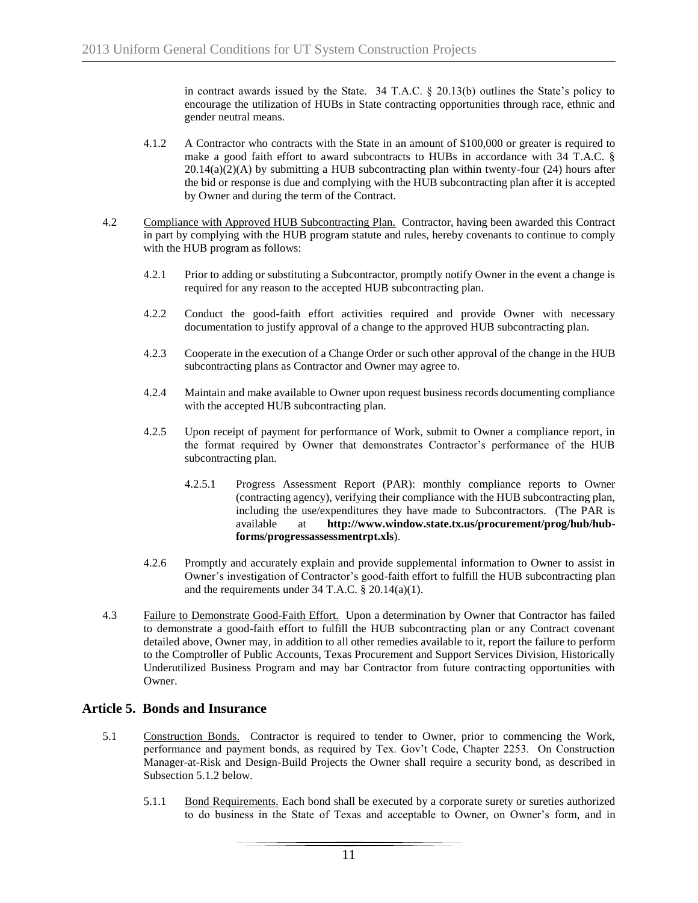in contract awards issued by the State. 34 T.A.C. § 20.13(b) outlines the State's policy to encourage the utilization of HUBs in State contracting opportunities through race, ethnic and gender neutral means.

4.1.2 A Contractor who contracts with the State in an amount of $100,000 or greater is required to make a good faith effort to award subcontracts to HUBs in accordance with 34 T.A.C. § 20.14(a)(2)(A) by submitting a HUB subcontracting plan within twenty-four (24) hours after the bid or response is due and complying with the HUB subcontracting plan after it is accepted by Owner and during the term of the Contract.

4.2 Compliance with Approved HUB Subcontracting Plan. Contractor, having been awarded this Contract in part by complying with the HUB program statute and rules, hereby covenants to continue to comply with the HUB program as follows:

4.2.1 Prior to adding or substituting a Subcontractor, promptly notify Owner in the event a change is required for any reason to the accepted HUB subcontracting plan.

4.2.2 Conduct the good-faith effort activities required and provide Owner with necessary documentation to justify approval of a change to the approved HUB subcontracting plan.

4.2.3 Cooperate in the execution of a Change Order or such other approval of the change in the HUB subcontracting plans as Contractor and Owner may agree to.

4.2.4 Maintain and make available to Owner upon request business records documenting compliance with the accepted HUB subcontracting plan.

4.2.5 Upon receipt of payment for performance of Work, submit to Owner a compliance report, in the format required by Owner that demonstrates Contractor's performance of the HUB subcontracting plan.

4.2.5.1 Progress Assessment Report (PAR): monthly compliance reports to Owner (contracting agency), verifying their compliance with the HUB subcontracting plan, including the use/expenditures they have made to Subcontractors. (The PAR is available at **http://www.window.state.tx.us/procurement/prog/hub/hub-forms/progressassessmentrpt.xls**).

4.2.6 Promptly and accurately explain and provide supplemental information to Owner to assist in Owner's investigation of Contractor's good-faith effort to fulfill the HUB subcontracting plan and the requirements under 34 T.A.C. § 20.14(a)(1).

4.3 Failure to Demonstrate Good-Faith Effort. Upon a determination by Owner that Contractor has failed to demonstrate a good-faith effort to fulfill the HUB subcontracting plan or any Contract covenant detailed above, Owner may, in addition to all other remedies available to it, report the failure to perform to the Comptroller of Public Accounts, Texas Procurement and Support Services Division, Historically Underutilized Business Program and may bar Contractor from future contracting opportunities with Owner.

## Article 5. Bonds and Insurance

5.1 Construction Bonds. Contractor is required to tender to Owner, prior to commencing the Work, performance and payment bonds, as required by Tex. Gov't Code, Chapter 2253. On Construction Manager-at-Risk and Design-Build Projects the Owner shall require a security bond, as described in Subsection 5.1.2 below.

5.1.1 Bond Requirements. Each bond shall be executed by a corporate surety or sureties authorized to do business in the State of Texas and acceptable to Owner, on Owner's form, and in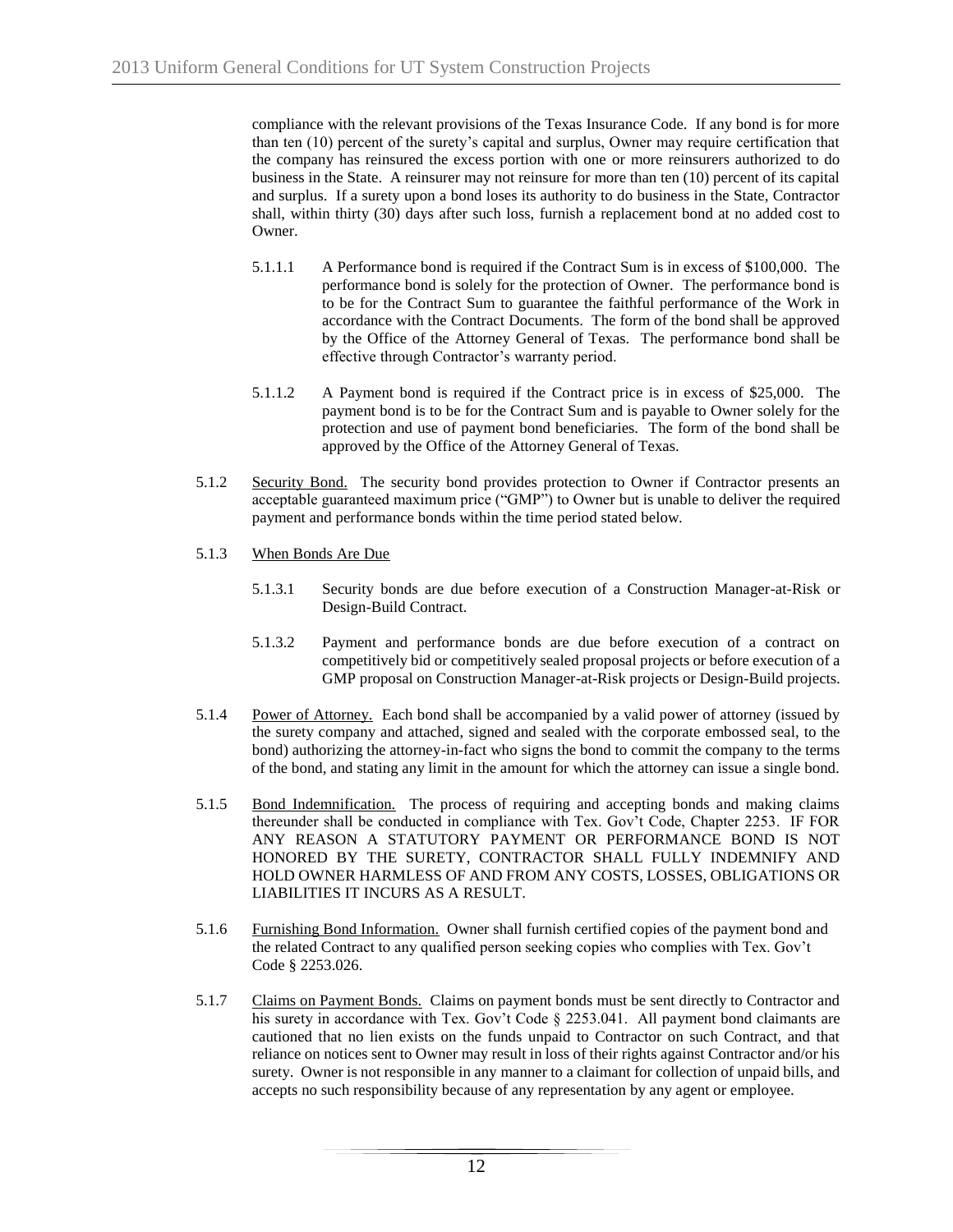compliance with the relevant provisions of the Texas Insurance Code. If any bond is for more than ten (10) percent of the surety's capital and surplus, Owner may require certification that the company has reinsured the excess portion with one or more reinsurers authorized to do business in the State. A reinsurer may not reinsure for more than ten (10) percent of its capital and surplus. If a surety upon a bond loses its authority to do business in the State, Contractor shall, within thirty (30) days after such loss, furnish a replacement bond at no added cost to Owner.

5.1.1.1 A Performance bond is required if the Contract Sum is in excess of $100,000. The performance bond is solely for the protection of Owner. The performance bond is to be for the Contract Sum to guarantee the faithful performance of the Work in accordance with the Contract Documents. The form of the bond shall be approved by the Office of the Attorney General of Texas. The performance bond shall be effective through Contractor's warranty period.

5.1.1.2 A Payment bond is required if the Contract price is in excess of $25,000. The payment bond is to be for the Contract Sum and is payable to Owner solely for the protection and use of payment bond beneficiaries. The form of the bond shall be approved by the Office of the Attorney General of Texas.

5.1.2 <u>Security Bond.</u> The security bond provides protection to Owner if Contractor presents an acceptable guaranteed maximum price ("GMP") to Owner but is unable to deliver the required payment and performance bonds within the time period stated below.

5.1.3 <u>When Bonds Are Due</u>

5.1.3.1 Security bonds are due before execution of a Construction Manager-at-Risk or Design-Build Contract.

5.1.3.2 Payment and performance bonds are due before execution of a contract on competitively bid or competitively sealed proposal projects or before execution of a GMP proposal on Construction Manager-at-Risk projects or Design-Build projects.

5.1.4 <u>Power of Attorney.</u> Each bond shall be accompanied by a valid power of attorney (issued by the surety company and attached, signed and sealed with the corporate embossed seal, to the bond) authorizing the attorney-in-fact who signs the bond to commit the company to the terms of the bond, and stating any limit in the amount for which the attorney can issue a single bond.

5.1.5 <u>Bond Indemnification.</u> The process of requiring and accepting bonds and making claims thereunder shall be conducted in compliance with Tex. Gov't Code, Chapter 2253. IF FOR ANY REASON A STATUTORY PAYMENT OR PERFORMANCE BOND IS NOT HONORED BY THE SURETY, CONTRACTOR SHALL FULLY INDEMNIFY AND HOLD OWNER HARMLESS OF AND FROM ANY COSTS, LOSSES, OBLIGATIONS OR LIABILITIES IT INCURS AS A RESULT.

5.1.6 <u>Furnishing Bond Information.</u> Owner shall furnish certified copies of the payment bond and the related Contract to any qualified person seeking copies who complies with Tex. Gov't Code § 2253.026.

5.1.7 <u>Claims on Payment Bonds.</u> Claims on payment bonds must be sent directly to Contractor and his surety in accordance with Tex. Gov't Code § 2253.041. All payment bond claimants are cautioned that no lien exists on the funds unpaid to Contractor on such Contract, and that reliance on notices sent to Owner may result in loss of their rights against Contractor and/or his surety. Owner is not responsible in any manner to a claimant for collection of unpaid bills, and accepts no such responsibility because of any representation by any agent or employee.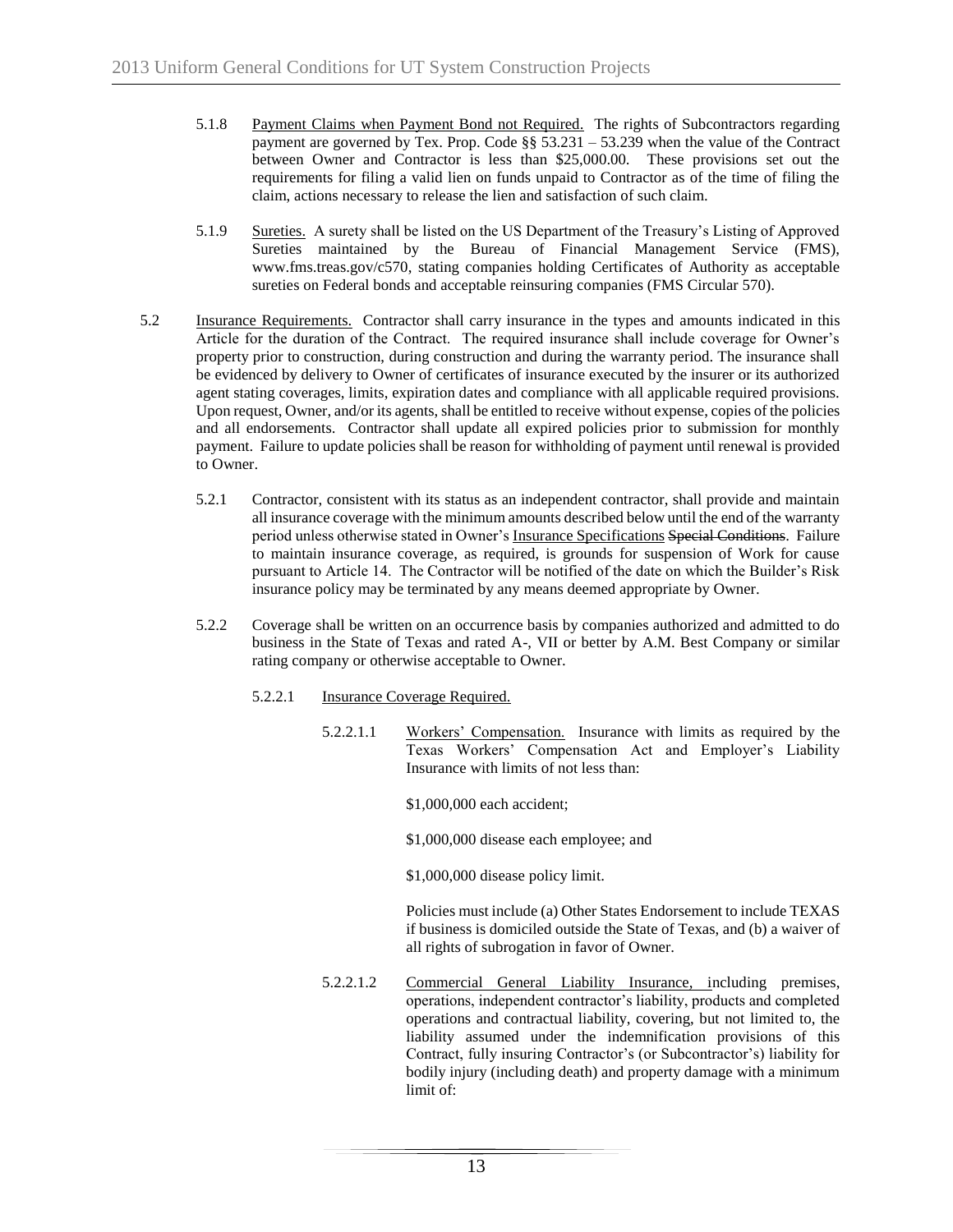5.1.8 Payment Claims when Payment Bond not Required. The rights of Subcontractors regarding payment are governed by Tex. Prop. Code §§ 53.231 – 53.239 when the value of the Contract between Owner and Contractor is less than $25,000.00. These provisions set out the requirements for filing a valid lien on funds unpaid to Contractor as of the time of filing the claim, actions necessary to release the lien and satisfaction of such claim.

5.1.9 Sureties. A surety shall be listed on the US Department of the Treasury's Listing of Approved Sureties maintained by the Bureau of Financial Management Service (FMS), www.fms.treas.gov/c570, stating companies holding Certificates of Authority as acceptable sureties on Federal bonds and acceptable reinsuring companies (FMS Circular 570).

5.2 Insurance Requirements. Contractor shall carry insurance in the types and amounts indicated in this Article for the duration of the Contract. The required insurance shall include coverage for Owner's property prior to construction, during construction and during the warranty period. The insurance shall be evidenced by delivery to Owner of certificates of insurance executed by the insurer or its authorized agent stating coverages, limits, expiration dates and compliance with all applicable required provisions. Upon request, Owner, and/or its agents, shall be entitled to receive without expense, copies of the policies and all endorsements. Contractor shall update all expired policies prior to submission for monthly payment. Failure to update policies shall be reason for withholding of payment until renewal is provided to Owner.

5.2.1 Contractor, consistent with its status as an independent contractor, shall provide and maintain all insurance coverage with the minimum amounts described below until the end of the warranty period unless otherwise stated in Owner's Insurance Specifications ~~Special Conditions~~. Failure to maintain insurance coverage, as required, is grounds for suspension of Work for cause pursuant to Article 14. The Contractor will be notified of the date on which the Builder's Risk insurance policy may be terminated by any means deemed appropriate by Owner.

5.2.2 Coverage shall be written on an occurrence basis by companies authorized and admitted to do business in the State of Texas and rated A-, VII or better by A.M. Best Company or similar rating company or otherwise acceptable to Owner.

5.2.2.1 Insurance Coverage Required.

5.2.2.1.1 Workers' Compensation. Insurance with limits as required by the Texas Workers' Compensation Act and Employer's Liability Insurance with limits of not less than:

$1,000,000 each accident;

$1,000,000 disease each employee; and

$1,000,000 disease policy limit.

Policies must include (a) Other States Endorsement to include TEXAS if business is domiciled outside the State of Texas, and (b) a waiver of all rights of subrogation in favor of Owner.

5.2.2.1.2 Commercial General Liability Insurance, including premises, operations, independent contractor's liability, products and completed operations and contractual liability, covering, but not limited to, the liability assumed under the indemnification provisions of this Contract, fully insuring Contractor's (or Subcontractor's) liability for bodily injury (including death) and property damage with a minimum limit of: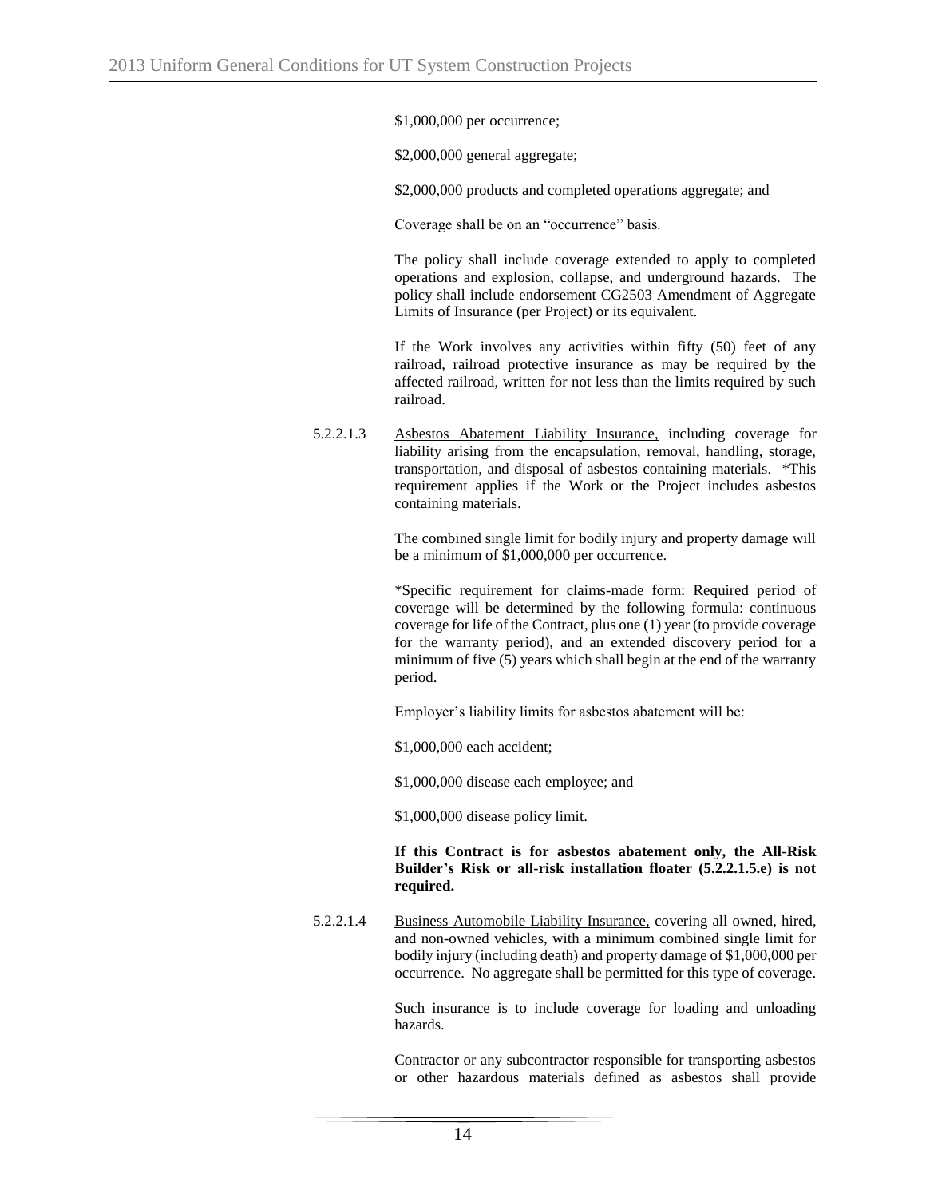$1,000,000 per occurrence;

$2,000,000 general aggregate;

$2,000,000 products and completed operations aggregate; and

Coverage shall be on an "occurrence" basis.

The policy shall include coverage extended to apply to completed operations and explosion, collapse, and underground hazards. The policy shall include endorsement CG2503 Amendment of Aggregate Limits of Insurance (per Project) or its equivalent.

If the Work involves any activities within fifty (50) feet of any railroad, railroad protective insurance as may be required by the affected railroad, written for not less than the limits required by such railroad.

5.2.2.1.3 Asbestos Abatement Liability Insurance, including coverage for liability arising from the encapsulation, removal, handling, storage, transportation, and disposal of asbestos containing materials. *This requirement applies if the Work or the Project includes asbestos containing materials.

The combined single limit for bodily injury and property damage will be a minimum of $1,000,000 per occurrence.

*Specific requirement for claims-made form: Required period of coverage will be determined by the following formula: continuous coverage for life of the Contract, plus one (1) year (to provide coverage for the warranty period), and an extended discovery period for a minimum of five (5) years which shall begin at the end of the warranty period.

Employer's liability limits for asbestos abatement will be:

$1,000,000 each accident;

$1,000,000 disease each employee; and

$1,000,000 disease policy limit.

**If this Contract is for asbestos abatement only, the All-Risk Builder's Risk or all-risk installation floater (5.2.2.1.5.e) is not required.**

5.2.2.1.4 Business Automobile Liability Insurance, covering all owned, hired, and non-owned vehicles, with a minimum combined single limit for bodily injury (including death) and property damage of $1,000,000 per occurrence. No aggregate shall be permitted for this type of coverage.

Such insurance is to include coverage for loading and unloading hazards.

Contractor or any subcontractor responsible for transporting asbestos or other hazardous materials defined as asbestos shall provide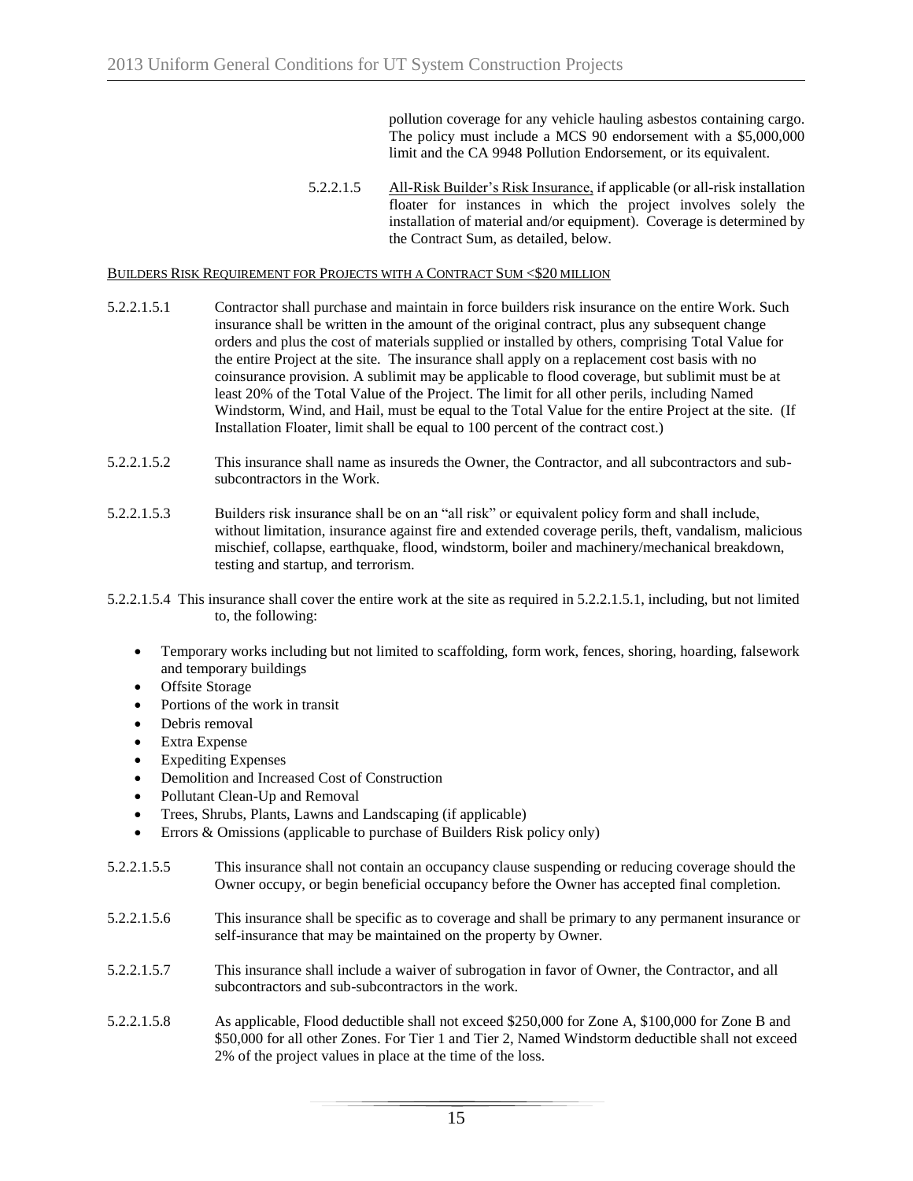pollution coverage for any vehicle hauling asbestos containing cargo. The policy must include a MCS 90 endorsement with a $5,000,000 limit and the CA 9948 Pollution Endorsement, or its equivalent.

5.2.2.1.5 All-Risk Builder's Risk Insurance, if applicable (or all-risk installation floater for instances in which the project involves solely the installation of material and/or equipment). Coverage is determined by the Contract Sum, as detailed, below.

BUILDERS RISK REQUIREMENT FOR PROJECTS WITH A CONTRACT SUM <$20 MILLION

5.2.2.1.5.1 Contractor shall purchase and maintain in force builders risk insurance on the entire Work. Such insurance shall be written in the amount of the original contract, plus any subsequent change orders and plus the cost of materials supplied or installed by others, comprising Total Value for the entire Project at the site. The insurance shall apply on a replacement cost basis with no coinsurance provision. A sublimit may be applicable to flood coverage, but sublimit must be at least 20% of the Total Value of the Project. The limit for all other perils, including Named Windstorm, Wind, and Hail, must be equal to the Total Value for the entire Project at the site. (If Installation Floater, limit shall be equal to 100 percent of the contract cost.)

5.2.2.1.5.2 This insurance shall name as insureds the Owner, the Contractor, and all subcontractors and sub-subcontractors in the Work.

5.2.2.1.5.3 Builders risk insurance shall be on an "all risk" or equivalent policy form and shall include, without limitation, insurance against fire and extended coverage perils, theft, vandalism, malicious mischief, collapse, earthquake, flood, windstorm, boiler and machinery/mechanical breakdown, testing and startup, and terrorism.

5.2.2.1.5.4 This insurance shall cover the entire work at the site as required in 5.2.2.1.5.1, including, but not limited to, the following:

- Temporary works including but not limited to scaffolding, form work, fences, shoring, hoarding, falsework and temporary buildings
- Offsite Storage
- Portions of the work in transit
- Debris removal
- Extra Expense
- Expediting Expenses
- Demolition and Increased Cost of Construction
- Pollutant Clean-Up and Removal
- Trees, Shrubs, Plants, Lawns and Landscaping (if applicable)
- Errors & Omissions (applicable to purchase of Builders Risk policy only)

5.2.2.1.5.5 This insurance shall not contain an occupancy clause suspending or reducing coverage should the Owner occupy, or begin beneficial occupancy before the Owner has accepted final completion.

5.2.2.1.5.6 This insurance shall be specific as to coverage and shall be primary to any permanent insurance or self-insurance that may be maintained on the property by Owner.

5.2.2.1.5.7 This insurance shall include a waiver of subrogation in favor of Owner, the Contractor, and all subcontractors and sub-subcontractors in the work.

5.2.2.1.5.8 As applicable, Flood deductible shall not exceed $250,000 for Zone A, $100,000 for Zone B and $50,000 for all other Zones. For Tier 1 and Tier 2, Named Windstorm deductible shall not exceed 2% of the project values in place at the time of the loss.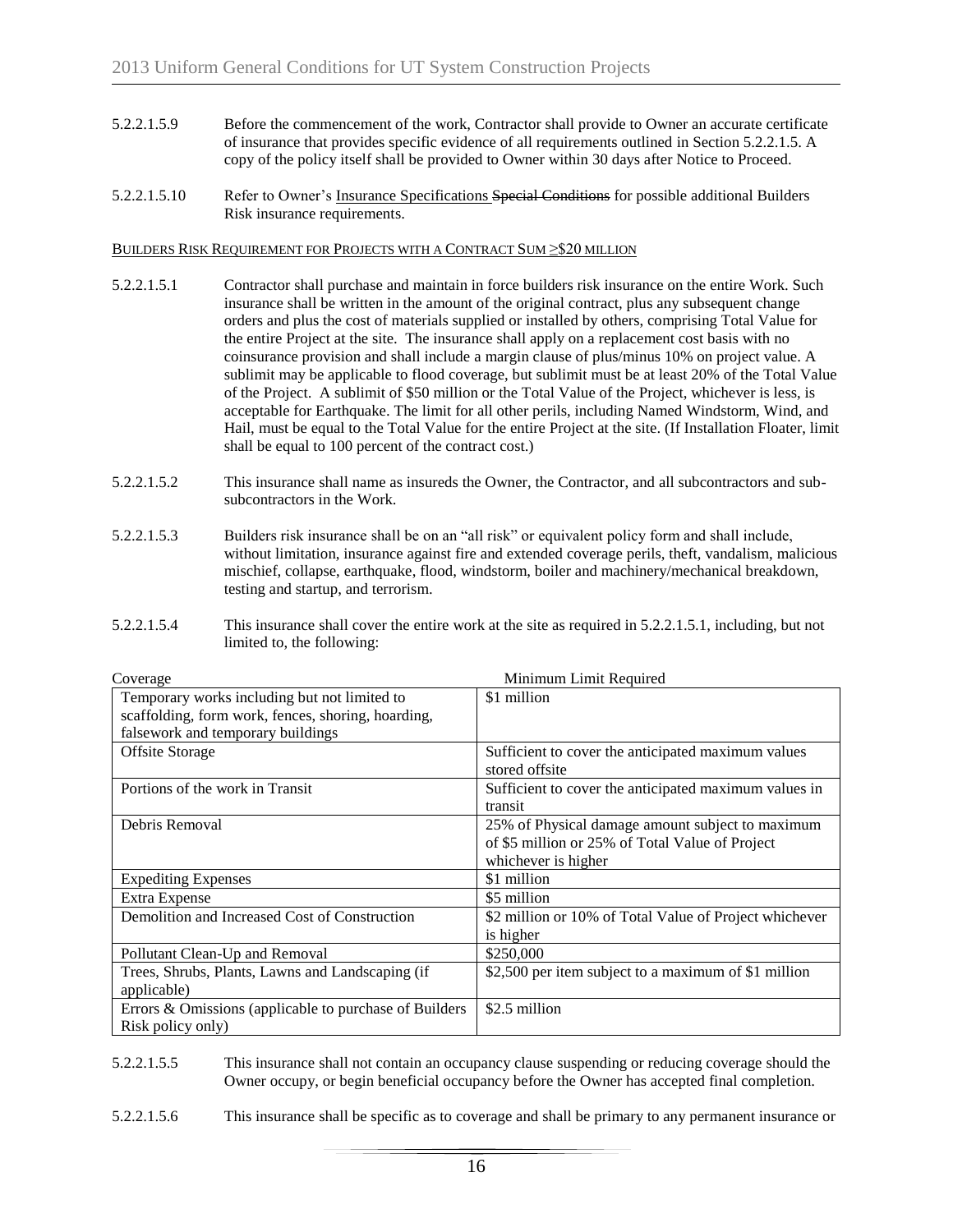5.2.2.1.5.9 Before the commencement of the work, Contractor shall provide to Owner an accurate certificate of insurance that provides specific evidence of all requirements outlined in Section 5.2.2.1.5. A copy of the policy itself shall be provided to Owner within 30 days after Notice to Proceed.

5.2.2.1.5.10 Refer to Owner's <u>Insurance Specifications</u> ~~Special Conditions~~ for possible additional Builders Risk insurance requirements.

<u>BUILDERS RISK REQUIREMENT FOR PROJECTS WITH A CONTRACT SUM ≥\$20 MILLION</u>

5.2.2.1.5.1 Contractor shall purchase and maintain in force builders risk insurance on the entire Work. Such insurance shall be written in the amount of the original contract, plus any subsequent change orders and plus the cost of materials supplied or installed by others, comprising Total Value for the entire Project at the site. The insurance shall apply on a replacement cost basis with no coinsurance provision and shall include a margin clause of plus/minus 10% on project value. A sublimit may be applicable to flood coverage, but sublimit must be at least 20% of the Total Value of the Project. A sublimit of \$50 million or the Total Value of the Project, whichever is less, is acceptable for Earthquake. The limit for all other perils, including Named Windstorm, Wind, and Hail, must be equal to the Total Value for the entire Project at the site. (If Installation Floater, limit shall be equal to 100 percent of the contract cost.)

5.2.2.1.5.2 This insurance shall name as insureds the Owner, the Contractor, and all subcontractors and sub-subcontractors in the Work.

5.2.2.1.5.3 Builders risk insurance shall be on an "all risk" or equivalent policy form and shall include, without limitation, insurance against fire and extended coverage perils, theft, vandalism, malicious mischief, collapse, earthquake, flood, windstorm, boiler and machinery/mechanical breakdown, testing and startup, and terrorism.

5.2.2.1.5.4 This insurance shall cover the entire work at the site as required in 5.2.2.1.5.1, including, but not limited to, the following:

| Coverage | Minimum Limit Required |
|---|---|
| Temporary works including but not limited to scaffolding, form work, fences, shoring, hoarding, falsework and temporary buildings | \$1 million |
| Offsite Storage | Sufficient to cover the anticipated maximum values stored offsite |
| Portions of the work in Transit | Sufficient to cover the anticipated maximum values in transit |
| Debris Removal | 25% of Physical damage amount subject to maximum of \$5 million or 25% of Total Value of Project whichever is higher |
| Expediting Expenses | \$1 million |
| Extra Expense | \$5 million |
| Demolition and Increased Cost of Construction | \$2 million or 10% of Total Value of Project whichever is higher |
| Pollutant Clean-Up and Removal | \$250,000 |
| Trees, Shrubs, Plants, Lawns and Landscaping (if applicable) | \$2,500 per item subject to a maximum of \$1 million |
| Errors & Omissions (applicable to purchase of Builders Risk policy only) | \$2.5 million |

5.2.2.1.5.5 This insurance shall not contain an occupancy clause suspending or reducing coverage should the Owner occupy, or begin beneficial occupancy before the Owner has accepted final completion.

5.2.2.1.5.6 This insurance shall be specific as to coverage and shall be primary to any permanent insurance or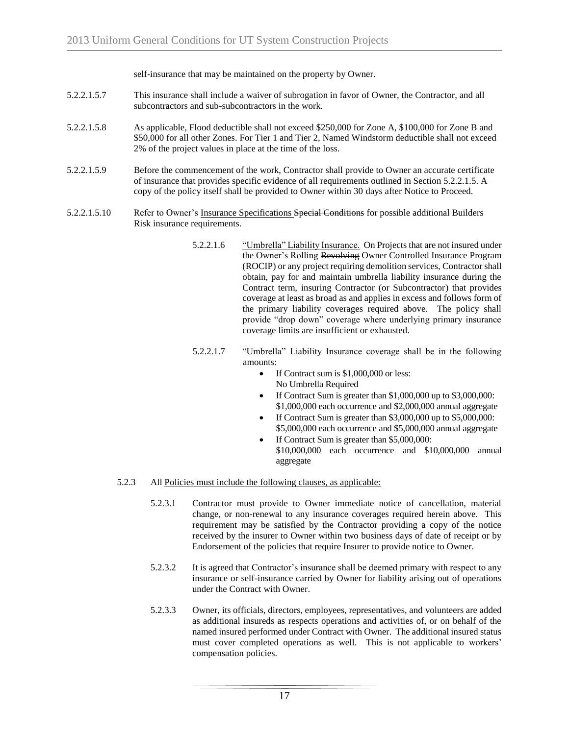self-insurance that may be maintained on the property by Owner.

5.2.2.1.5.7 This insurance shall include a waiver of subrogation in favor of Owner, the Contractor, and all subcontractors and sub-subcontractors in the work.

5.2.2.1.5.8 As applicable, Flood deductible shall not exceed $250,000 for Zone A, $100,000 for Zone B and $50,000 for all other Zones. For Tier 1 and Tier 2, Named Windstorm deductible shall not exceed 2% of the project values in place at the time of the loss.

5.2.2.1.5.9 Before the commencement of the work, Contractor shall provide to Owner an accurate certificate of insurance that provides specific evidence of all requirements outlined in Section 5.2.2.1.5. A copy of the policy itself shall be provided to Owner within 30 days after Notice to Proceed.

5.2.2.1.5.10 Refer to Owner's <u>Insurance Specifications</u> ~~Special Conditions~~ for possible additional Builders Risk insurance requirements.

5.2.2.1.6 <u>"Umbrella" Liability Insurance.</u> On Projects that are not insured under the Owner's Rolling ~~Revolving~~ Owner Controlled Insurance Program (ROCIP) or any project requiring demolition services, Contractor shall obtain, pay for and maintain umbrella liability insurance during the Contract term, insuring Contractor (or Subcontractor) that provides coverage at least as broad as and applies in excess and follows form of the primary liability coverages required above. The policy shall provide "drop down" coverage where underlying primary insurance coverage limits are insufficient or exhausted.

5.2.2.1.7 "Umbrella" Liability Insurance coverage shall be in the following amounts:

- If Contract sum is $1,000,000 or less:
  No Umbrella Required
- If Contract Sum is greater than $1,000,000 up to $3,000,000:
  $1,000,000 each occurrence and $2,000,000 annual aggregate
- If Contract Sum is greater than $3,000,000 up to $5,000,000:
  $5,000,000 each occurrence and $5,000,000 annual aggregate
- If Contract Sum is greater than $5,000,000:
  $10,000,000 each occurrence and $10,000,000 annual aggregate

5.2.3 All <u>Policies must include the following clauses, as applicable:</u>

5.2.3.1 Contractor must provide to Owner immediate notice of cancellation, material change, or non-renewal to any insurance coverages required herein above. This requirement may be satisfied by the Contractor providing a copy of the notice received by the insurer to Owner within two business days of date of receipt or by Endorsement of the policies that require Insurer to provide notice to Owner.

5.2.3.2 It is agreed that Contractor's insurance shall be deemed primary with respect to any insurance or self-insurance carried by Owner for liability arising out of operations under the Contract with Owner.

5.2.3.3 Owner, its officials, directors, employees, representatives, and volunteers are added as additional insureds as respects operations and activities of, or on behalf of the named insured performed under Contract with Owner. The additional insured status must cover completed operations as well. This is not applicable to workers' compensation policies.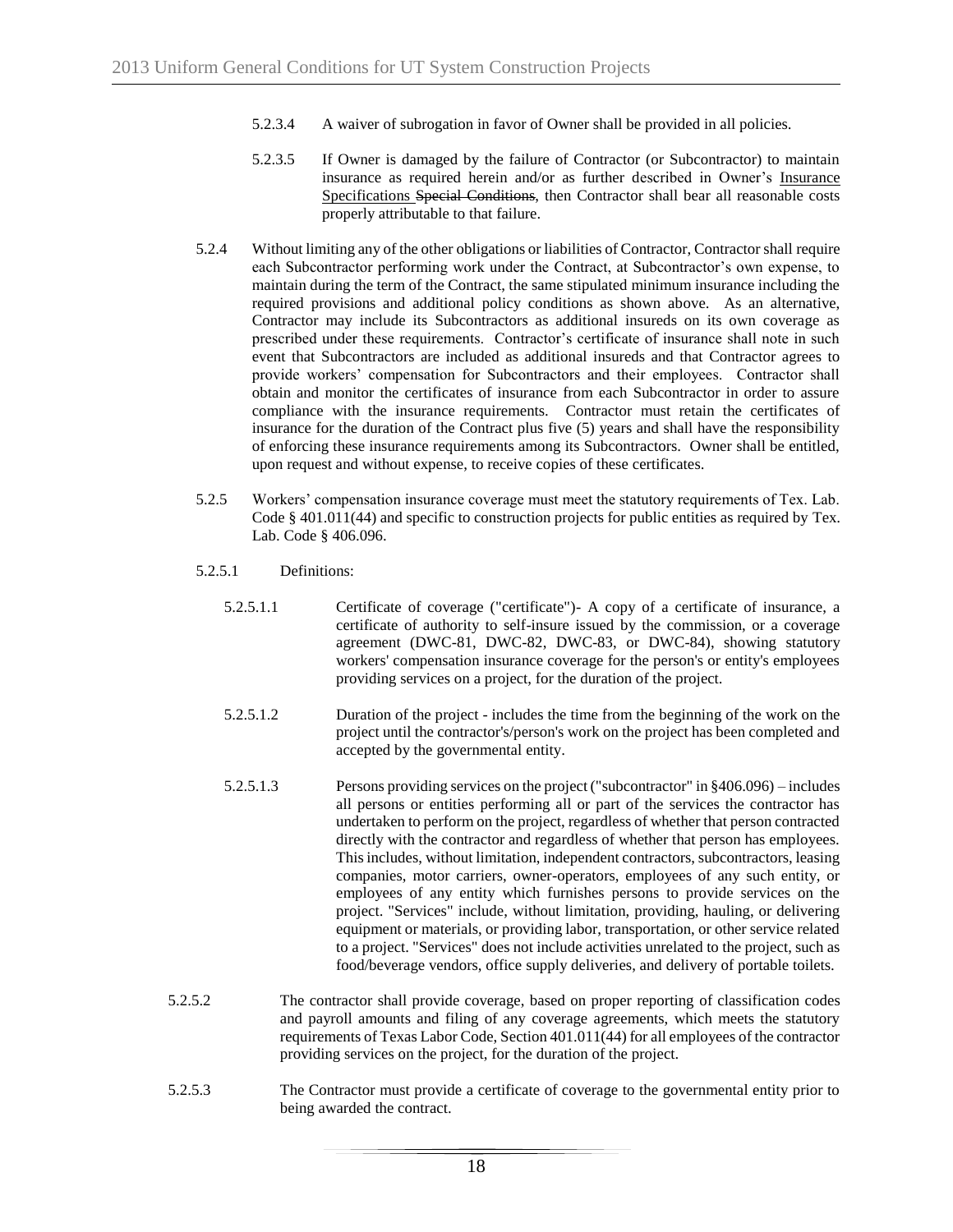5.2.3.4 A waiver of subrogation in favor of Owner shall be provided in all policies.

5.2.3.5 If Owner is damaged by the failure of Contractor (or Subcontractor) to maintain insurance as required herein and/or as further described in Owner's Insurance Specifications ~~Special Conditions~~, then Contractor shall bear all reasonable costs properly attributable to that failure.

5.2.4 Without limiting any of the other obligations or liabilities of Contractor, Contractor shall require each Subcontractor performing work under the Contract, at Subcontractor's own expense, to maintain during the term of the Contract, the same stipulated minimum insurance including the required provisions and additional policy conditions as shown above. As an alternative, Contractor may include its Subcontractors as additional insureds on its own coverage as prescribed under these requirements. Contractor's certificate of insurance shall note in such event that Subcontractors are included as additional insureds and that Contractor agrees to provide workers' compensation for Subcontractors and their employees. Contractor shall obtain and monitor the certificates of insurance from each Subcontractor in order to assure compliance with the insurance requirements. Contractor must retain the certificates of insurance for the duration of the Contract plus five (5) years and shall have the responsibility of enforcing these insurance requirements among its Subcontractors. Owner shall be entitled, upon request and without expense, to receive copies of these certificates.

5.2.5 Workers' compensation insurance coverage must meet the statutory requirements of Tex. Lab. Code § 401.011(44) and specific to construction projects for public entities as required by Tex. Lab. Code § 406.096.

5.2.5.1 Definitions:

5.2.5.1.1 Certificate of coverage ("certificate")- A copy of a certificate of insurance, a certificate of authority to self-insure issued by the commission, or a coverage agreement (DWC-81, DWC-82, DWC-83, or DWC-84), showing statutory workers' compensation insurance coverage for the person's or entity's employees providing services on a project, for the duration of the project.

5.2.5.1.2 Duration of the project - includes the time from the beginning of the work on the project until the contractor's/person's work on the project has been completed and accepted by the governmental entity.

5.2.5.1.3 Persons providing services on the project ("subcontractor" in §406.096) – includes all persons or entities performing all or part of the services the contractor has undertaken to perform on the project, regardless of whether that person contracted directly with the contractor and regardless of whether that person has employees. This includes, without limitation, independent contractors, subcontractors, leasing companies, motor carriers, owner-operators, employees of any such entity, or employees of any entity which furnishes persons to provide services on the project. "Services" include, without limitation, providing, hauling, or delivering equipment or materials, or providing labor, transportation, or other service related to a project. "Services" does not include activities unrelated to the project, such as food/beverage vendors, office supply deliveries, and delivery of portable toilets.

5.2.5.2 The contractor shall provide coverage, based on proper reporting of classification codes and payroll amounts and filing of any coverage agreements, which meets the statutory requirements of Texas Labor Code, Section 401.011(44) for all employees of the contractor providing services on the project, for the duration of the project.

5.2.5.3 The Contractor must provide a certificate of coverage to the governmental entity prior to being awarded the contract.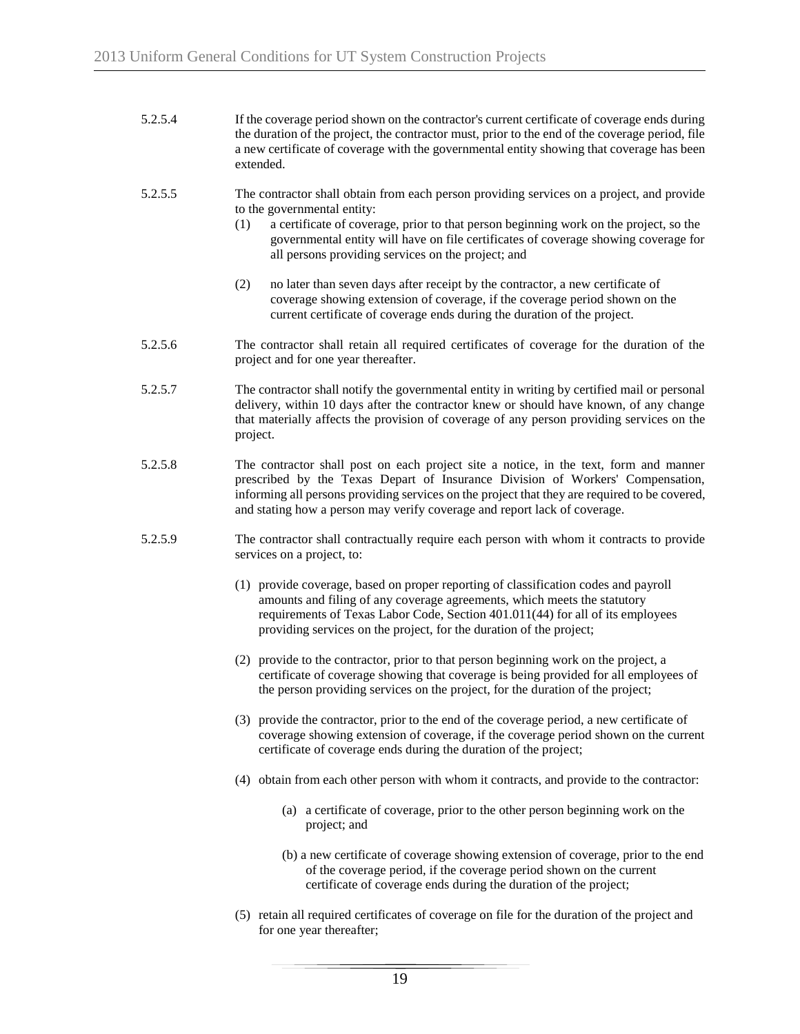5.2.5.4 If the coverage period shown on the contractor's current certificate of coverage ends during the duration of the project, the contractor must, prior to the end of the coverage period, file a new certificate of coverage with the governmental entity showing that coverage has been extended.

5.2.5.5 The contractor shall obtain from each person providing services on a project, and provide to the governmental entity:

(1) a certificate of coverage, prior to that person beginning work on the project, so the governmental entity will have on file certificates of coverage showing coverage for all persons providing services on the project; and

(2) no later than seven days after receipt by the contractor, a new certificate of coverage showing extension of coverage, if the coverage period shown on the current certificate of coverage ends during the duration of the project.

5.2.5.6 The contractor shall retain all required certificates of coverage for the duration of the project and for one year thereafter.

5.2.5.7 The contractor shall notify the governmental entity in writing by certified mail or personal delivery, within 10 days after the contractor knew or should have known, of any change that materially affects the provision of coverage of any person providing services on the project.

5.2.5.8 The contractor shall post on each project site a notice, in the text, form and manner prescribed by the Texas Depart of Insurance Division of Workers' Compensation, informing all persons providing services on the project that they are required to be covered, and stating how a person may verify coverage and report lack of coverage.

5.2.5.9 The contractor shall contractually require each person with whom it contracts to provide services on a project, to:

(1) provide coverage, based on proper reporting of classification codes and payroll amounts and filing of any coverage agreements, which meets the statutory requirements of Texas Labor Code, Section 401.011(44) for all of its employees providing services on the project, for the duration of the project;

(2) provide to the contractor, prior to that person beginning work on the project, a certificate of coverage showing that coverage is being provided for all employees of the person providing services on the project, for the duration of the project;

(3) provide the contractor, prior to the end of the coverage period, a new certificate of coverage showing extension of coverage, if the coverage period shown on the current certificate of coverage ends during the duration of the project;

(4) obtain from each other person with whom it contracts, and provide to the contractor:

(a) a certificate of coverage, prior to the other person beginning work on the project; and

(b) a new certificate of coverage showing extension of coverage, prior to the end of the coverage period, if the coverage period shown on the current certificate of coverage ends during the duration of the project;

(5) retain all required certificates of coverage on file for the duration of the project and for one year thereafter;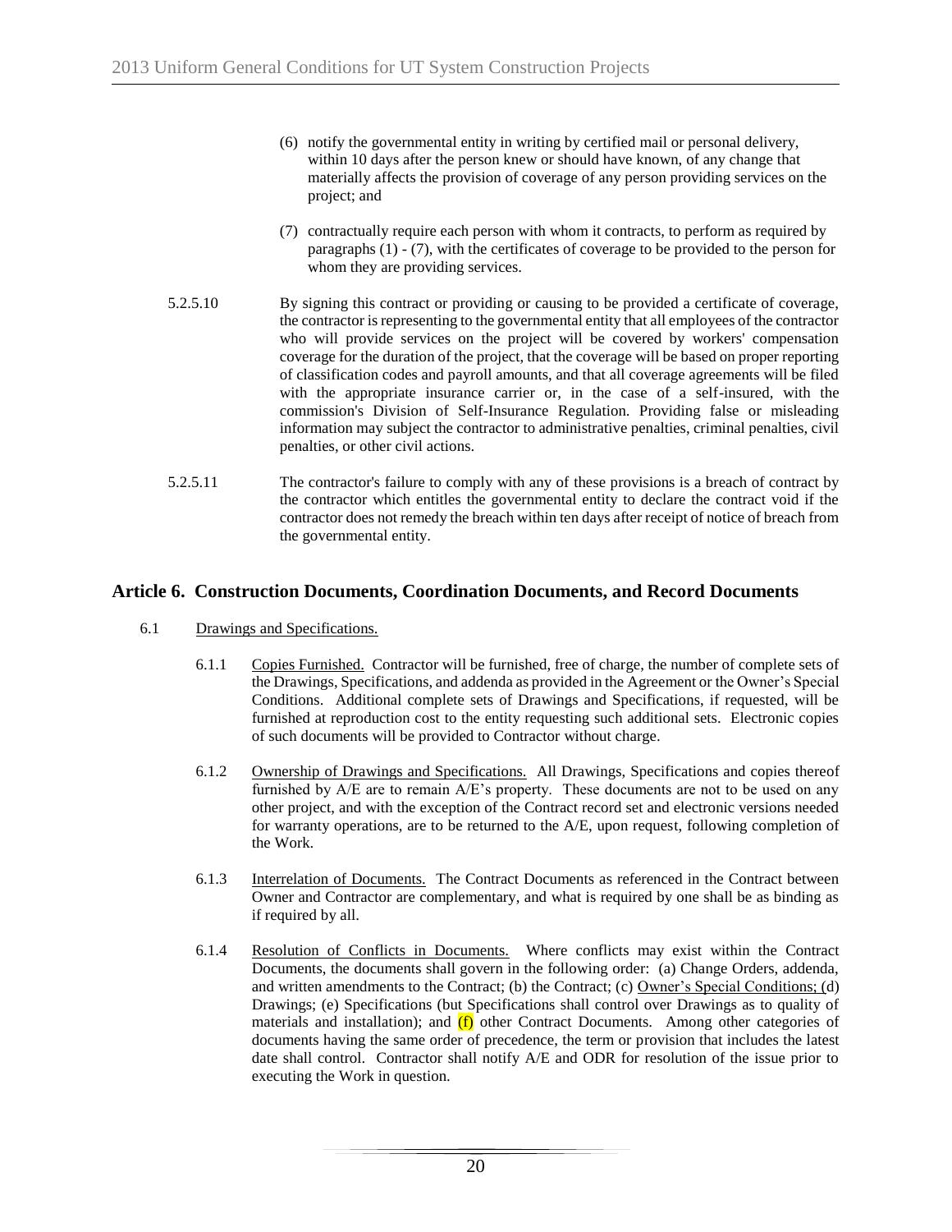(6) notify the governmental entity in writing by certified mail or personal delivery, within 10 days after the person knew or should have known, of any change that materially affects the provision of coverage of any person providing services on the project; and

(7) contractually require each person with whom it contracts, to perform as required by paragraphs (1) - (7), with the certificates of coverage to be provided to the person for whom they are providing services.

5.2.5.10 By signing this contract or providing or causing to be provided a certificate of coverage, the contractor is representing to the governmental entity that all employees of the contractor who will provide services on the project will be covered by workers' compensation coverage for the duration of the project, that the coverage will be based on proper reporting of classification codes and payroll amounts, and that all coverage agreements will be filed with the appropriate insurance carrier or, in the case of a self-insured, with the commission's Division of Self-Insurance Regulation. Providing false or misleading information may subject the contractor to administrative penalties, criminal penalties, civil penalties, or other civil actions.

5.2.5.11 The contractor's failure to comply with any of these provisions is a breach of contract by the contractor which entitles the governmental entity to declare the contract void if the contractor does not remedy the breach within ten days after receipt of notice of breach from the governmental entity.

## Article 6. Construction Documents, Coordination Documents, and Record Documents

6.1 Drawings and Specifications.

6.1.1 Copies Furnished. Contractor will be furnished, free of charge, the number of complete sets of the Drawings, Specifications, and addenda as provided in the Agreement or the Owner's Special Conditions. Additional complete sets of Drawings and Specifications, if requested, will be furnished at reproduction cost to the entity requesting such additional sets. Electronic copies of such documents will be provided to Contractor without charge.

6.1.2 Ownership of Drawings and Specifications. All Drawings, Specifications and copies thereof furnished by A/E are to remain A/E's property. These documents are not to be used on any other project, and with the exception of the Contract record set and electronic versions needed for warranty operations, are to be returned to the A/E, upon request, following completion of the Work.

6.1.3 Interrelation of Documents. The Contract Documents as referenced in the Contract between Owner and Contractor are complementary, and what is required by one shall be as binding as if required by all.

6.1.4 Resolution of Conflicts in Documents. Where conflicts may exist within the Contract Documents, the documents shall govern in the following order: (a) Change Orders, addenda, and written amendments to the Contract; (b) the Contract; (c) Owner's Special Conditions; (d) Drawings; (e) Specifications (but Specifications shall control over Drawings as to quality of materials and installation); and (f) other Contract Documents. Among other categories of documents having the same order of precedence, the term or provision that includes the latest date shall control. Contractor shall notify A/E and ODR for resolution of the issue prior to executing the Work in question.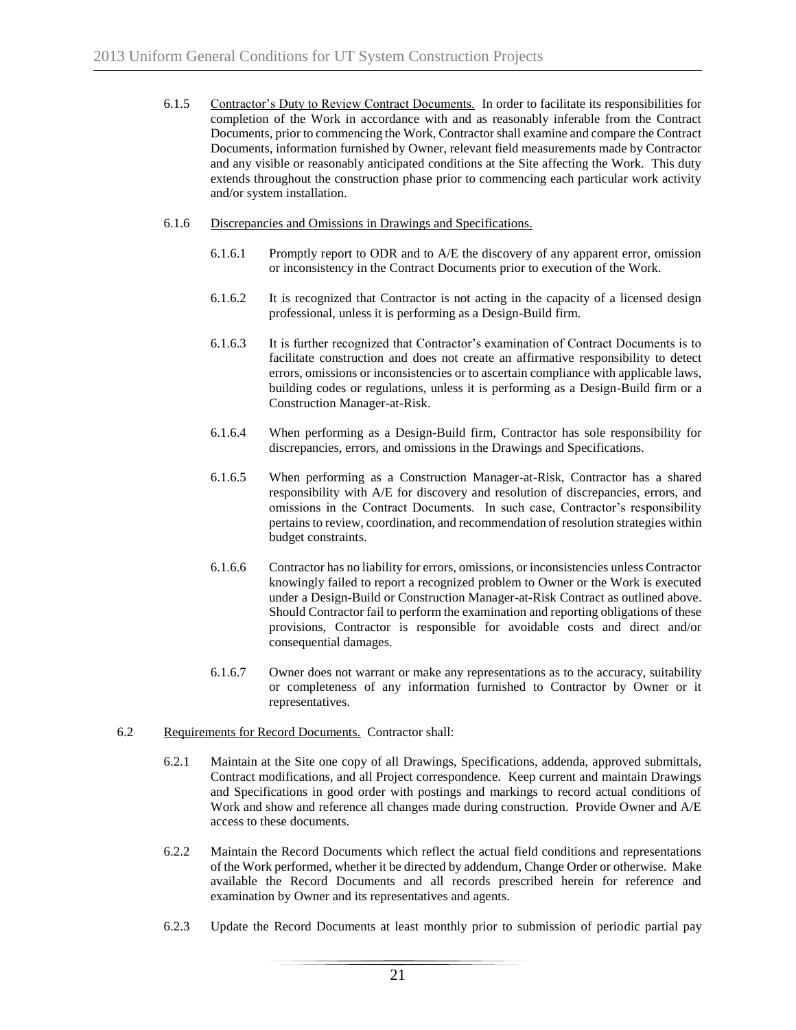6.1.5 Contractor's Duty to Review Contract Documents. In order to facilitate its responsibilities for completion of the Work in accordance with and as reasonably inferable from the Contract Documents, prior to commencing the Work, Contractor shall examine and compare the Contract Documents, information furnished by Owner, relevant field measurements made by Contractor and any visible or reasonably anticipated conditions at the Site affecting the Work. This duty extends throughout the construction phase prior to commencing each particular work activity and/or system installation.

6.1.6 Discrepancies and Omissions in Drawings and Specifications.

6.1.6.1 Promptly report to ODR and to A/E the discovery of any apparent error, omission or inconsistency in the Contract Documents prior to execution of the Work.

6.1.6.2 It is recognized that Contractor is not acting in the capacity of a licensed design professional, unless it is performing as a Design-Build firm.

6.1.6.3 It is further recognized that Contractor's examination of Contract Documents is to facilitate construction and does not create an affirmative responsibility to detect errors, omissions or inconsistencies or to ascertain compliance with applicable laws, building codes or regulations, unless it is performing as a Design-Build firm or a Construction Manager-at-Risk.

6.1.6.4 When performing as a Design-Build firm, Contractor has sole responsibility for discrepancies, errors, and omissions in the Drawings and Specifications.

6.1.6.5 When performing as a Construction Manager-at-Risk, Contractor has a shared responsibility with A/E for discovery and resolution of discrepancies, errors, and omissions in the Contract Documents. In such case, Contractor's responsibility pertains to review, coordination, and recommendation of resolution strategies within budget constraints.

6.1.6.6 Contractor has no liability for errors, omissions, or inconsistencies unless Contractor knowingly failed to report a recognized problem to Owner or the Work is executed under a Design-Build or Construction Manager-at-Risk Contract as outlined above. Should Contractor fail to perform the examination and reporting obligations of these provisions, Contractor is responsible for avoidable costs and direct and/or consequential damages.

6.1.6.7 Owner does not warrant or make any representations as to the accuracy, suitability or completeness of any information furnished to Contractor by Owner or it representatives.

6.2 Requirements for Record Documents. Contractor shall:

6.2.1 Maintain at the Site one copy of all Drawings, Specifications, addenda, approved submittals, Contract modifications, and all Project correspondence. Keep current and maintain Drawings and Specifications in good order with postings and markings to record actual conditions of Work and show and reference all changes made during construction. Provide Owner and A/E access to these documents.

6.2.2 Maintain the Record Documents which reflect the actual field conditions and representations of the Work performed, whether it be directed by addendum, Change Order or otherwise. Make available the Record Documents and all records prescribed herein for reference and examination by Owner and its representatives and agents.

6.2.3 Update the Record Documents at least monthly prior to submission of periodic partial pay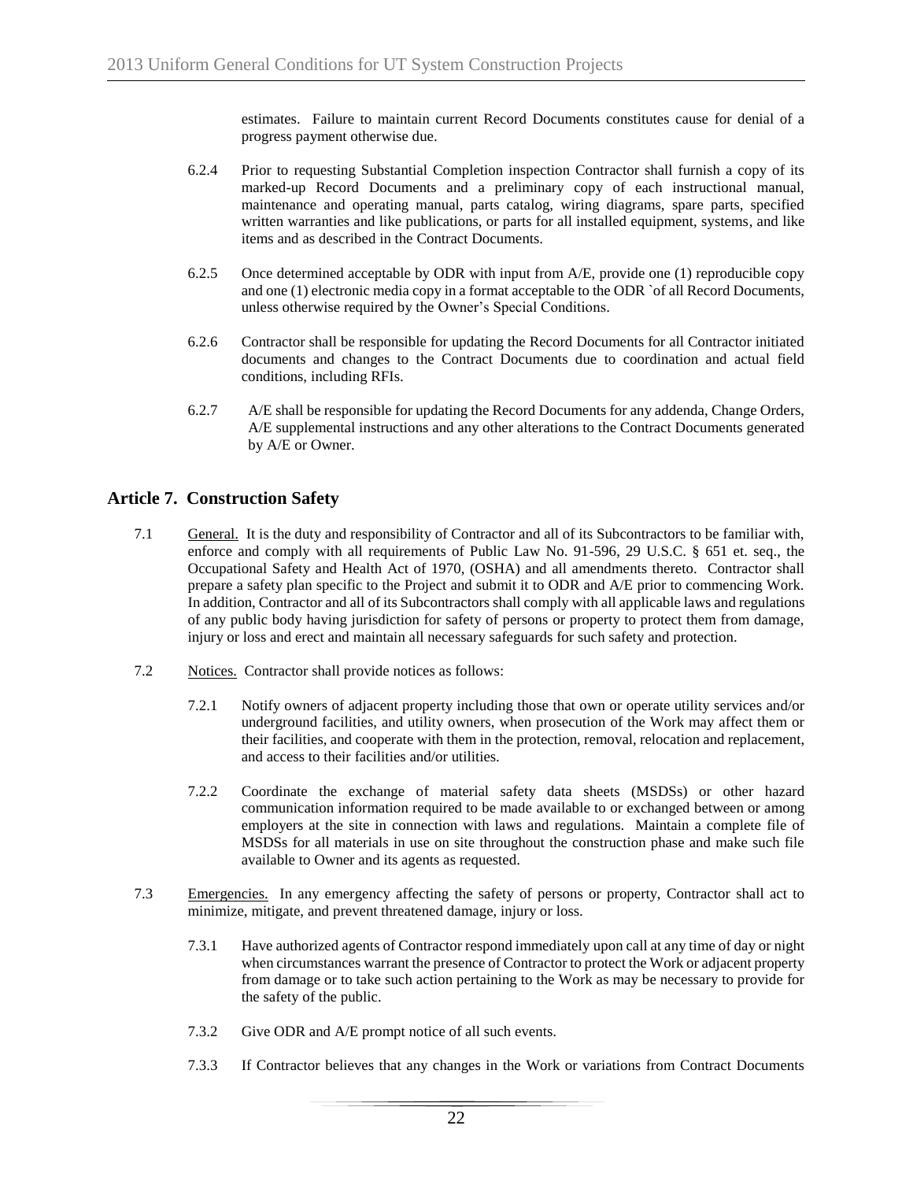estimates. Failure to maintain current Record Documents constitutes cause for denial of a progress payment otherwise due.

6.2.4 Prior to requesting Substantial Completion inspection Contractor shall furnish a copy of its marked-up Record Documents and a preliminary copy of each instructional manual, maintenance and operating manual, parts catalog, wiring diagrams, spare parts, specified written warranties and like publications, or parts for all installed equipment, systems, and like items and as described in the Contract Documents.

6.2.5 Once determined acceptable by ODR with input from A/E, provide one (1) reproducible copy and one (1) electronic media copy in a format acceptable to the ODR `of all Record Documents, unless otherwise required by the Owner's Special Conditions.

6.2.6 Contractor shall be responsible for updating the Record Documents for all Contractor initiated documents and changes to the Contract Documents due to coordination and actual field conditions, including RFIs.

6.2.7 A/E shall be responsible for updating the Record Documents for any addenda, Change Orders, A/E supplemental instructions and any other alterations to the Contract Documents generated by A/E or Owner.

## Article 7. Construction Safety

7.1 General. It is the duty and responsibility of Contractor and all of its Subcontractors to be familiar with, enforce and comply with all requirements of Public Law No. 91-596, 29 U.S.C. § 651 et. seq., the Occupational Safety and Health Act of 1970, (OSHA) and all amendments thereto. Contractor shall prepare a safety plan specific to the Project and submit it to ODR and A/E prior to commencing Work. In addition, Contractor and all of its Subcontractors shall comply with all applicable laws and regulations of any public body having jurisdiction for safety of persons or property to protect them from damage, injury or loss and erect and maintain all necessary safeguards for such safety and protection.

7.2 Notices. Contractor shall provide notices as follows:

7.2.1 Notify owners of adjacent property including those that own or operate utility services and/or underground facilities, and utility owners, when prosecution of the Work may affect them or their facilities, and cooperate with them in the protection, removal, relocation and replacement, and access to their facilities and/or utilities.

7.2.2 Coordinate the exchange of material safety data sheets (MSDSs) or other hazard communication information required to be made available to or exchanged between or among employers at the site in connection with laws and regulations. Maintain a complete file of MSDSs for all materials in use on site throughout the construction phase and make such file available to Owner and its agents as requested.

7.3 Emergencies. In any emergency affecting the safety of persons or property, Contractor shall act to minimize, mitigate, and prevent threatened damage, injury or loss.

7.3.1 Have authorized agents of Contractor respond immediately upon call at any time of day or night when circumstances warrant the presence of Contractor to protect the Work or adjacent property from damage or to take such action pertaining to the Work as may be necessary to provide for the safety of the public.

7.3.2 Give ODR and A/E prompt notice of all such events.

7.3.3 If Contractor believes that any changes in the Work or variations from Contract Documents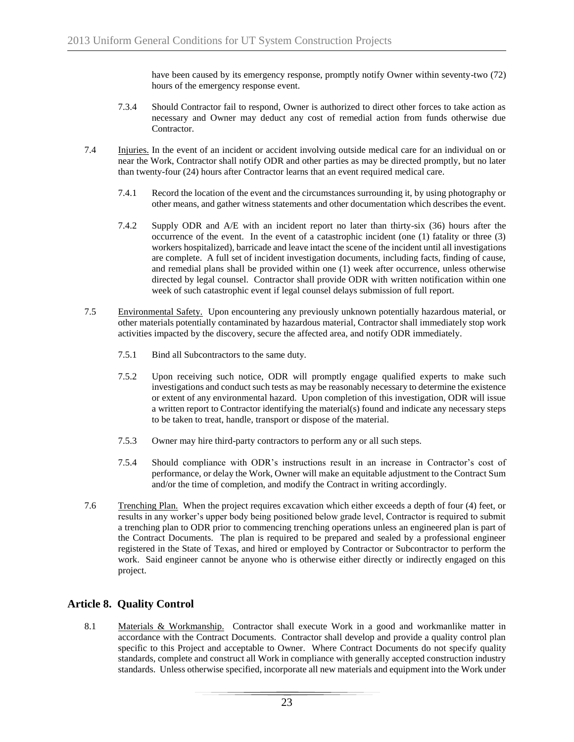have been caused by its emergency response, promptly notify Owner within seventy-two (72) hours of the emergency response event.

7.3.4 Should Contractor fail to respond, Owner is authorized to direct other forces to take action as necessary and Owner may deduct any cost of remedial action from funds otherwise due Contractor.

7.4 Injuries. In the event of an incident or accident involving outside medical care for an individual on or near the Work, Contractor shall notify ODR and other parties as may be directed promptly, but no later than twenty-four (24) hours after Contractor learns that an event required medical care.

7.4.1 Record the location of the event and the circumstances surrounding it, by using photography or other means, and gather witness statements and other documentation which describes the event.

7.4.2 Supply ODR and A/E with an incident report no later than thirty-six (36) hours after the occurrence of the event. In the event of a catastrophic incident (one (1) fatality or three (3) workers hospitalized), barricade and leave intact the scene of the incident until all investigations are complete. A full set of incident investigation documents, including facts, finding of cause, and remedial plans shall be provided within one (1) week after occurrence, unless otherwise directed by legal counsel. Contractor shall provide ODR with written notification within one week of such catastrophic event if legal counsel delays submission of full report.

7.5 Environmental Safety. Upon encountering any previously unknown potentially hazardous material, or other materials potentially contaminated by hazardous material, Contractor shall immediately stop work activities impacted by the discovery, secure the affected area, and notify ODR immediately.

7.5.1 Bind all Subcontractors to the same duty.

7.5.2 Upon receiving such notice, ODR will promptly engage qualified experts to make such investigations and conduct such tests as may be reasonably necessary to determine the existence or extent of any environmental hazard. Upon completion of this investigation, ODR will issue a written report to Contractor identifying the material(s) found and indicate any necessary steps to be taken to treat, handle, transport or dispose of the material.

7.5.3 Owner may hire third-party contractors to perform any or all such steps.

7.5.4 Should compliance with ODR's instructions result in an increase in Contractor's cost of performance, or delay the Work, Owner will make an equitable adjustment to the Contract Sum and/or the time of completion, and modify the Contract in writing accordingly.

7.6 Trenching Plan. When the project requires excavation which either exceeds a depth of four (4) feet, or results in any worker's upper body being positioned below grade level, Contractor is required to submit a trenching plan to ODR prior to commencing trenching operations unless an engineered plan is part of the Contract Documents. The plan is required to be prepared and sealed by a professional engineer registered in the State of Texas, and hired or employed by Contractor or Subcontractor to perform the work. Said engineer cannot be anyone who is otherwise either directly or indirectly engaged on this project.

## Article 8. Quality Control

8.1 Materials & Workmanship. Contractor shall execute Work in a good and workmanlike matter in accordance with the Contract Documents. Contractor shall develop and provide a quality control plan specific to this Project and acceptable to Owner. Where Contract Documents do not specify quality standards, complete and construct all Work in compliance with generally accepted construction industry standards. Unless otherwise specified, incorporate all new materials and equipment into the Work under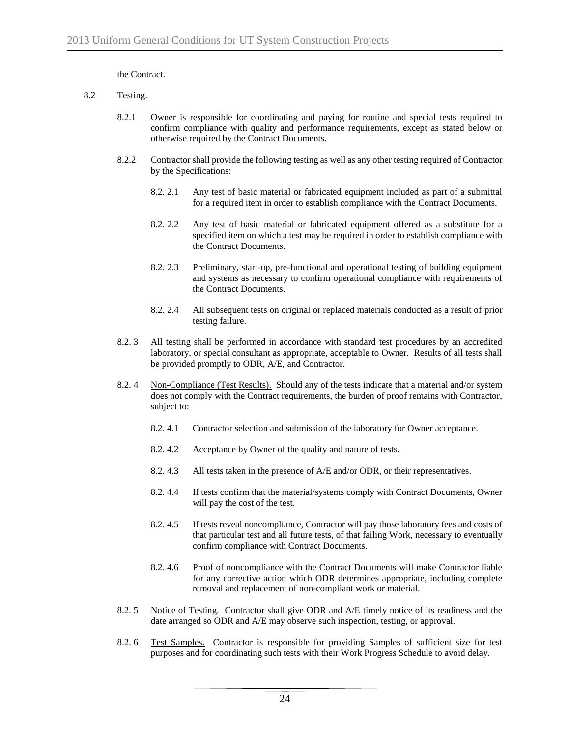the Contract.

8.2 Testing.

8.2.1 Owner is responsible for coordinating and paying for routine and special tests required to confirm compliance with quality and performance requirements, except as stated below or otherwise required by the Contract Documents.

8.2.2 Contractor shall provide the following testing as well as any other testing required of Contractor by the Specifications:

8.2. 2.1 Any test of basic material or fabricated equipment included as part of a submittal for a required item in order to establish compliance with the Contract Documents.

8.2. 2.2 Any test of basic material or fabricated equipment offered as a substitute for a specified item on which a test may be required in order to establish compliance with the Contract Documents.

8.2. 2.3 Preliminary, start-up, pre-functional and operational testing of building equipment and systems as necessary to confirm operational compliance with requirements of the Contract Documents.

8.2. 2.4 All subsequent tests on original or replaced materials conducted as a result of prior testing failure.

8.2. 3 All testing shall be performed in accordance with standard test procedures by an accredited laboratory, or special consultant as appropriate, acceptable to Owner. Results of all tests shall be provided promptly to ODR, A/E, and Contractor.

8.2. 4 Non-Compliance (Test Results). Should any of the tests indicate that a material and/or system does not comply with the Contract requirements, the burden of proof remains with Contractor, subject to:

8.2. 4.1 Contractor selection and submission of the laboratory for Owner acceptance.

8.2. 4.2 Acceptance by Owner of the quality and nature of tests.

8.2. 4.3 All tests taken in the presence of A/E and/or ODR, or their representatives.

8.2. 4.4 If tests confirm that the material/systems comply with Contract Documents, Owner will pay the cost of the test.

8.2. 4.5 If tests reveal noncompliance, Contractor will pay those laboratory fees and costs of that particular test and all future tests, of that failing Work, necessary to eventually confirm compliance with Contract Documents.

8.2. 4.6 Proof of noncompliance with the Contract Documents will make Contractor liable for any corrective action which ODR determines appropriate, including complete removal and replacement of non-compliant work or material.

8.2. 5 Notice of Testing. Contractor shall give ODR and A/E timely notice of its readiness and the date arranged so ODR and A/E may observe such inspection, testing, or approval.

8.2. 6 Test Samples. Contractor is responsible for providing Samples of sufficient size for test purposes and for coordinating such tests with their Work Progress Schedule to avoid delay.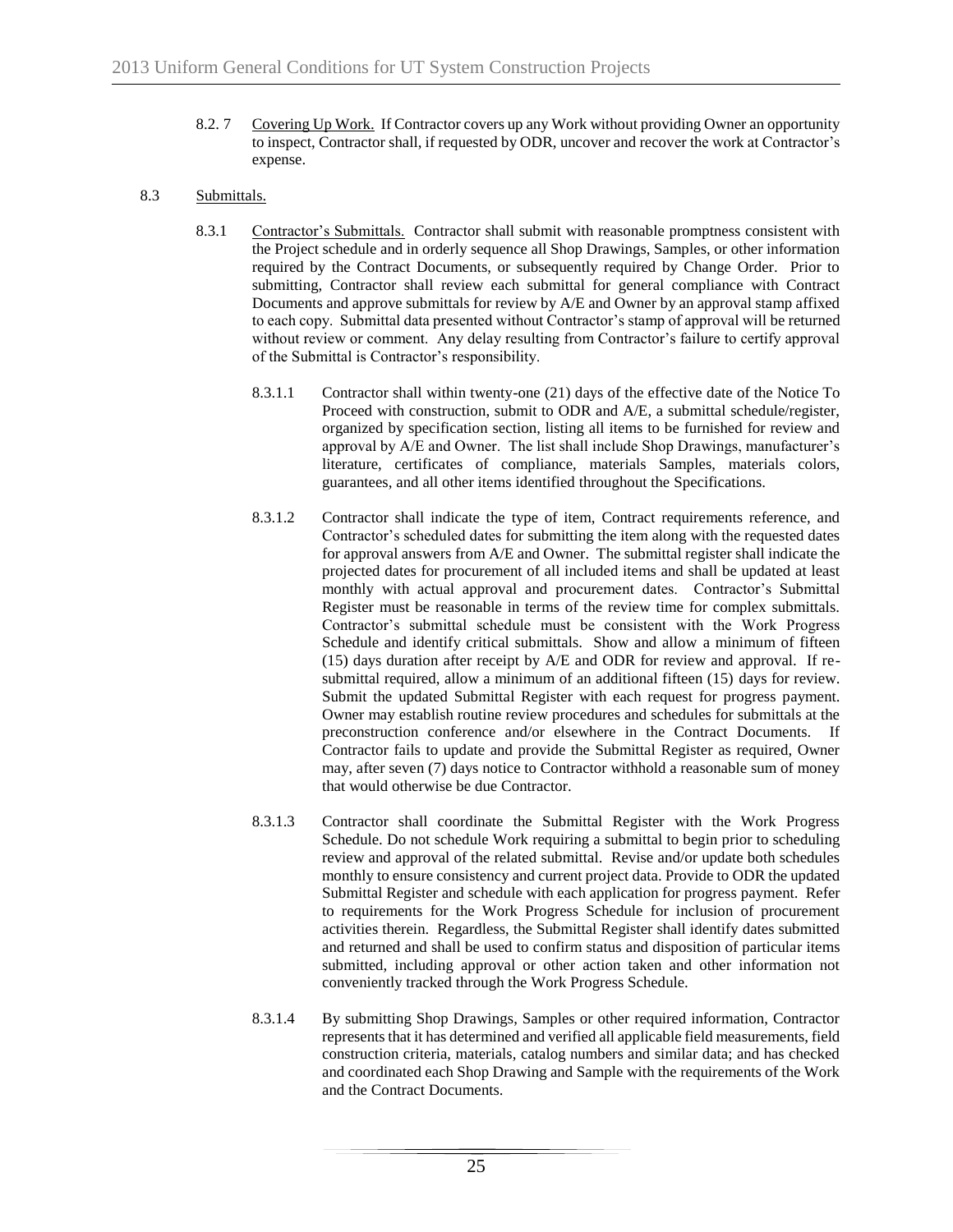8.2. 7 Covering Up Work. If Contractor covers up any Work without providing Owner an opportunity to inspect, Contractor shall, if requested by ODR, uncover and recover the work at Contractor's expense.

8.3 Submittals.

8.3.1 Contractor's Submittals. Contractor shall submit with reasonable promptness consistent with the Project schedule and in orderly sequence all Shop Drawings, Samples, or other information required by the Contract Documents, or subsequently required by Change Order. Prior to submitting, Contractor shall review each submittal for general compliance with Contract Documents and approve submittals for review by A/E and Owner by an approval stamp affixed to each copy. Submittal data presented without Contractor's stamp of approval will be returned without review or comment. Any delay resulting from Contractor's failure to certify approval of the Submittal is Contractor's responsibility.

8.3.1.1 Contractor shall within twenty-one (21) days of the effective date of the Notice To Proceed with construction, submit to ODR and A/E, a submittal schedule/register, organized by specification section, listing all items to be furnished for review and approval by A/E and Owner. The list shall include Shop Drawings, manufacturer's literature, certificates of compliance, materials Samples, materials colors, guarantees, and all other items identified throughout the Specifications.

8.3.1.2 Contractor shall indicate the type of item, Contract requirements reference, and Contractor's scheduled dates for submitting the item along with the requested dates for approval answers from A/E and Owner. The submittal register shall indicate the projected dates for procurement of all included items and shall be updated at least monthly with actual approval and procurement dates. Contractor's Submittal Register must be reasonable in terms of the review time for complex submittals. Contractor's submittal schedule must be consistent with the Work Progress Schedule and identify critical submittals. Show and allow a minimum of fifteen (15) days duration after receipt by A/E and ODR for review and approval. If re-submittal required, allow a minimum of an additional fifteen (15) days for review. Submit the updated Submittal Register with each request for progress payment. Owner may establish routine review procedures and schedules for submittals at the preconstruction conference and/or elsewhere in the Contract Documents. If Contractor fails to update and provide the Submittal Register as required, Owner may, after seven (7) days notice to Contractor withhold a reasonable sum of money that would otherwise be due Contractor.

8.3.1.3 Contractor shall coordinate the Submittal Register with the Work Progress Schedule. Do not schedule Work requiring a submittal to begin prior to scheduling review and approval of the related submittal. Revise and/or update both schedules monthly to ensure consistency and current project data. Provide to ODR the updated Submittal Register and schedule with each application for progress payment. Refer to requirements for the Work Progress Schedule for inclusion of procurement activities therein. Regardless, the Submittal Register shall identify dates submitted and returned and shall be used to confirm status and disposition of particular items submitted, including approval or other action taken and other information not conveniently tracked through the Work Progress Schedule.

8.3.1.4 By submitting Shop Drawings, Samples or other required information, Contractor represents that it has determined and verified all applicable field measurements, field construction criteria, materials, catalog numbers and similar data; and has checked and coordinated each Shop Drawing and Sample with the requirements of the Work and the Contract Documents.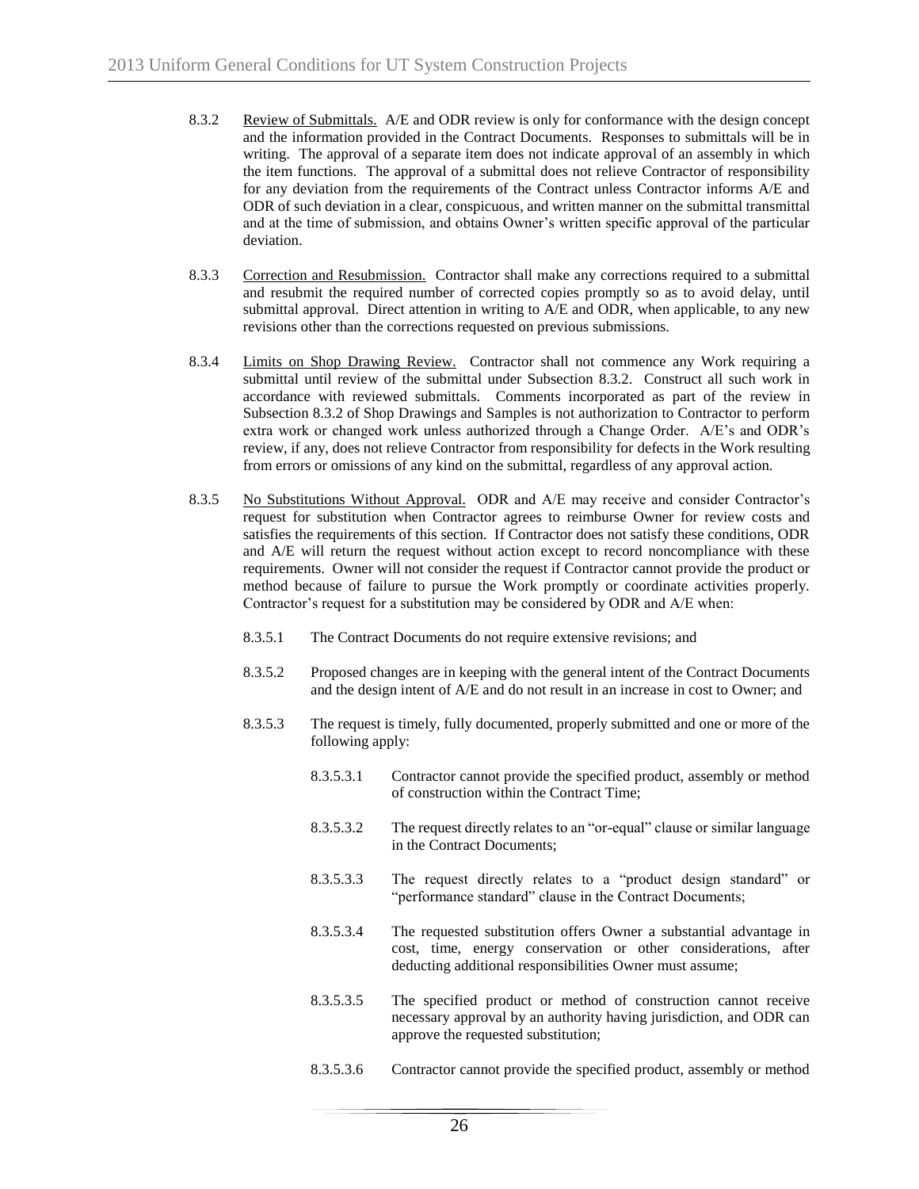8.3.2 Review of Submittals. A/E and ODR review is only for conformance with the design concept and the information provided in the Contract Documents. Responses to submittals will be in writing. The approval of a separate item does not indicate approval of an assembly in which the item functions. The approval of a submittal does not relieve Contractor of responsibility for any deviation from the requirements of the Contract unless Contractor informs A/E and ODR of such deviation in a clear, conspicuous, and written manner on the submittal transmittal and at the time of submission, and obtains Owner's written specific approval of the particular deviation.

8.3.3 Correction and Resubmission. Contractor shall make any corrections required to a submittal and resubmit the required number of corrected copies promptly so as to avoid delay, until submittal approval. Direct attention in writing to A/E and ODR, when applicable, to any new revisions other than the corrections requested on previous submissions.

8.3.4 Limits on Shop Drawing Review. Contractor shall not commence any Work requiring a submittal until review of the submittal under Subsection 8.3.2. Construct all such work in accordance with reviewed submittals. Comments incorporated as part of the review in Subsection 8.3.2 of Shop Drawings and Samples is not authorization to Contractor to perform extra work or changed work unless authorized through a Change Order. A/E's and ODR's review, if any, does not relieve Contractor from responsibility for defects in the Work resulting from errors or omissions of any kind on the submittal, regardless of any approval action.

8.3.5 No Substitutions Without Approval. ODR and A/E may receive and consider Contractor's request for substitution when Contractor agrees to reimburse Owner for review costs and satisfies the requirements of this section. If Contractor does not satisfy these conditions, ODR and A/E will return the request without action except to record noncompliance with these requirements. Owner will not consider the request if Contractor cannot provide the product or method because of failure to pursue the Work promptly or coordinate activities properly. Contractor's request for a substitution may be considered by ODR and A/E when:

- 8.3.5.1 The Contract Documents do not require extensive revisions; and

- 8.3.5.2 Proposed changes are in keeping with the general intent of the Contract Documents and the design intent of A/E and do not result in an increase in cost to Owner; and

- 8.3.5.3 The request is timely, fully documented, properly submitted and one or more of the following apply:

  - 8.3.5.3.1 Contractor cannot provide the specified product, assembly or method of construction within the Contract Time;

  - 8.3.5.3.2 The request directly relates to an "or-equal" clause or similar language in the Contract Documents;

  - 8.3.5.3.3 The request directly relates to a "product design standard" or "performance standard" clause in the Contract Documents;

  - 8.3.5.3.4 The requested substitution offers Owner a substantial advantage in cost, time, energy conservation or other considerations, after deducting additional responsibilities Owner must assume;

  - 8.3.5.3.5 The specified product or method of construction cannot receive necessary approval by an authority having jurisdiction, and ODR can approve the requested substitution;

  - 8.3.5.3.6 Contractor cannot provide the specified product, assembly or method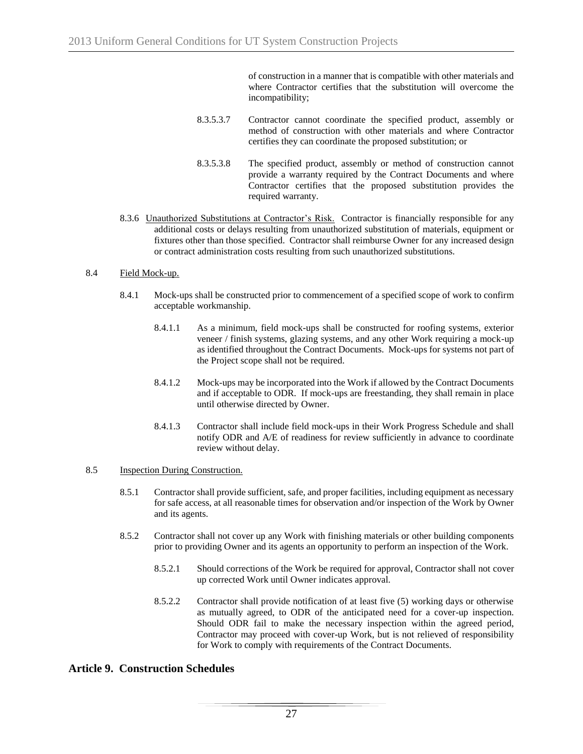of construction in a manner that is compatible with other materials and where Contractor certifies that the substitution will overcome the incompatibility;

8.3.5.3.7 Contractor cannot coordinate the specified product, assembly or method of construction with other materials and where Contractor certifies they can coordinate the proposed substitution; or

8.3.5.3.8 The specified product, assembly or method of construction cannot provide a warranty required by the Contract Documents and where Contractor certifies that the proposed substitution provides the required warranty.

8.3.6 Unauthorized Substitutions at Contractor's Risk. Contractor is financially responsible for any additional costs or delays resulting from unauthorized substitution of materials, equipment or fixtures other than those specified. Contractor shall reimburse Owner for any increased design or contract administration costs resulting from such unauthorized substitutions.

8.4 Field Mock-up.

8.4.1 Mock-ups shall be constructed prior to commencement of a specified scope of work to confirm acceptable workmanship.

8.4.1.1 As a minimum, field mock-ups shall be constructed for roofing systems, exterior veneer / finish systems, glazing systems, and any other Work requiring a mock-up as identified throughout the Contract Documents. Mock-ups for systems not part of the Project scope shall not be required.

8.4.1.2 Mock-ups may be incorporated into the Work if allowed by the Contract Documents and if acceptable to ODR. If mock-ups are freestanding, they shall remain in place until otherwise directed by Owner.

8.4.1.3 Contractor shall include field mock-ups in their Work Progress Schedule and shall notify ODR and A/E of readiness for review sufficiently in advance to coordinate review without delay.

8.5 Inspection During Construction.

8.5.1 Contractor shall provide sufficient, safe, and proper facilities, including equipment as necessary for safe access, at all reasonable times for observation and/or inspection of the Work by Owner and its agents.

8.5.2 Contractor shall not cover up any Work with finishing materials or other building components prior to providing Owner and its agents an opportunity to perform an inspection of the Work.

8.5.2.1 Should corrections of the Work be required for approval, Contractor shall not cover up corrected Work until Owner indicates approval.

8.5.2.2 Contractor shall provide notification of at least five (5) working days or otherwise as mutually agreed, to ODR of the anticipated need for a cover-up inspection. Should ODR fail to make the necessary inspection within the agreed period, Contractor may proceed with cover-up Work, but is not relieved of responsibility for Work to comply with requirements of the Contract Documents.

## Article 9. Construction Schedules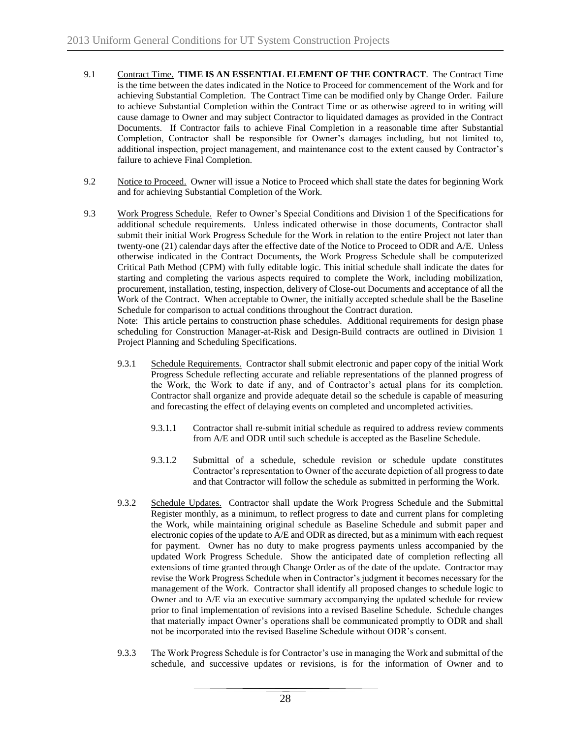9.1 Contract Time. **TIME IS AN ESSENTIAL ELEMENT OF THE CONTRACT**. The Contract Time is the time between the dates indicated in the Notice to Proceed for commencement of the Work and for achieving Substantial Completion. The Contract Time can be modified only by Change Order. Failure to achieve Substantial Completion within the Contract Time or as otherwise agreed to in writing will cause damage to Owner and may subject Contractor to liquidated damages as provided in the Contract Documents. If Contractor fails to achieve Final Completion in a reasonable time after Substantial Completion, Contractor shall be responsible for Owner's damages including, but not limited to, additional inspection, project management, and maintenance cost to the extent caused by Contractor's failure to achieve Final Completion.

9.2 Notice to Proceed. Owner will issue a Notice to Proceed which shall state the dates for beginning Work and for achieving Substantial Completion of the Work.

9.3 Work Progress Schedule. Refer to Owner's Special Conditions and Division 1 of the Specifications for additional schedule requirements. Unless indicated otherwise in those documents, Contractor shall submit their initial Work Progress Schedule for the Work in relation to the entire Project not later than twenty-one (21) calendar days after the effective date of the Notice to Proceed to ODR and A/E. Unless otherwise indicated in the Contract Documents, the Work Progress Schedule shall be computerized Critical Path Method (CPM) with fully editable logic. This initial schedule shall indicate the dates for starting and completing the various aspects required to complete the Work, including mobilization, procurement, installation, testing, inspection, delivery of Close-out Documents and acceptance of all the Work of the Contract. When acceptable to Owner, the initially accepted schedule shall be the Baseline Schedule for comparison to actual conditions throughout the Contract duration.

Note: This article pertains to construction phase schedules. Additional requirements for design phase scheduling for Construction Manager-at-Risk and Design-Build contracts are outlined in Division 1 Project Planning and Scheduling Specifications.

9.3.1 Schedule Requirements. Contractor shall submit electronic and paper copy of the initial Work Progress Schedule reflecting accurate and reliable representations of the planned progress of the Work, the Work to date if any, and of Contractor's actual plans for its completion. Contractor shall organize and provide adequate detail so the schedule is capable of measuring and forecasting the effect of delaying events on completed and uncompleted activities.

9.3.1.1 Contractor shall re-submit initial schedule as required to address review comments from A/E and ODR until such schedule is accepted as the Baseline Schedule.

9.3.1.2 Submittal of a schedule, schedule revision or schedule update constitutes Contractor's representation to Owner of the accurate depiction of all progress to date and that Contractor will follow the schedule as submitted in performing the Work.

9.3.2 Schedule Updates. Contractor shall update the Work Progress Schedule and the Submittal Register monthly, as a minimum, to reflect progress to date and current plans for completing the Work, while maintaining original schedule as Baseline Schedule and submit paper and electronic copies of the update to A/E and ODR as directed, but as a minimum with each request for payment. Owner has no duty to make progress payments unless accompanied by the updated Work Progress Schedule. Show the anticipated date of completion reflecting all extensions of time granted through Change Order as of the date of the update. Contractor may revise the Work Progress Schedule when in Contractor's judgment it becomes necessary for the management of the Work. Contractor shall identify all proposed changes to schedule logic to Owner and to A/E via an executive summary accompanying the updated schedule for review prior to final implementation of revisions into a revised Baseline Schedule. Schedule changes that materially impact Owner's operations shall be communicated promptly to ODR and shall not be incorporated into the revised Baseline Schedule without ODR's consent.

9.3.3 The Work Progress Schedule is for Contractor's use in managing the Work and submittal of the schedule, and successive updates or revisions, is for the information of Owner and to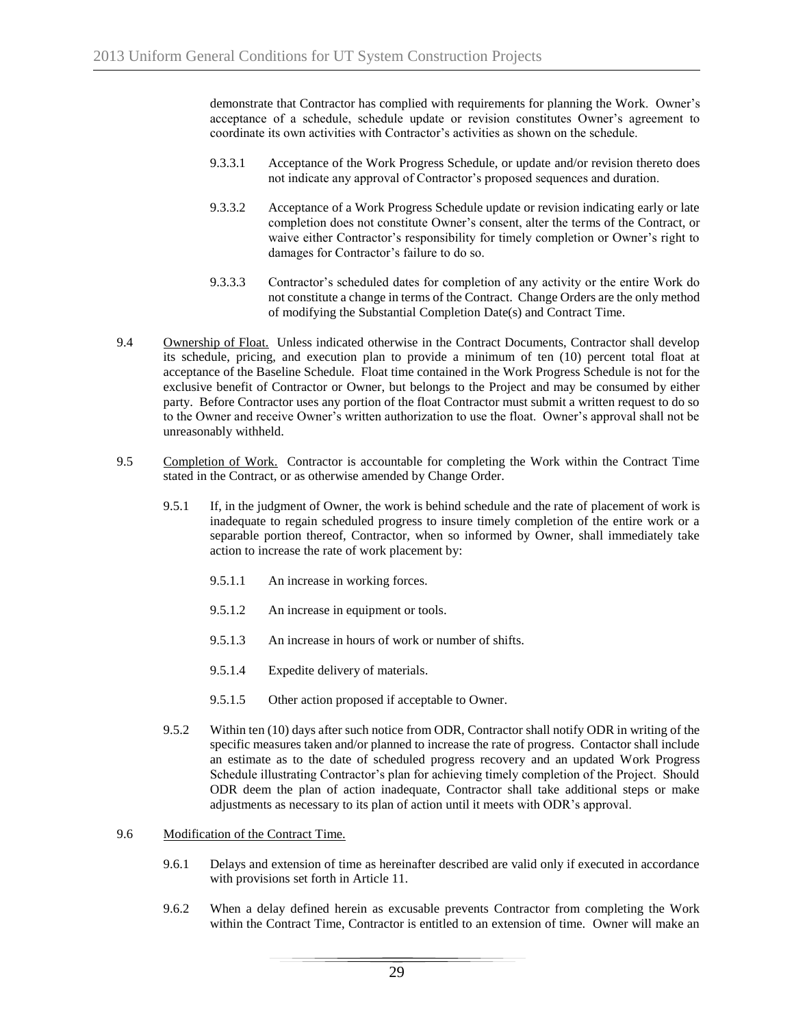demonstrate that Contractor has complied with requirements for planning the Work. Owner's acceptance of a schedule, schedule update or revision constitutes Owner's agreement to coordinate its own activities with Contractor's activities as shown on the schedule.

9.3.3.1 Acceptance of the Work Progress Schedule, or update and/or revision thereto does not indicate any approval of Contractor's proposed sequences and duration.

9.3.3.2 Acceptance of a Work Progress Schedule update or revision indicating early or late completion does not constitute Owner's consent, alter the terms of the Contract, or waive either Contractor's responsibility for timely completion or Owner's right to damages for Contractor's failure to do so.

9.3.3.3 Contractor's scheduled dates for completion of any activity or the entire Work do not constitute a change in terms of the Contract. Change Orders are the only method of modifying the Substantial Completion Date(s) and Contract Time.

9.4 Ownership of Float. Unless indicated otherwise in the Contract Documents, Contractor shall develop its schedule, pricing, and execution plan to provide a minimum of ten (10) percent total float at acceptance of the Baseline Schedule. Float time contained in the Work Progress Schedule is not for the exclusive benefit of Contractor or Owner, but belongs to the Project and may be consumed by either party. Before Contractor uses any portion of the float Contractor must submit a written request to do so to the Owner and receive Owner's written authorization to use the float. Owner's approval shall not be unreasonably withheld.

9.5 Completion of Work. Contractor is accountable for completing the Work within the Contract Time stated in the Contract, or as otherwise amended by Change Order.

9.5.1 If, in the judgment of Owner, the work is behind schedule and the rate of placement of work is inadequate to regain scheduled progress to insure timely completion of the entire work or a separable portion thereof, Contractor, when so informed by Owner, shall immediately take action to increase the rate of work placement by:

9.5.1.1 An increase in working forces.

9.5.1.2 An increase in equipment or tools.

9.5.1.3 An increase in hours of work or number of shifts.

9.5.1.4 Expedite delivery of materials.

9.5.1.5 Other action proposed if acceptable to Owner.

9.5.2 Within ten (10) days after such notice from ODR, Contractor shall notify ODR in writing of the specific measures taken and/or planned to increase the rate of progress. Contactor shall include an estimate as to the date of scheduled progress recovery and an updated Work Progress Schedule illustrating Contractor's plan for achieving timely completion of the Project. Should ODR deem the plan of action inadequate, Contractor shall take additional steps or make adjustments as necessary to its plan of action until it meets with ODR's approval.

9.6 Modification of the Contract Time.

9.6.1 Delays and extension of time as hereinafter described are valid only if executed in accordance with provisions set forth in Article 11.

9.6.2 When a delay defined herein as excusable prevents Contractor from completing the Work within the Contract Time, Contractor is entitled to an extension of time. Owner will make an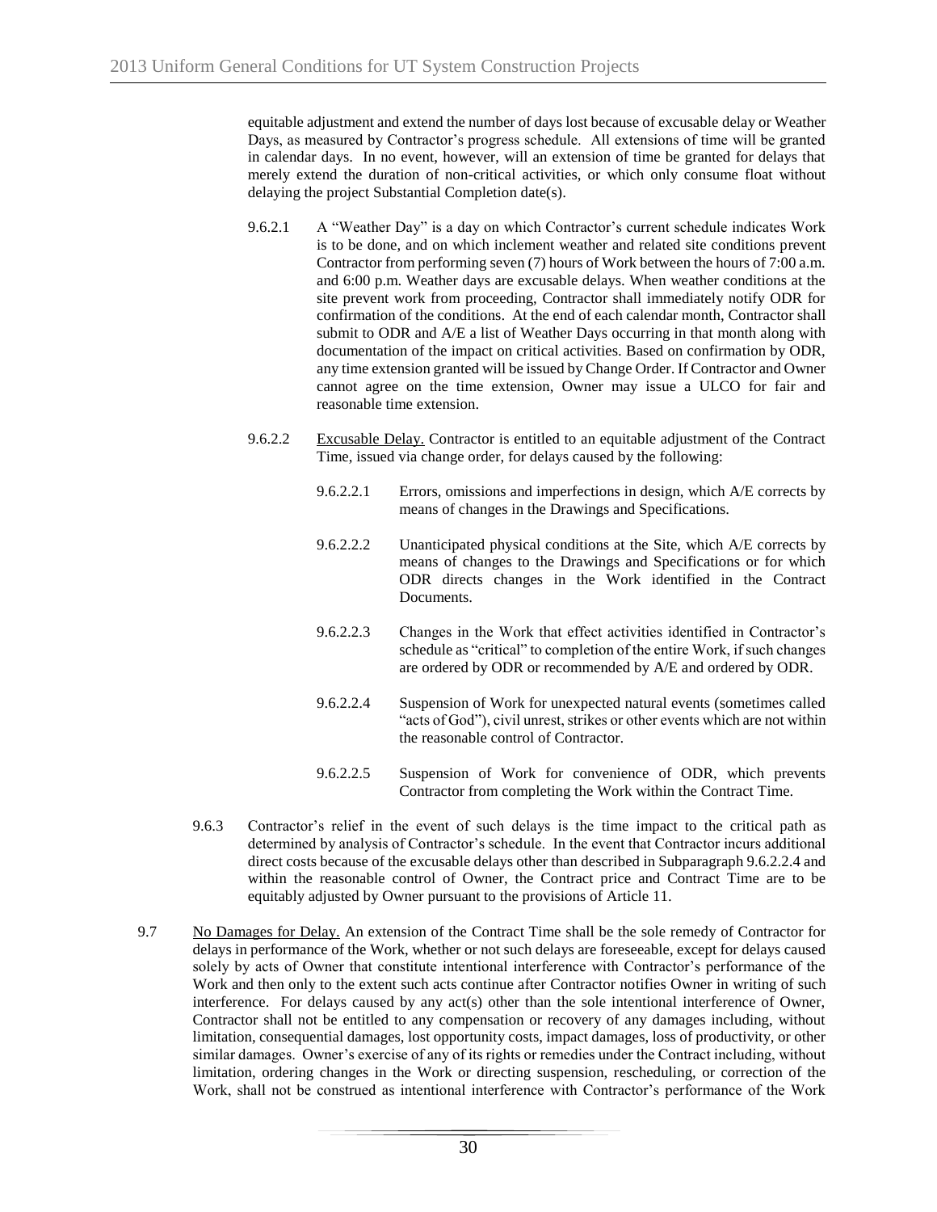equitable adjustment and extend the number of days lost because of excusable delay or Weather Days, as measured by Contractor's progress schedule. All extensions of time will be granted in calendar days. In no event, however, will an extension of time be granted for delays that merely extend the duration of non-critical activities, or which only consume float without delaying the project Substantial Completion date(s).

9.6.2.1 A "Weather Day" is a day on which Contractor's current schedule indicates Work is to be done, and on which inclement weather and related site conditions prevent Contractor from performing seven (7) hours of Work between the hours of 7:00 a.m. and 6:00 p.m. Weather days are excusable delays. When weather conditions at the site prevent work from proceeding, Contractor shall immediately notify ODR for confirmation of the conditions. At the end of each calendar month, Contractor shall submit to ODR and A/E a list of Weather Days occurring in that month along with documentation of the impact on critical activities. Based on confirmation by ODR, any time extension granted will be issued by Change Order. If Contractor and Owner cannot agree on the time extension, Owner may issue a ULCO for fair and reasonable time extension.

9.6.2.2 Excusable Delay. Contractor is entitled to an equitable adjustment of the Contract Time, issued via change order, for delays caused by the following:

9.6.2.2.1 Errors, omissions and imperfections in design, which A/E corrects by means of changes in the Drawings and Specifications.

9.6.2.2.2 Unanticipated physical conditions at the Site, which A/E corrects by means of changes to the Drawings and Specifications or for which ODR directs changes in the Work identified in the Contract Documents.

9.6.2.2.3 Changes in the Work that effect activities identified in Contractor's schedule as "critical" to completion of the entire Work, if such changes are ordered by ODR or recommended by A/E and ordered by ODR.

9.6.2.2.4 Suspension of Work for unexpected natural events (sometimes called "acts of God"), civil unrest, strikes or other events which are not within the reasonable control of Contractor.

9.6.2.2.5 Suspension of Work for convenience of ODR, which prevents Contractor from completing the Work within the Contract Time.

9.6.3 Contractor's relief in the event of such delays is the time impact to the critical path as determined by analysis of Contractor's schedule. In the event that Contractor incurs additional direct costs because of the excusable delays other than described in Subparagraph 9.6.2.2.4 and within the reasonable control of Owner, the Contract price and Contract Time are to be equitably adjusted by Owner pursuant to the provisions of Article 11.

9.7 No Damages for Delay. An extension of the Contract Time shall be the sole remedy of Contractor for delays in performance of the Work, whether or not such delays are foreseeable, except for delays caused solely by acts of Owner that constitute intentional interference with Contractor's performance of the Work and then only to the extent such acts continue after Contractor notifies Owner in writing of such interference. For delays caused by any act(s) other than the sole intentional interference of Owner, Contractor shall not be entitled to any compensation or recovery of any damages including, without limitation, consequential damages, lost opportunity costs, impact damages, loss of productivity, or other similar damages. Owner's exercise of any of its rights or remedies under the Contract including, without limitation, ordering changes in the Work or directing suspension, rescheduling, or correction of the Work, shall not be construed as intentional interference with Contractor's performance of the Work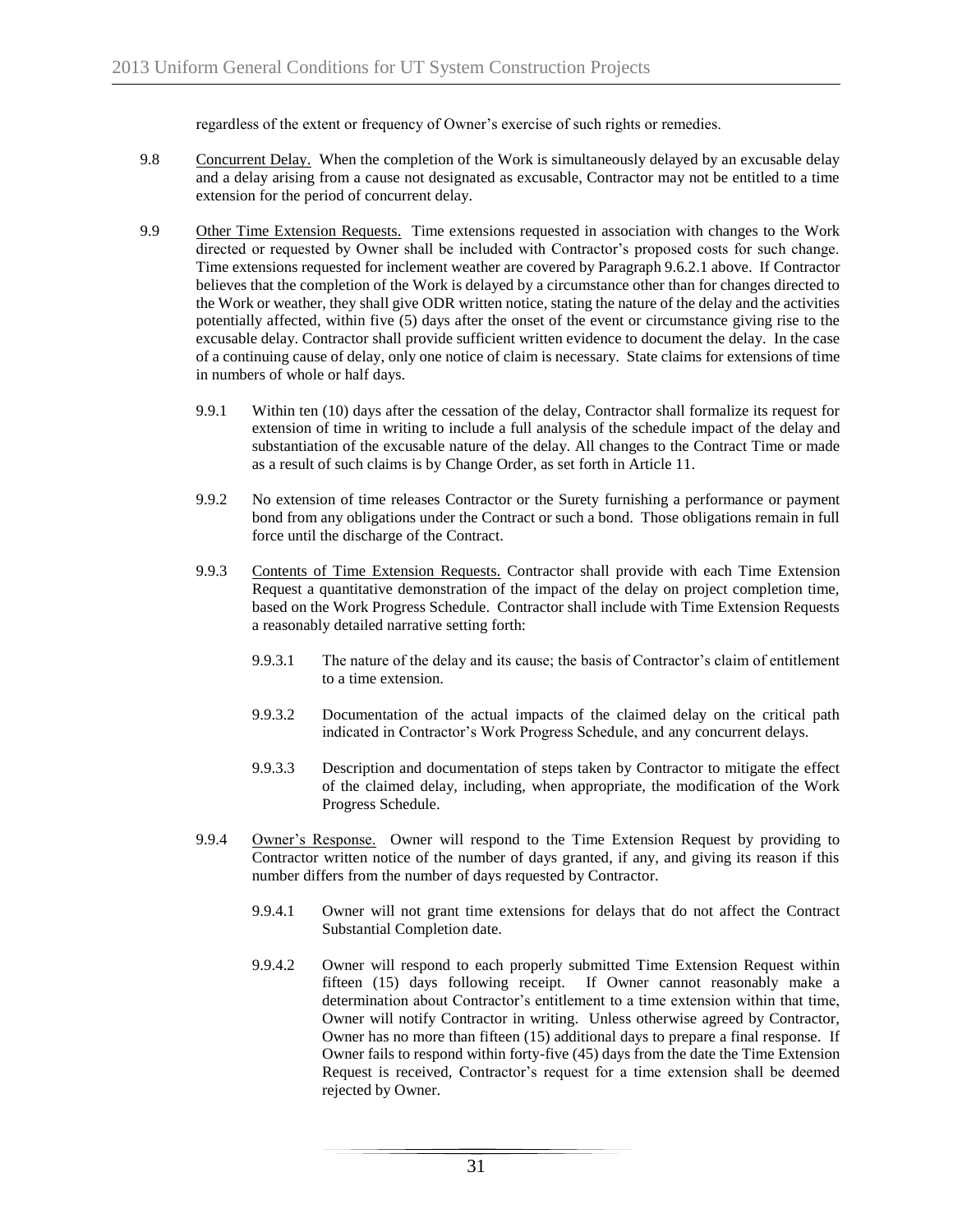regardless of the extent or frequency of Owner's exercise of such rights or remedies.

9.8 Concurrent Delay. When the completion of the Work is simultaneously delayed by an excusable delay and a delay arising from a cause not designated as excusable, Contractor may not be entitled to a time extension for the period of concurrent delay.

9.9 Other Time Extension Requests. Time extensions requested in association with changes to the Work directed or requested by Owner shall be included with Contractor's proposed costs for such change. Time extensions requested for inclement weather are covered by Paragraph 9.6.2.1 above. If Contractor believes that the completion of the Work is delayed by a circumstance other than for changes directed to the Work or weather, they shall give ODR written notice, stating the nature of the delay and the activities potentially affected, within five (5) days after the onset of the event or circumstance giving rise to the excusable delay. Contractor shall provide sufficient written evidence to document the delay. In the case of a continuing cause of delay, only one notice of claim is necessary. State claims for extensions of time in numbers of whole or half days.

9.9.1 Within ten (10) days after the cessation of the delay, Contractor shall formalize its request for extension of time in writing to include a full analysis of the schedule impact of the delay and substantiation of the excusable nature of the delay. All changes to the Contract Time or made as a result of such claims is by Change Order, as set forth in Article 11.

9.9.2 No extension of time releases Contractor or the Surety furnishing a performance or payment bond from any obligations under the Contract or such a bond. Those obligations remain in full force until the discharge of the Contract.

9.9.3 Contents of Time Extension Requests. Contractor shall provide with each Time Extension Request a quantitative demonstration of the impact of the delay on project completion time, based on the Work Progress Schedule. Contractor shall include with Time Extension Requests a reasonably detailed narrative setting forth:

9.9.3.1 The nature of the delay and its cause; the basis of Contractor's claim of entitlement to a time extension.

9.9.3.2 Documentation of the actual impacts of the claimed delay on the critical path indicated in Contractor's Work Progress Schedule, and any concurrent delays.

9.9.3.3 Description and documentation of steps taken by Contractor to mitigate the effect of the claimed delay, including, when appropriate, the modification of the Work Progress Schedule.

9.9.4 Owner's Response. Owner will respond to the Time Extension Request by providing to Contractor written notice of the number of days granted, if any, and giving its reason if this number differs from the number of days requested by Contractor.

9.9.4.1 Owner will not grant time extensions for delays that do not affect the Contract Substantial Completion date.

9.9.4.2 Owner will respond to each properly submitted Time Extension Request within fifteen (15) days following receipt. If Owner cannot reasonably make a determination about Contractor's entitlement to a time extension within that time, Owner will notify Contractor in writing. Unless otherwise agreed by Contractor, Owner has no more than fifteen (15) additional days to prepare a final response. If Owner fails to respond within forty-five (45) days from the date the Time Extension Request is received, Contractor's request for a time extension shall be deemed rejected by Owner.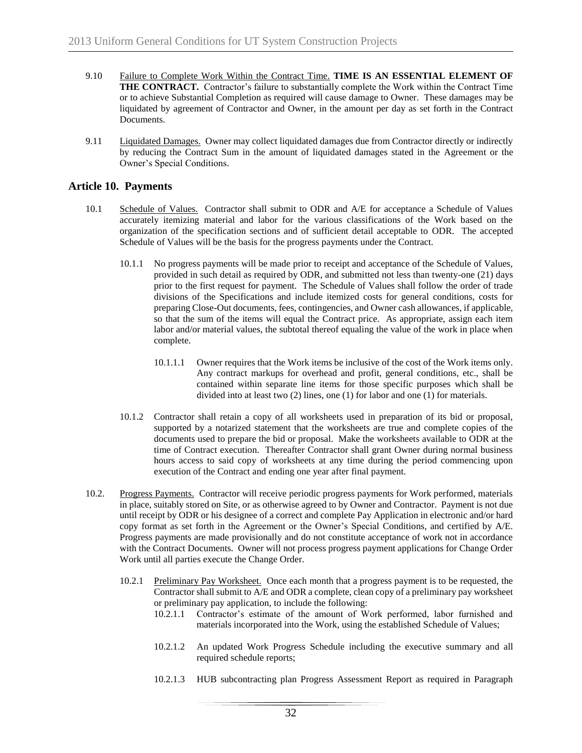9.10 Failure to Complete Work Within the Contract Time. **TIME IS AN ESSENTIAL ELEMENT OF THE CONTRACT.** Contractor's failure to substantially complete the Work within the Contract Time or to achieve Substantial Completion as required will cause damage to Owner. These damages may be liquidated by agreement of Contractor and Owner, in the amount per day as set forth in the Contract Documents.

9.11 Liquidated Damages. Owner may collect liquidated damages due from Contractor directly or indirectly by reducing the Contract Sum in the amount of liquidated damages stated in the Agreement or the Owner's Special Conditions.

## Article 10. Payments

10.1 Schedule of Values. Contractor shall submit to ODR and A/E for acceptance a Schedule of Values accurately itemizing material and labor for the various classifications of the Work based on the organization of the specification sections and of sufficient detail acceptable to ODR. The accepted Schedule of Values will be the basis for the progress payments under the Contract.

10.1.1 No progress payments will be made prior to receipt and acceptance of the Schedule of Values, provided in such detail as required by ODR, and submitted not less than twenty-one (21) days prior to the first request for payment. The Schedule of Values shall follow the order of trade divisions of the Specifications and include itemized costs for general conditions, costs for preparing Close-Out documents, fees, contingencies, and Owner cash allowances, if applicable, so that the sum of the items will equal the Contract price. As appropriate, assign each item labor and/or material values, the subtotal thereof equaling the value of the work in place when complete.

10.1.1.1 Owner requires that the Work items be inclusive of the cost of the Work items only. Any contract markups for overhead and profit, general conditions, etc., shall be contained within separate line items for those specific purposes which shall be divided into at least two (2) lines, one (1) for labor and one (1) for materials.

10.1.2 Contractor shall retain a copy of all worksheets used in preparation of its bid or proposal, supported by a notarized statement that the worksheets are true and complete copies of the documents used to prepare the bid or proposal. Make the worksheets available to ODR at the time of Contract execution. Thereafter Contractor shall grant Owner during normal business hours access to said copy of worksheets at any time during the period commencing upon execution of the Contract and ending one year after final payment.

10.2. Progress Payments. Contractor will receive periodic progress payments for Work performed, materials in place, suitably stored on Site, or as otherwise agreed to by Owner and Contractor. Payment is not due until receipt by ODR or his designee of a correct and complete Pay Application in electronic and/or hard copy format as set forth in the Agreement or the Owner's Special Conditions, and certified by A/E. Progress payments are made provisionally and do not constitute acceptance of work not in accordance with the Contract Documents. Owner will not process progress payment applications for Change Order Work until all parties execute the Change Order.

10.2.1 Preliminary Pay Worksheet. Once each month that a progress payment is to be requested, the Contractor shall submit to A/E and ODR a complete, clean copy of a preliminary pay worksheet or preliminary pay application, to include the following:

10.2.1.1 Contractor's estimate of the amount of Work performed, labor furnished and materials incorporated into the Work, using the established Schedule of Values;

10.2.1.2 An updated Work Progress Schedule including the executive summary and all required schedule reports;

10.2.1.3 HUB subcontracting plan Progress Assessment Report as required in Paragraph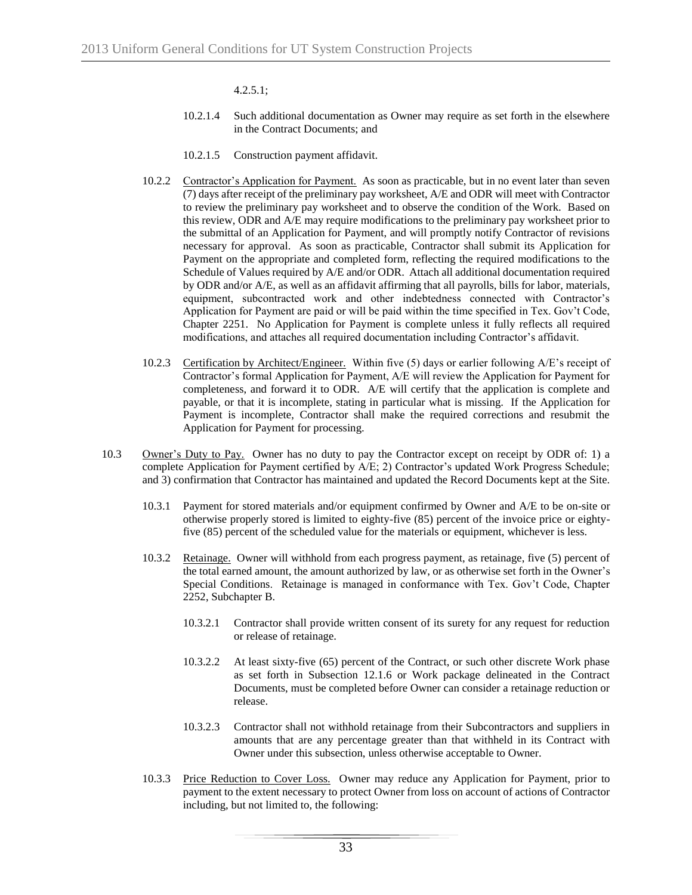4.2.5.1;

10.2.1.4 Such additional documentation as Owner may require as set forth in the elsewhere in the Contract Documents; and

10.2.1.5 Construction payment affidavit.

10.2.2 Contractor's Application for Payment. As soon as practicable, but in no event later than seven (7) days after receipt of the preliminary pay worksheet, A/E and ODR will meet with Contractor to review the preliminary pay worksheet and to observe the condition of the Work. Based on this review, ODR and A/E may require modifications to the preliminary pay worksheet prior to the submittal of an Application for Payment, and will promptly notify Contractor of revisions necessary for approval. As soon as practicable, Contractor shall submit its Application for Payment on the appropriate and completed form, reflecting the required modifications to the Schedule of Values required by A/E and/or ODR. Attach all additional documentation required by ODR and/or A/E, as well as an affidavit affirming that all payrolls, bills for labor, materials, equipment, subcontracted work and other indebtedness connected with Contractor's Application for Payment are paid or will be paid within the time specified in Tex. Gov't Code, Chapter 2251. No Application for Payment is complete unless it fully reflects all required modifications, and attaches all required documentation including Contractor's affidavit.

10.2.3 Certification by Architect/Engineer. Within five (5) days or earlier following A/E's receipt of Contractor's formal Application for Payment, A/E will review the Application for Payment for completeness, and forward it to ODR. A/E will certify that the application is complete and payable, or that it is incomplete, stating in particular what is missing. If the Application for Payment is incomplete, Contractor shall make the required corrections and resubmit the Application for Payment for processing.

10.3 Owner's Duty to Pay. Owner has no duty to pay the Contractor except on receipt by ODR of: 1) a complete Application for Payment certified by A/E; 2) Contractor's updated Work Progress Schedule; and 3) confirmation that Contractor has maintained and updated the Record Documents kept at the Site.

10.3.1 Payment for stored materials and/or equipment confirmed by Owner and A/E to be on-site or otherwise properly stored is limited to eighty-five (85) percent of the invoice price or eighty-five (85) percent of the scheduled value for the materials or equipment, whichever is less.

10.3.2 Retainage. Owner will withhold from each progress payment, as retainage, five (5) percent of the total earned amount, the amount authorized by law, or as otherwise set forth in the Owner's Special Conditions. Retainage is managed in conformance with Tex. Gov't Code, Chapter 2252, Subchapter B.

10.3.2.1 Contractor shall provide written consent of its surety for any request for reduction or release of retainage.

10.3.2.2 At least sixty-five (65) percent of the Contract, or such other discrete Work phase as set forth in Subsection 12.1.6 or Work package delineated in the Contract Documents, must be completed before Owner can consider a retainage reduction or release.

10.3.2.3 Contractor shall not withhold retainage from their Subcontractors and suppliers in amounts that are any percentage greater than that withheld in its Contract with Owner under this subsection, unless otherwise acceptable to Owner.

10.3.3 Price Reduction to Cover Loss. Owner may reduce any Application for Payment, prior to payment to the extent necessary to protect Owner from loss on account of actions of Contractor including, but not limited to, the following: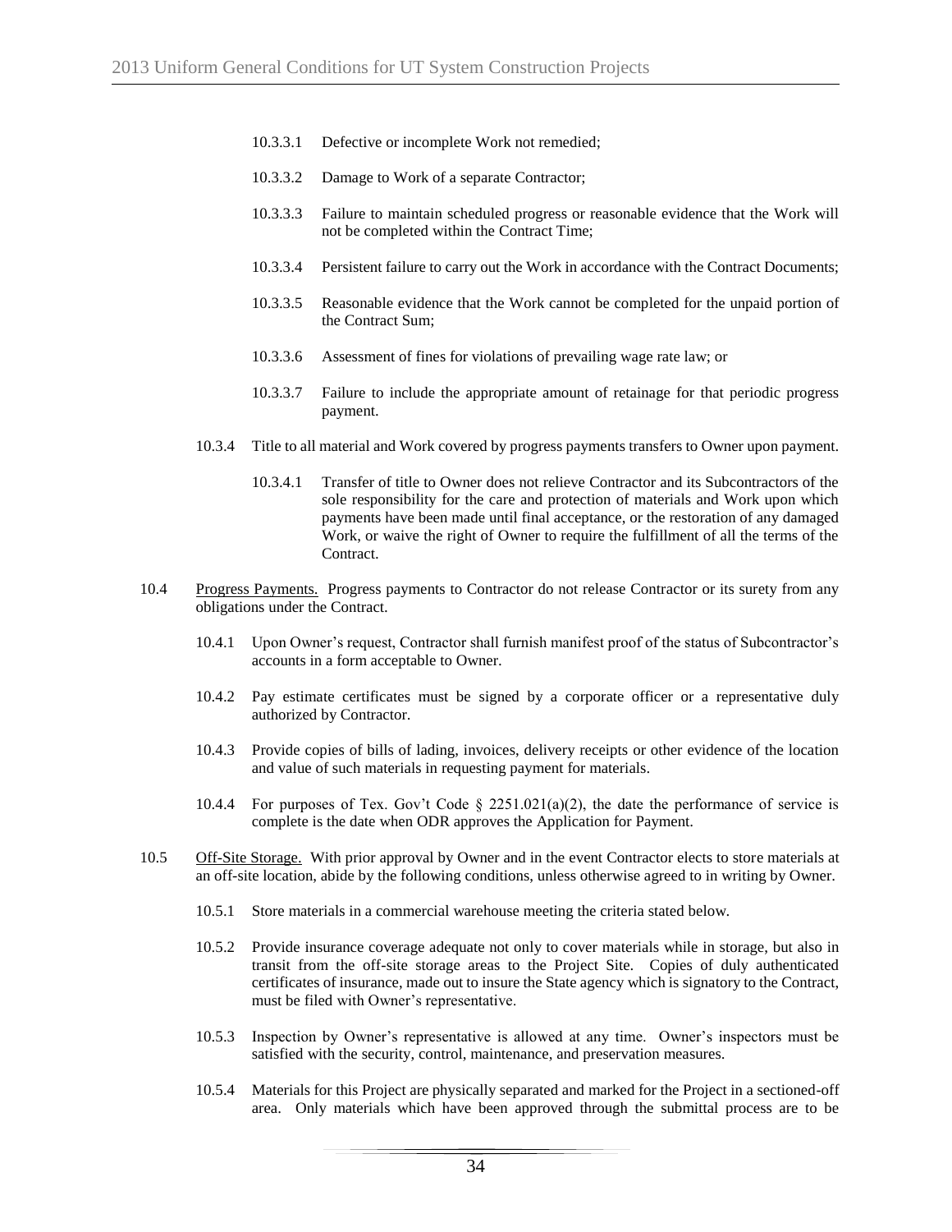10.3.3.1 Defective or incomplete Work not remedied;

10.3.3.2 Damage to Work of a separate Contractor;

10.3.3.3 Failure to maintain scheduled progress or reasonable evidence that the Work will not be completed within the Contract Time;

10.3.3.4 Persistent failure to carry out the Work in accordance with the Contract Documents;

10.3.3.5 Reasonable evidence that the Work cannot be completed for the unpaid portion of the Contract Sum;

10.3.3.6 Assessment of fines for violations of prevailing wage rate law; or

10.3.3.7 Failure to include the appropriate amount of retainage for that periodic progress payment.

10.3.4 Title to all material and Work covered by progress payments transfers to Owner upon payment.

10.3.4.1 Transfer of title to Owner does not relieve Contractor and its Subcontractors of the sole responsibility for the care and protection of materials and Work upon which payments have been made until final acceptance, or the restoration of any damaged Work, or waive the right of Owner to require the fulfillment of all the terms of the Contract.

10.4 Progress Payments. Progress payments to Contractor do not release Contractor or its surety from any obligations under the Contract.

10.4.1 Upon Owner's request, Contractor shall furnish manifest proof of the status of Subcontractor's accounts in a form acceptable to Owner.

10.4.2 Pay estimate certificates must be signed by a corporate officer or a representative duly authorized by Contractor.

10.4.3 Provide copies of bills of lading, invoices, delivery receipts or other evidence of the location and value of such materials in requesting payment for materials.

10.4.4 For purposes of Tex. Gov't Code § 2251.021(a)(2), the date the performance of service is complete is the date when ODR approves the Application for Payment.

10.5 Off-Site Storage. With prior approval by Owner and in the event Contractor elects to store materials at an off-site location, abide by the following conditions, unless otherwise agreed to in writing by Owner.

10.5.1 Store materials in a commercial warehouse meeting the criteria stated below.

10.5.2 Provide insurance coverage adequate not only to cover materials while in storage, but also in transit from the off-site storage areas to the Project Site. Copies of duly authenticated certificates of insurance, made out to insure the State agency which is signatory to the Contract, must be filed with Owner's representative.

10.5.3 Inspection by Owner's representative is allowed at any time. Owner's inspectors must be satisfied with the security, control, maintenance, and preservation measures.

10.5.4 Materials for this Project are physically separated and marked for the Project in a sectioned-off area. Only materials which have been approved through the submittal process are to be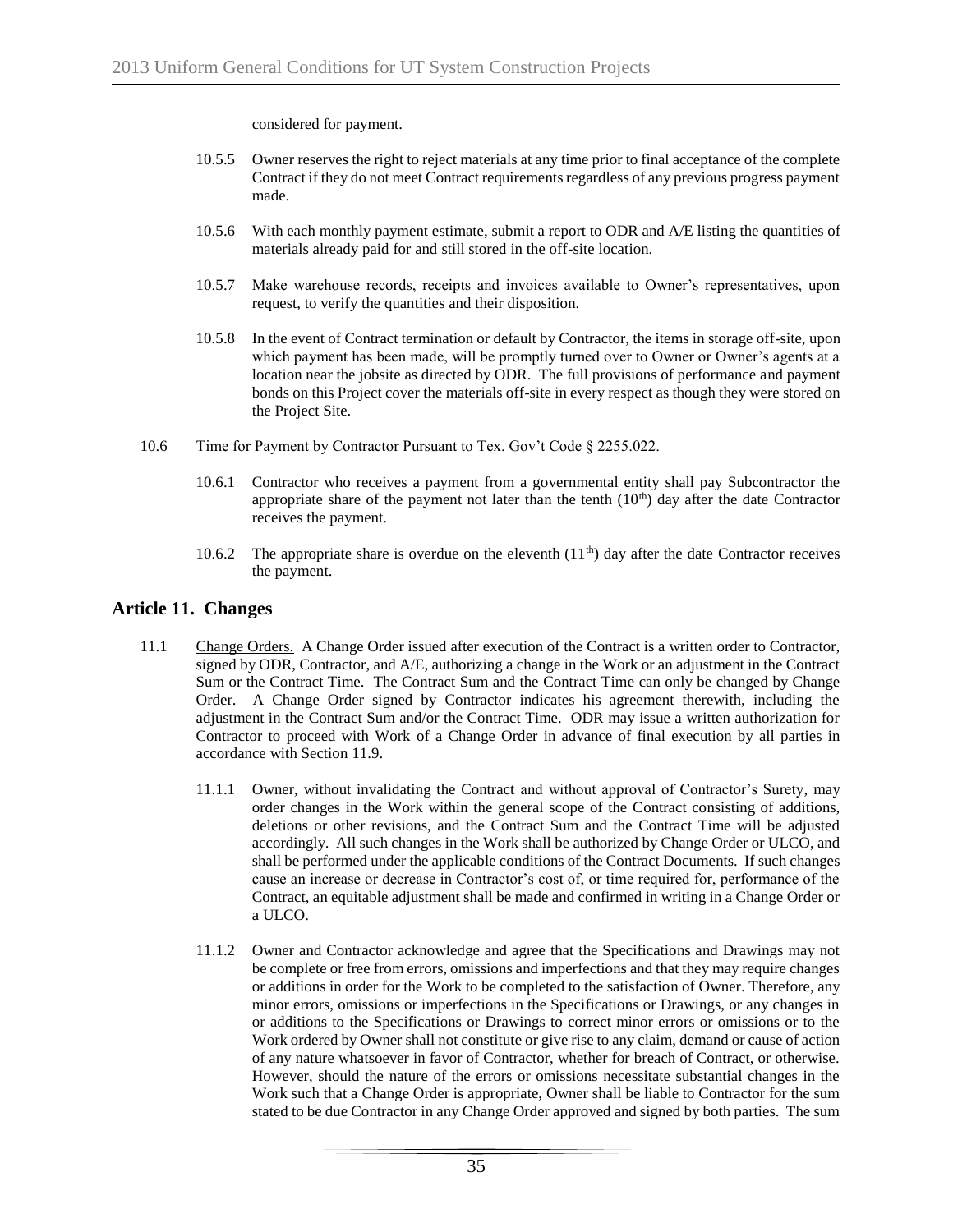considered for payment.

10.5.5 Owner reserves the right to reject materials at any time prior to final acceptance of the complete Contract if they do not meet Contract requirements regardless of any previous progress payment made.

10.5.6 With each monthly payment estimate, submit a report to ODR and A/E listing the quantities of materials already paid for and still stored in the off-site location.

10.5.7 Make warehouse records, receipts and invoices available to Owner's representatives, upon request, to verify the quantities and their disposition.

10.5.8 In the event of Contract termination or default by Contractor, the items in storage off-site, upon which payment has been made, will be promptly turned over to Owner or Owner's agents at a location near the jobsite as directed by ODR. The full provisions of performance and payment bonds on this Project cover the materials off-site in every respect as though they were stored on the Project Site.

10.6 Time for Payment by Contractor Pursuant to Tex. Gov't Code § 2255.022.

10.6.1 Contractor who receives a payment from a governmental entity shall pay Subcontractor the appropriate share of the payment not later than the tenth (10th) day after the date Contractor receives the payment.

10.6.2 The appropriate share is overdue on the eleventh (11th) day after the date Contractor receives the payment.

## Article 11. Changes

11.1 Change Orders. A Change Order issued after execution of the Contract is a written order to Contractor, signed by ODR, Contractor, and A/E, authorizing a change in the Work or an adjustment in the Contract Sum or the Contract Time. The Contract Sum and the Contract Time can only be changed by Change Order. A Change Order signed by Contractor indicates his agreement therewith, including the adjustment in the Contract Sum and/or the Contract Time. ODR may issue a written authorization for Contractor to proceed with Work of a Change Order in advance of final execution by all parties in accordance with Section 11.9.

11.1.1 Owner, without invalidating the Contract and without approval of Contractor's Surety, may order changes in the Work within the general scope of the Contract consisting of additions, deletions or other revisions, and the Contract Sum and the Contract Time will be adjusted accordingly. All such changes in the Work shall be authorized by Change Order or ULCO, and shall be performed under the applicable conditions of the Contract Documents. If such changes cause an increase or decrease in Contractor's cost of, or time required for, performance of the Contract, an equitable adjustment shall be made and confirmed in writing in a Change Order or a ULCO.

11.1.2 Owner and Contractor acknowledge and agree that the Specifications and Drawings may not be complete or free from errors, omissions and imperfections and that they may require changes or additions in order for the Work to be completed to the satisfaction of Owner. Therefore, any minor errors, omissions or imperfections in the Specifications or Drawings, or any changes in or additions to the Specifications or Drawings to correct minor errors or omissions or to the Work ordered by Owner shall not constitute or give rise to any claim, demand or cause of action of any nature whatsoever in favor of Contractor, whether for breach of Contract, or otherwise. However, should the nature of the errors or omissions necessitate substantial changes in the Work such that a Change Order is appropriate, Owner shall be liable to Contractor for the sum stated to be due Contractor in any Change Order approved and signed by both parties. The sum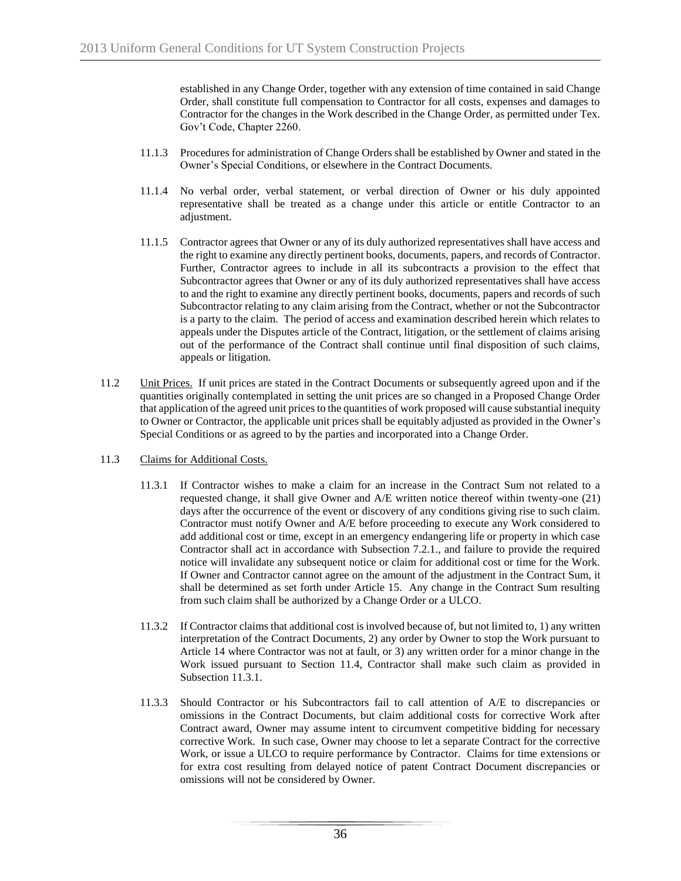established in any Change Order, together with any extension of time contained in said Change Order, shall constitute full compensation to Contractor for all costs, expenses and damages to Contractor for the changes in the Work described in the Change Order, as permitted under Tex. Gov't Code, Chapter 2260.

11.1.3 Procedures for administration of Change Orders shall be established by Owner and stated in the Owner's Special Conditions, or elsewhere in the Contract Documents.

11.1.4 No verbal order, verbal statement, or verbal direction of Owner or his duly appointed representative shall be treated as a change under this article or entitle Contractor to an adjustment.

11.1.5 Contractor agrees that Owner or any of its duly authorized representatives shall have access and the right to examine any directly pertinent books, documents, papers, and records of Contractor. Further, Contractor agrees to include in all its subcontracts a provision to the effect that Subcontractor agrees that Owner or any of its duly authorized representatives shall have access to and the right to examine any directly pertinent books, documents, papers and records of such Subcontractor relating to any claim arising from the Contract, whether or not the Subcontractor is a party to the claim. The period of access and examination described herein which relates to appeals under the Disputes article of the Contract, litigation, or the settlement of claims arising out of the performance of the Contract shall continue until final disposition of such claims, appeals or litigation.

11.2 Unit Prices. If unit prices are stated in the Contract Documents or subsequently agreed upon and if the quantities originally contemplated in setting the unit prices are so changed in a Proposed Change Order that application of the agreed unit prices to the quantities of work proposed will cause substantial inequity to Owner or Contractor, the applicable unit prices shall be equitably adjusted as provided in the Owner's Special Conditions or as agreed to by the parties and incorporated into a Change Order.

11.3 Claims for Additional Costs.

11.3.1 If Contractor wishes to make a claim for an increase in the Contract Sum not related to a requested change, it shall give Owner and A/E written notice thereof within twenty-one (21) days after the occurrence of the event or discovery of any conditions giving rise to such claim. Contractor must notify Owner and A/E before proceeding to execute any Work considered to add additional cost or time, except in an emergency endangering life or property in which case Contractor shall act in accordance with Subsection 7.2.1., and failure to provide the required notice will invalidate any subsequent notice or claim for additional cost or time for the Work. If Owner and Contractor cannot agree on the amount of the adjustment in the Contract Sum, it shall be determined as set forth under Article 15. Any change in the Contract Sum resulting from such claim shall be authorized by a Change Order or a ULCO.

11.3.2 If Contractor claims that additional cost is involved because of, but not limited to, 1) any written interpretation of the Contract Documents, 2) any order by Owner to stop the Work pursuant to Article 14 where Contractor was not at fault, or 3) any written order for a minor change in the Work issued pursuant to Section 11.4, Contractor shall make such claim as provided in Subsection 11.3.1.

11.3.3 Should Contractor or his Subcontractors fail to call attention of A/E to discrepancies or omissions in the Contract Documents, but claim additional costs for corrective Work after Contract award, Owner may assume intent to circumvent competitive bidding for necessary corrective Work. In such case, Owner may choose to let a separate Contract for the corrective Work, or issue a ULCO to require performance by Contractor. Claims for time extensions or for extra cost resulting from delayed notice of patent Contract Document discrepancies or omissions will not be considered by Owner.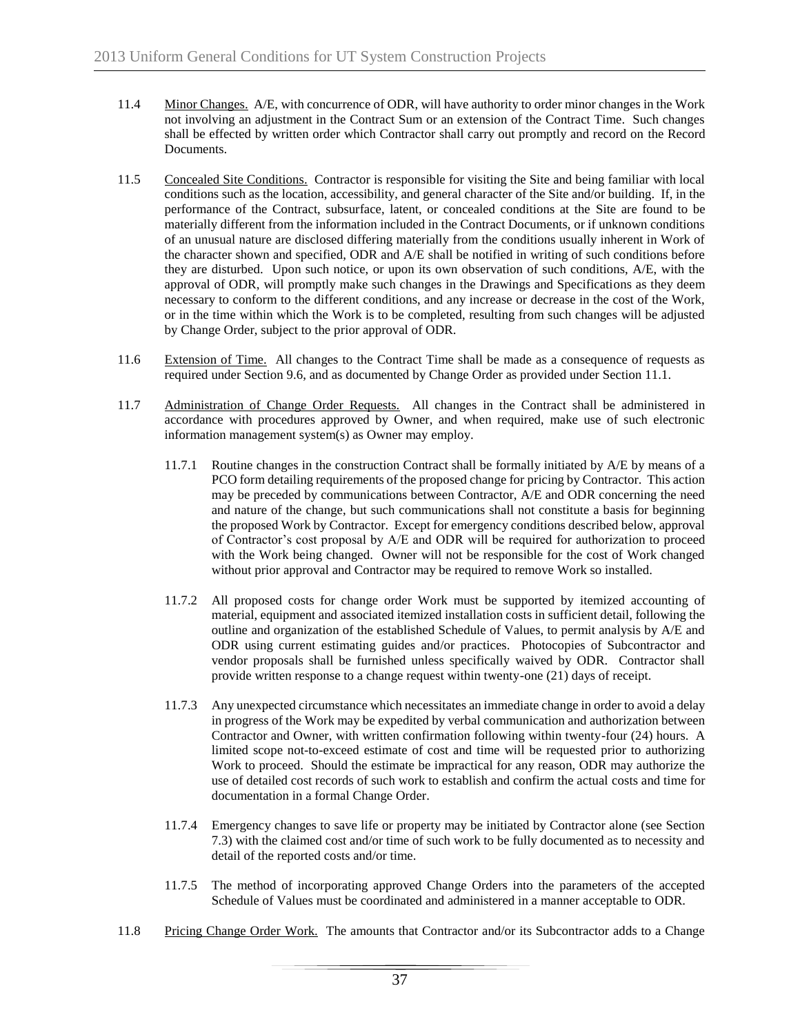11.4 Minor Changes. A/E, with concurrence of ODR, will have authority to order minor changes in the Work not involving an adjustment in the Contract Sum or an extension of the Contract Time. Such changes shall be effected by written order which Contractor shall carry out promptly and record on the Record Documents.

11.5 Concealed Site Conditions. Contractor is responsible for visiting the Site and being familiar with local conditions such as the location, accessibility, and general character of the Site and/or building. If, in the performance of the Contract, subsurface, latent, or concealed conditions at the Site are found to be materially different from the information included in the Contract Documents, or if unknown conditions of an unusual nature are disclosed differing materially from the conditions usually inherent in Work of the character shown and specified, ODR and A/E shall be notified in writing of such conditions before they are disturbed. Upon such notice, or upon its own observation of such conditions, A/E, with the approval of ODR, will promptly make such changes in the Drawings and Specifications as they deem necessary to conform to the different conditions, and any increase or decrease in the cost of the Work, or in the time within which the Work is to be completed, resulting from such changes will be adjusted by Change Order, subject to the prior approval of ODR.

11.6 Extension of Time. All changes to the Contract Time shall be made as a consequence of requests as required under Section 9.6, and as documented by Change Order as provided under Section 11.1.

11.7 Administration of Change Order Requests. All changes in the Contract shall be administered in accordance with procedures approved by Owner, and when required, make use of such electronic information management system(s) as Owner may employ.

11.7.1 Routine changes in the construction Contract shall be formally initiated by A/E by means of a PCO form detailing requirements of the proposed change for pricing by Contractor. This action may be preceded by communications between Contractor, A/E and ODR concerning the need and nature of the change, but such communications shall not constitute a basis for beginning the proposed Work by Contractor. Except for emergency conditions described below, approval of Contractor's cost proposal by A/E and ODR will be required for authorization to proceed with the Work being changed. Owner will not be responsible for the cost of Work changed without prior approval and Contractor may be required to remove Work so installed.

11.7.2 All proposed costs for change order Work must be supported by itemized accounting of material, equipment and associated itemized installation costs in sufficient detail, following the outline and organization of the established Schedule of Values, to permit analysis by A/E and ODR using current estimating guides and/or practices. Photocopies of Subcontractor and vendor proposals shall be furnished unless specifically waived by ODR. Contractor shall provide written response to a change request within twenty-one (21) days of receipt.

11.7.3 Any unexpected circumstance which necessitates an immediate change in order to avoid a delay in progress of the Work may be expedited by verbal communication and authorization between Contractor and Owner, with written confirmation following within twenty-four (24) hours. A limited scope not-to-exceed estimate of cost and time will be requested prior to authorizing Work to proceed. Should the estimate be impractical for any reason, ODR may authorize the use of detailed cost records of such work to establish and confirm the actual costs and time for documentation in a formal Change Order.

11.7.4 Emergency changes to save life or property may be initiated by Contractor alone (see Section 7.3) with the claimed cost and/or time of such work to be fully documented as to necessity and detail of the reported costs and/or time.

11.7.5 The method of incorporating approved Change Orders into the parameters of the accepted Schedule of Values must be coordinated and administered in a manner acceptable to ODR.

11.8 Pricing Change Order Work. The amounts that Contractor and/or its Subcontractor adds to a Change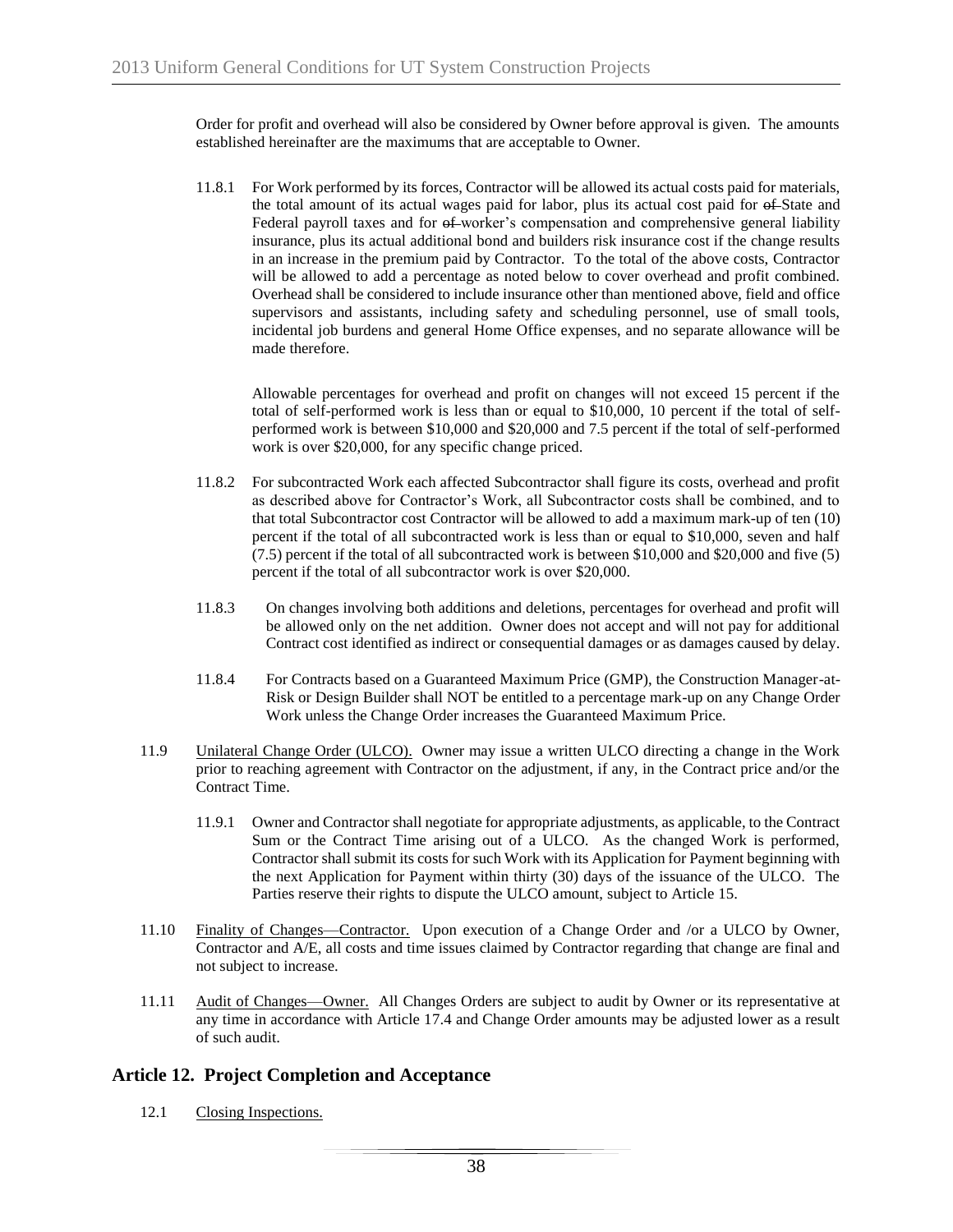Order for profit and overhead will also be considered by Owner before approval is given. The amounts established hereinafter are the maximums that are acceptable to Owner.

11.8.1 For Work performed by its forces, Contractor will be allowed its actual costs paid for materials, the total amount of its actual wages paid for labor, plus its actual cost paid for ~~of~~ State and Federal payroll taxes and for ~~of~~ worker's compensation and comprehensive general liability insurance, plus its actual additional bond and builders risk insurance cost if the change results in an increase in the premium paid by Contractor. To the total of the above costs, Contractor will be allowed to add a percentage as noted below to cover overhead and profit combined. Overhead shall be considered to include insurance other than mentioned above, field and office supervisors and assistants, including safety and scheduling personnel, use of small tools, incidental job burdens and general Home Office expenses, and no separate allowance will be made therefore.

Allowable percentages for overhead and profit on changes will not exceed 15 percent if the total of self-performed work is less than or equal to \$10,000, 10 percent if the total of self-performed work is between \$10,000 and \$20,000 and 7.5 percent if the total of self-performed work is over \$20,000, for any specific change priced.

11.8.2 For subcontracted Work each affected Subcontractor shall figure its costs, overhead and profit as described above for Contractor's Work, all Subcontractor costs shall be combined, and to that total Subcontractor cost Contractor will be allowed to add a maximum mark-up of ten (10) percent if the total of all subcontracted work is less than or equal to \$10,000, seven and half (7.5) percent if the total of all subcontracted work is between \$10,000 and \$20,000 and five (5) percent if the total of all subcontractor work is over \$20,000.

11.8.3 On changes involving both additions and deletions, percentages for overhead and profit will be allowed only on the net addition. Owner does not accept and will not pay for additional Contract cost identified as indirect or consequential damages or as damages caused by delay.

11.8.4 For Contracts based on a Guaranteed Maximum Price (GMP), the Construction Manager-at-Risk or Design Builder shall NOT be entitled to a percentage mark-up on any Change Order Work unless the Change Order increases the Guaranteed Maximum Price.

11.9 Unilateral Change Order (ULCO). Owner may issue a written ULCO directing a change in the Work prior to reaching agreement with Contractor on the adjustment, if any, in the Contract price and/or the Contract Time.

11.9.1 Owner and Contractor shall negotiate for appropriate adjustments, as applicable, to the Contract Sum or the Contract Time arising out of a ULCO. As the changed Work is performed, Contractor shall submit its costs for such Work with its Application for Payment beginning with the next Application for Payment within thirty (30) days of the issuance of the ULCO. The Parties reserve their rights to dispute the ULCO amount, subject to Article 15.

11.10 Finality of Changes—Contractor. Upon execution of a Change Order and /or a ULCO by Owner, Contractor and A/E, all costs and time issues claimed by Contractor regarding that change are final and not subject to increase.

11.11 Audit of Changes—Owner. All Changes Orders are subject to audit by Owner or its representative at any time in accordance with Article 17.4 and Change Order amounts may be adjusted lower as a result of such audit.

## Article 12. Project Completion and Acceptance

12.1 Closing Inspections.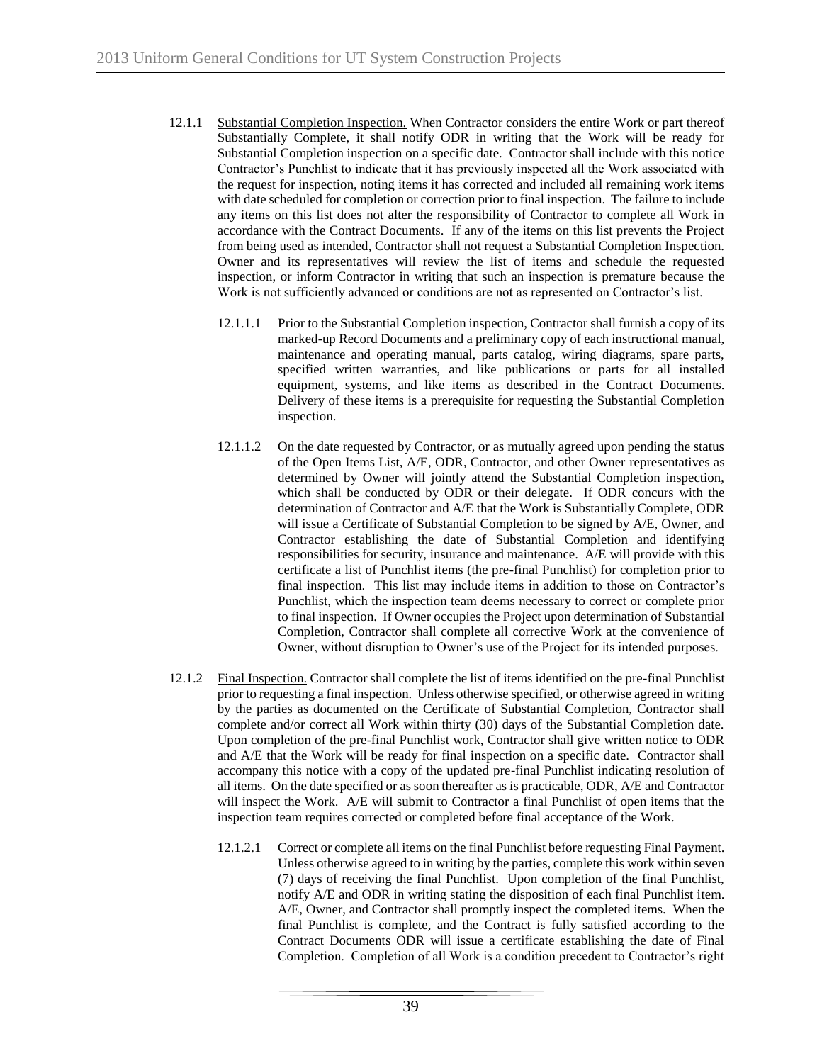12.1.1 <u>Substantial Completion Inspection.</u> When Contractor considers the entire Work or part thereof Substantially Complete, it shall notify ODR in writing that the Work will be ready for Substantial Completion inspection on a specific date. Contractor shall include with this notice Contractor's Punchlist to indicate that it has previously inspected all the Work associated with the request for inspection, noting items it has corrected and included all remaining work items with date scheduled for completion or correction prior to final inspection. The failure to include any items on this list does not alter the responsibility of Contractor to complete all Work in accordance with the Contract Documents. If any of the items on this list prevents the Project from being used as intended, Contractor shall not request a Substantial Completion Inspection. Owner and its representatives will review the list of items and schedule the requested inspection, or inform Contractor in writing that such an inspection is premature because the Work is not sufficiently advanced or conditions are not as represented on Contractor's list.

12.1.1.1 Prior to the Substantial Completion inspection, Contractor shall furnish a copy of its marked-up Record Documents and a preliminary copy of each instructional manual, maintenance and operating manual, parts catalog, wiring diagrams, spare parts, specified written warranties, and like publications or parts for all installed equipment, systems, and like items as described in the Contract Documents. Delivery of these items is a prerequisite for requesting the Substantial Completion inspection.

12.1.1.2 On the date requested by Contractor, or as mutually agreed upon pending the status of the Open Items List, A/E, ODR, Contractor, and other Owner representatives as determined by Owner will jointly attend the Substantial Completion inspection, which shall be conducted by ODR or their delegate. If ODR concurs with the determination of Contractor and A/E that the Work is Substantially Complete, ODR will issue a Certificate of Substantial Completion to be signed by A/E, Owner, and Contractor establishing the date of Substantial Completion and identifying responsibilities for security, insurance and maintenance. A/E will provide with this certificate a list of Punchlist items (the pre-final Punchlist) for completion prior to final inspection. This list may include items in addition to those on Contractor's Punchlist, which the inspection team deems necessary to correct or complete prior to final inspection. If Owner occupies the Project upon determination of Substantial Completion, Contractor shall complete all corrective Work at the convenience of Owner, without disruption to Owner's use of the Project for its intended purposes.

12.1.2 <u>Final Inspection.</u> Contractor shall complete the list of items identified on the pre-final Punchlist prior to requesting a final inspection. Unless otherwise specified, or otherwise agreed in writing by the parties as documented on the Certificate of Substantial Completion, Contractor shall complete and/or correct all Work within thirty (30) days of the Substantial Completion date. Upon completion of the pre-final Punchlist work, Contractor shall give written notice to ODR and A/E that the Work will be ready for final inspection on a specific date. Contractor shall accompany this notice with a copy of the updated pre-final Punchlist indicating resolution of all items. On the date specified or as soon thereafter as is practicable, ODR, A/E and Contractor will inspect the Work. A/E will submit to Contractor a final Punchlist of open items that the inspection team requires corrected or completed before final acceptance of the Work.

12.1.2.1 Correct or complete all items on the final Punchlist before requesting Final Payment. Unless otherwise agreed to in writing by the parties, complete this work within seven (7) days of receiving the final Punchlist. Upon completion of the final Punchlist, notify A/E and ODR in writing stating the disposition of each final Punchlist item. A/E, Owner, and Contractor shall promptly inspect the completed items. When the final Punchlist is complete, and the Contract is fully satisfied according to the Contract Documents ODR will issue a certificate establishing the date of Final Completion. Completion of all Work is a condition precedent to Contractor's right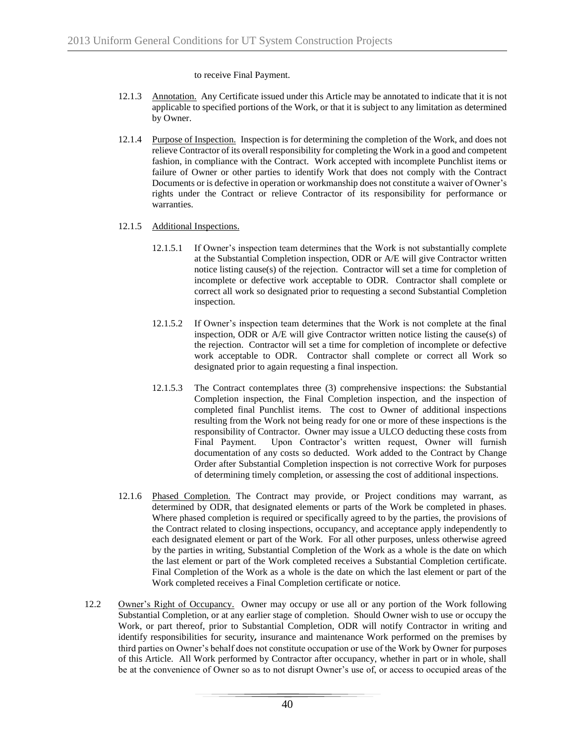to receive Final Payment.

12.1.3 Annotation. Any Certificate issued under this Article may be annotated to indicate that it is not applicable to specified portions of the Work, or that it is subject to any limitation as determined by Owner.

12.1.4 Purpose of Inspection. Inspection is for determining the completion of the Work, and does not relieve Contractor of its overall responsibility for completing the Work in a good and competent fashion, in compliance with the Contract. Work accepted with incomplete Punchlist items or failure of Owner or other parties to identify Work that does not comply with the Contract Documents or is defective in operation or workmanship does not constitute a waiver of Owner's rights under the Contract or relieve Contractor of its responsibility for performance or warranties.

12.1.5 Additional Inspections.

12.1.5.1 If Owner's inspection team determines that the Work is not substantially complete at the Substantial Completion inspection, ODR or A/E will give Contractor written notice listing cause(s) of the rejection. Contractor will set a time for completion of incomplete or defective work acceptable to ODR. Contractor shall complete or correct all work so designated prior to requesting a second Substantial Completion inspection.

12.1.5.2 If Owner's inspection team determines that the Work is not complete at the final inspection, ODR or A/E will give Contractor written notice listing the cause(s) of the rejection. Contractor will set a time for completion of incomplete or defective work acceptable to ODR. Contractor shall complete or correct all Work so designated prior to again requesting a final inspection.

12.1.5.3 The Contract contemplates three (3) comprehensive inspections: the Substantial Completion inspection, the Final Completion inspection, and the inspection of completed final Punchlist items. The cost to Owner of additional inspections resulting from the Work not being ready for one or more of these inspections is the responsibility of Contractor. Owner may issue a ULCO deducting these costs from Final Payment. Upon Contractor's written request, Owner will furnish documentation of any costs so deducted. Work added to the Contract by Change Order after Substantial Completion inspection is not corrective Work for purposes of determining timely completion, or assessing the cost of additional inspections.

12.1.6 Phased Completion. The Contract may provide, or Project conditions may warrant, as determined by ODR, that designated elements or parts of the Work be completed in phases. Where phased completion is required or specifically agreed to by the parties, the provisions of the Contract related to closing inspections, occupancy, and acceptance apply independently to each designated element or part of the Work. For all other purposes, unless otherwise agreed by the parties in writing, Substantial Completion of the Work as a whole is the date on which the last element or part of the Work completed receives a Substantial Completion certificate. Final Completion of the Work as a whole is the date on which the last element or part of the Work completed receives a Final Completion certificate or notice.

12.2 Owner's Right of Occupancy. Owner may occupy or use all or any portion of the Work following Substantial Completion, or at any earlier stage of completion. Should Owner wish to use or occupy the Work, or part thereof, prior to Substantial Completion, ODR will notify Contractor in writing and identify responsibilities for security*,* insurance and maintenance Work performed on the premises by third parties on Owner's behalf does not constitute occupation or use of the Work by Owner for purposes of this Article. All Work performed by Contractor after occupancy, whether in part or in whole, shall be at the convenience of Owner so as to not disrupt Owner's use of, or access to occupied areas of the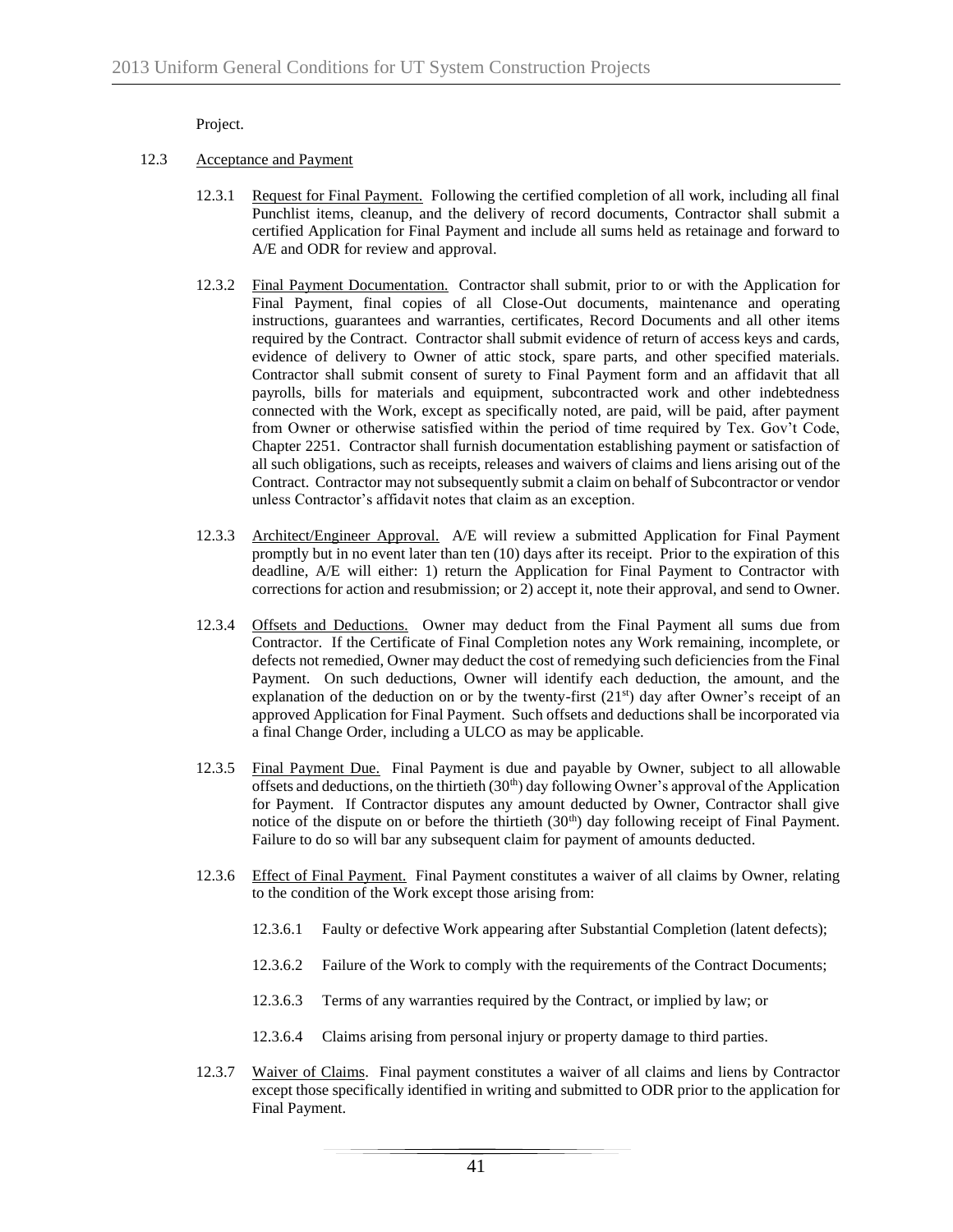Project.

12.3 Acceptance and Payment

12.3.1 Request for Final Payment. Following the certified completion of all work, including all final Punchlist items, cleanup, and the delivery of record documents, Contractor shall submit a certified Application for Final Payment and include all sums held as retainage and forward to A/E and ODR for review and approval.

12.3.2 Final Payment Documentation. Contractor shall submit, prior to or with the Application for Final Payment, final copies of all Close-Out documents, maintenance and operating instructions, guarantees and warranties, certificates, Record Documents and all other items required by the Contract. Contractor shall submit evidence of return of access keys and cards, evidence of delivery to Owner of attic stock, spare parts, and other specified materials. Contractor shall submit consent of surety to Final Payment form and an affidavit that all payrolls, bills for materials and equipment, subcontracted work and other indebtedness connected with the Work, except as specifically noted, are paid, will be paid, after payment from Owner or otherwise satisfied within the period of time required by Tex. Gov't Code, Chapter 2251. Contractor shall furnish documentation establishing payment or satisfaction of all such obligations, such as receipts, releases and waivers of claims and liens arising out of the Contract. Contractor may not subsequently submit a claim on behalf of Subcontractor or vendor unless Contractor's affidavit notes that claim as an exception.

12.3.3 Architect/Engineer Approval. A/E will review a submitted Application for Final Payment promptly but in no event later than ten (10) days after its receipt. Prior to the expiration of this deadline, A/E will either: 1) return the Application for Final Payment to Contractor with corrections for action and resubmission; or 2) accept it, note their approval, and send to Owner.

12.3.4 Offsets and Deductions. Owner may deduct from the Final Payment all sums due from Contractor. If the Certificate of Final Completion notes any Work remaining, incomplete, or defects not remedied, Owner may deduct the cost of remedying such deficiencies from the Final Payment. On such deductions, Owner will identify each deduction, the amount, and the explanation of the deduction on or by the twenty-first (21st) day after Owner's receipt of an approved Application for Final Payment. Such offsets and deductions shall be incorporated via a final Change Order, including a ULCO as may be applicable.

12.3.5 Final Payment Due. Final Payment is due and payable by Owner, subject to all allowable offsets and deductions, on the thirtieth (30th) day following Owner's approval of the Application for Payment. If Contractor disputes any amount deducted by Owner, Contractor shall give notice of the dispute on or before the thirtieth (30th) day following receipt of Final Payment. Failure to do so will bar any subsequent claim for payment of amounts deducted.

12.3.6 Effect of Final Payment. Final Payment constitutes a waiver of all claims by Owner, relating to the condition of the Work except those arising from:

12.3.6.1 Faulty or defective Work appearing after Substantial Completion (latent defects);

12.3.6.2 Failure of the Work to comply with the requirements of the Contract Documents;

12.3.6.3 Terms of any warranties required by the Contract, or implied by law; or

12.3.6.4 Claims arising from personal injury or property damage to third parties.

12.3.7 Waiver of Claims. Final payment constitutes a waiver of all claims and liens by Contractor except those specifically identified in writing and submitted to ODR prior to the application for Final Payment.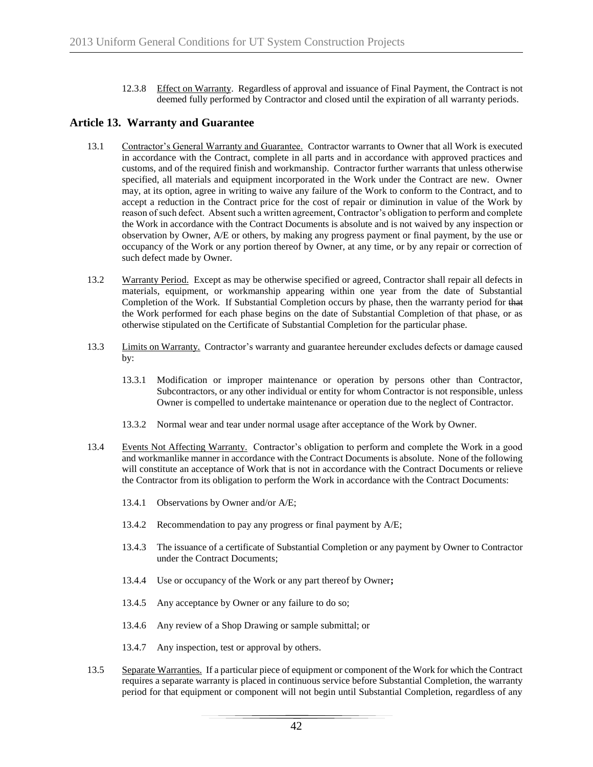12.3.8 Effect on Warranty. Regardless of approval and issuance of Final Payment, the Contract is not deemed fully performed by Contractor and closed until the expiration of all warranty periods.

## Article 13. Warranty and Guarantee

13.1 Contractor's General Warranty and Guarantee. Contractor warrants to Owner that all Work is executed in accordance with the Contract, complete in all parts and in accordance with approved practices and customs, and of the required finish and workmanship. Contractor further warrants that unless otherwise specified, all materials and equipment incorporated in the Work under the Contract are new. Owner may, at its option, agree in writing to waive any failure of the Work to conform to the Contract, and to accept a reduction in the Contract price for the cost of repair or diminution in value of the Work by reason of such defect. Absent such a written agreement, Contractor's obligation to perform and complete the Work in accordance with the Contract Documents is absolute and is not waived by any inspection or observation by Owner, A/E or others, by making any progress payment or final payment, by the use or occupancy of the Work or any portion thereof by Owner, at any time, or by any repair or correction of such defect made by Owner.

13.2 Warranty Period. Except as may be otherwise specified or agreed, Contractor shall repair all defects in materials, equipment, or workmanship appearing within one year from the date of Substantial Completion of the Work. If Substantial Completion occurs by phase, then the warranty period for ~~that~~ the Work performed for each phase begins on the date of Substantial Completion of that phase, or as otherwise stipulated on the Certificate of Substantial Completion for the particular phase.

13.3 Limits on Warranty. Contractor's warranty and guarantee hereunder excludes defects or damage caused by:

13.3.1 Modification or improper maintenance or operation by persons other than Contractor, Subcontractors, or any other individual or entity for whom Contractor is not responsible, unless Owner is compelled to undertake maintenance or operation due to the neglect of Contractor.

13.3.2 Normal wear and tear under normal usage after acceptance of the Work by Owner.

13.4 Events Not Affecting Warranty. Contractor's obligation to perform and complete the Work in a good and workmanlike manner in accordance with the Contract Documents is absolute. None of the following will constitute an acceptance of Work that is not in accordance with the Contract Documents or relieve the Contractor from its obligation to perform the Work in accordance with the Contract Documents:

13.4.1 Observations by Owner and/or A/E;

13.4.2 Recommendation to pay any progress or final payment by A/E;

13.4.3 The issuance of a certificate of Substantial Completion or any payment by Owner to Contractor under the Contract Documents;

13.4.4 Use or occupancy of the Work or any part thereof by Owner**;**

13.4.5 Any acceptance by Owner or any failure to do so;

13.4.6 Any review of a Shop Drawing or sample submittal; or

13.4.7 Any inspection, test or approval by others.

13.5 Separate Warranties. If a particular piece of equipment or component of the Work for which the Contract requires a separate warranty is placed in continuous service before Substantial Completion, the warranty period for that equipment or component will not begin until Substantial Completion, regardless of any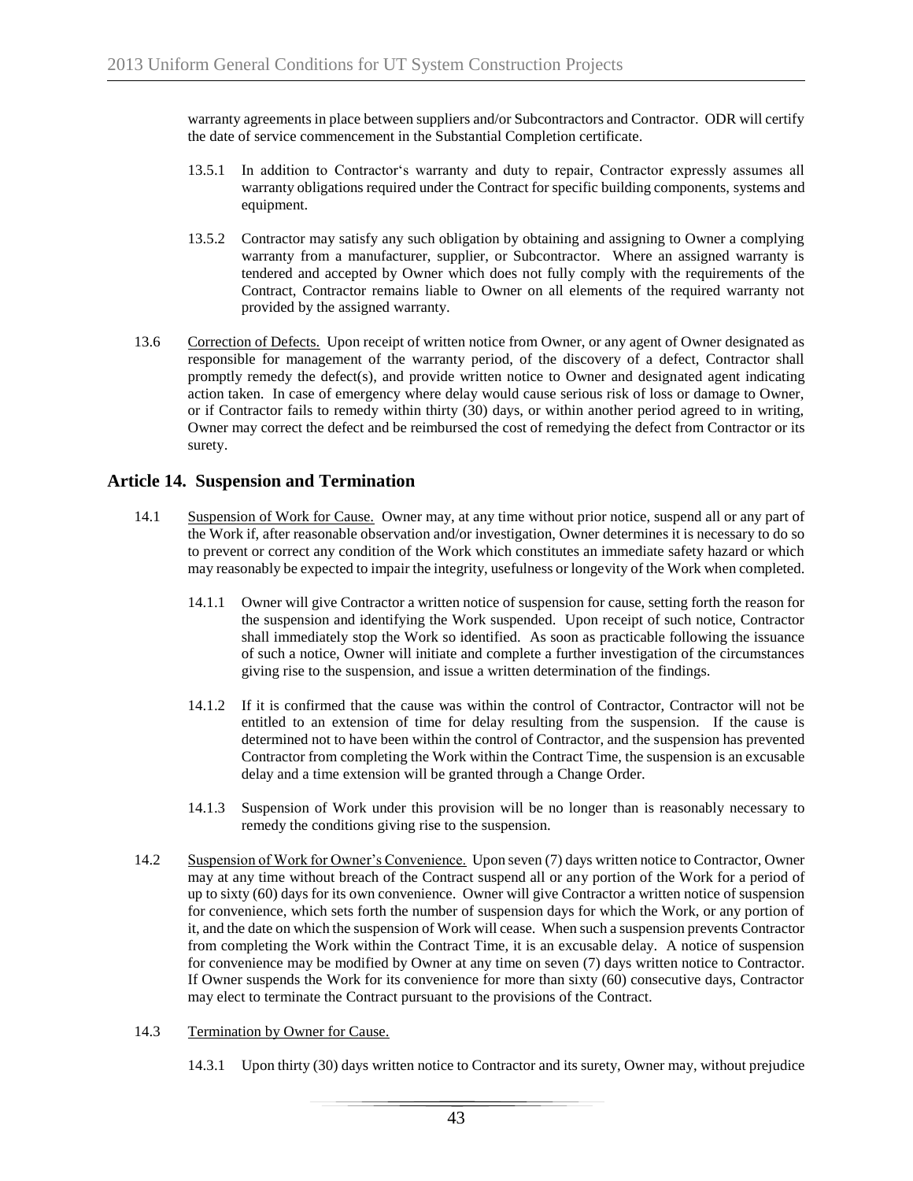warranty agreements in place between suppliers and/or Subcontractors and Contractor. ODR will certify the date of service commencement in the Substantial Completion certificate.

13.5.1 In addition to Contractor's warranty and duty to repair, Contractor expressly assumes all warranty obligations required under the Contract for specific building components, systems and equipment.

13.5.2 Contractor may satisfy any such obligation by obtaining and assigning to Owner a complying warranty from a manufacturer, supplier, or Subcontractor. Where an assigned warranty is tendered and accepted by Owner which does not fully comply with the requirements of the Contract, Contractor remains liable to Owner on all elements of the required warranty not provided by the assigned warranty.

13.6 Correction of Defects. Upon receipt of written notice from Owner, or any agent of Owner designated as responsible for management of the warranty period, of the discovery of a defect, Contractor shall promptly remedy the defect(s), and provide written notice to Owner and designated agent indicating action taken. In case of emergency where delay would cause serious risk of loss or damage to Owner, or if Contractor fails to remedy within thirty (30) days, or within another period agreed to in writing, Owner may correct the defect and be reimbursed the cost of remedying the defect from Contractor or its surety.

## Article 14. Suspension and Termination

14.1 Suspension of Work for Cause. Owner may, at any time without prior notice, suspend all or any part of the Work if, after reasonable observation and/or investigation, Owner determines it is necessary to do so to prevent or correct any condition of the Work which constitutes an immediate safety hazard or which may reasonably be expected to impair the integrity, usefulness or longevity of the Work when completed.

14.1.1 Owner will give Contractor a written notice of suspension for cause, setting forth the reason for the suspension and identifying the Work suspended. Upon receipt of such notice, Contractor shall immediately stop the Work so identified. As soon as practicable following the issuance of such a notice, Owner will initiate and complete a further investigation of the circumstances giving rise to the suspension, and issue a written determination of the findings.

14.1.2 If it is confirmed that the cause was within the control of Contractor, Contractor will not be entitled to an extension of time for delay resulting from the suspension. If the cause is determined not to have been within the control of Contractor, and the suspension has prevented Contractor from completing the Work within the Contract Time, the suspension is an excusable delay and a time extension will be granted through a Change Order.

14.1.3 Suspension of Work under this provision will be no longer than is reasonably necessary to remedy the conditions giving rise to the suspension.

14.2 Suspension of Work for Owner's Convenience. Upon seven (7) days written notice to Contractor, Owner may at any time without breach of the Contract suspend all or any portion of the Work for a period of up to sixty (60) days for its own convenience. Owner will give Contractor a written notice of suspension for convenience, which sets forth the number of suspension days for which the Work, or any portion of it, and the date on which the suspension of Work will cease. When such a suspension prevents Contractor from completing the Work within the Contract Time, it is an excusable delay. A notice of suspension for convenience may be modified by Owner at any time on seven (7) days written notice to Contractor. If Owner suspends the Work for its convenience for more than sixty (60) consecutive days, Contractor may elect to terminate the Contract pursuant to the provisions of the Contract.

14.3 Termination by Owner for Cause.

14.3.1 Upon thirty (30) days written notice to Contractor and its surety, Owner may, without prejudice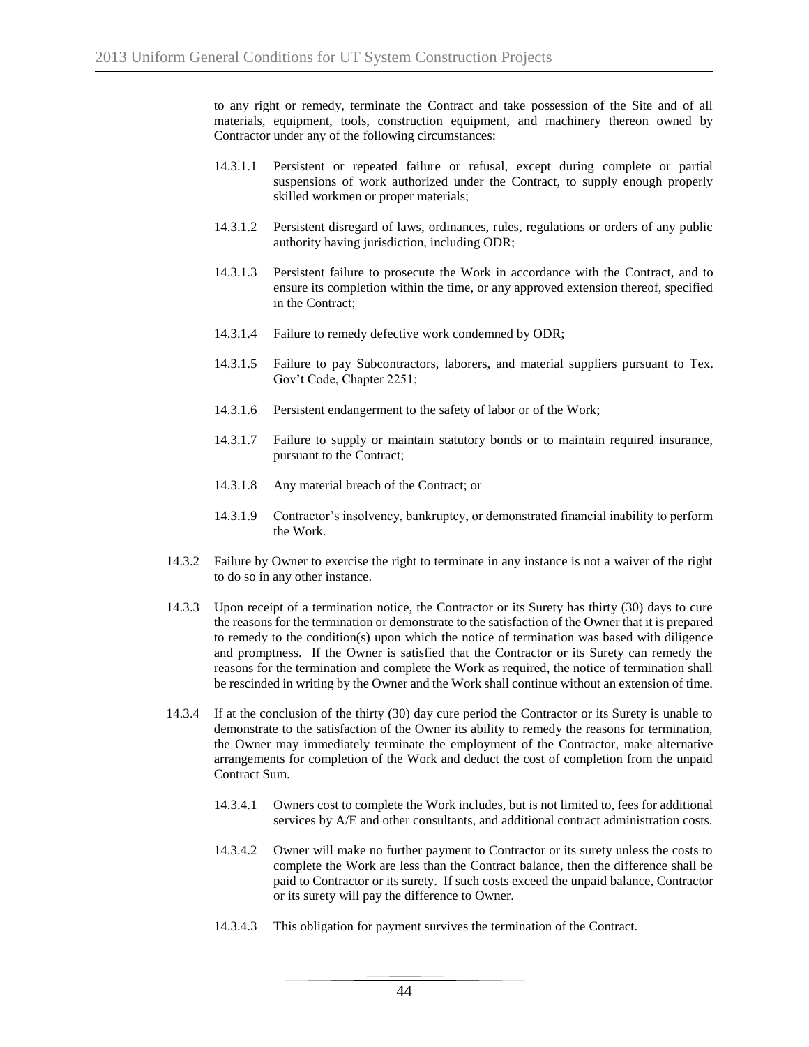to any right or remedy, terminate the Contract and take possession of the Site and of all materials, equipment, tools, construction equipment, and machinery thereon owned by Contractor under any of the following circumstances:

14.3.1.1 Persistent or repeated failure or refusal, except during complete or partial suspensions of work authorized under the Contract, to supply enough properly skilled workmen or proper materials;

14.3.1.2 Persistent disregard of laws, ordinances, rules, regulations or orders of any public authority having jurisdiction, including ODR;

14.3.1.3 Persistent failure to prosecute the Work in accordance with the Contract, and to ensure its completion within the time, or any approved extension thereof, specified in the Contract;

14.3.1.4 Failure to remedy defective work condemned by ODR;

14.3.1.5 Failure to pay Subcontractors, laborers, and material suppliers pursuant to Tex. Gov't Code, Chapter 2251;

14.3.1.6 Persistent endangerment to the safety of labor or of the Work;

14.3.1.7 Failure to supply or maintain statutory bonds or to maintain required insurance, pursuant to the Contract;

14.3.1.8 Any material breach of the Contract; or

14.3.1.9 Contractor's insolvency, bankruptcy, or demonstrated financial inability to perform the Work.

14.3.2 Failure by Owner to exercise the right to terminate in any instance is not a waiver of the right to do so in any other instance.

14.3.3 Upon receipt of a termination notice, the Contractor or its Surety has thirty (30) days to cure the reasons for the termination or demonstrate to the satisfaction of the Owner that it is prepared to remedy to the condition(s) upon which the notice of termination was based with diligence and promptness. If the Owner is satisfied that the Contractor or its Surety can remedy the reasons for the termination and complete the Work as required, the notice of termination shall be rescinded in writing by the Owner and the Work shall continue without an extension of time.

14.3.4 If at the conclusion of the thirty (30) day cure period the Contractor or its Surety is unable to demonstrate to the satisfaction of the Owner its ability to remedy the reasons for termination, the Owner may immediately terminate the employment of the Contractor, make alternative arrangements for completion of the Work and deduct the cost of completion from the unpaid Contract Sum.

14.3.4.1 Owners cost to complete the Work includes, but is not limited to, fees for additional services by A/E and other consultants, and additional contract administration costs.

14.3.4.2 Owner will make no further payment to Contractor or its surety unless the costs to complete the Work are less than the Contract balance, then the difference shall be paid to Contractor or its surety. If such costs exceed the unpaid balance, Contractor or its surety will pay the difference to Owner.

14.3.4.3 This obligation for payment survives the termination of the Contract.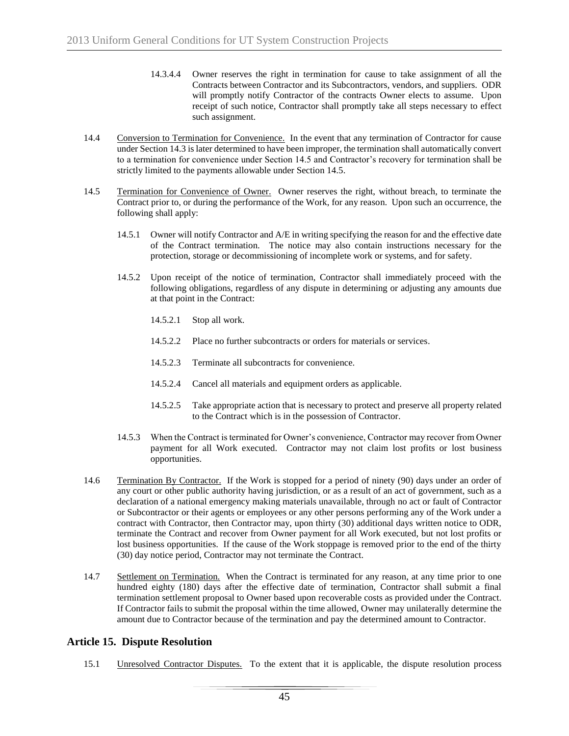14.3.4.4 Owner reserves the right in termination for cause to take assignment of all the Contracts between Contractor and its Subcontractors, vendors, and suppliers. ODR will promptly notify Contractor of the contracts Owner elects to assume. Upon receipt of such notice, Contractor shall promptly take all steps necessary to effect such assignment.

14.4 Conversion to Termination for Convenience. In the event that any termination of Contractor for cause under Section 14.3 is later determined to have been improper, the termination shall automatically convert to a termination for convenience under Section 14.5 and Contractor's recovery for termination shall be strictly limited to the payments allowable under Section 14.5.

14.5 Termination for Convenience of Owner. Owner reserves the right, without breach, to terminate the Contract prior to, or during the performance of the Work, for any reason. Upon such an occurrence, the following shall apply:

14.5.1 Owner will notify Contractor and A/E in writing specifying the reason for and the effective date of the Contract termination. The notice may also contain instructions necessary for the protection, storage or decommissioning of incomplete work or systems, and for safety.

14.5.2 Upon receipt of the notice of termination, Contractor shall immediately proceed with the following obligations, regardless of any dispute in determining or adjusting any amounts due at that point in the Contract:

14.5.2.1 Stop all work.

14.5.2.2 Place no further subcontracts or orders for materials or services.

14.5.2.3 Terminate all subcontracts for convenience.

14.5.2.4 Cancel all materials and equipment orders as applicable.

14.5.2.5 Take appropriate action that is necessary to protect and preserve all property related to the Contract which is in the possession of Contractor.

14.5.3 When the Contract is terminated for Owner's convenience, Contractor may recover from Owner payment for all Work executed. Contractor may not claim lost profits or lost business opportunities.

14.6 Termination By Contractor. If the Work is stopped for a period of ninety (90) days under an order of any court or other public authority having jurisdiction, or as a result of an act of government, such as a declaration of a national emergency making materials unavailable, through no act or fault of Contractor or Subcontractor or their agents or employees or any other persons performing any of the Work under a contract with Contractor, then Contractor may, upon thirty (30) additional days written notice to ODR, terminate the Contract and recover from Owner payment for all Work executed, but not lost profits or lost business opportunities. If the cause of the Work stoppage is removed prior to the end of the thirty (30) day notice period, Contractor may not terminate the Contract.

14.7 Settlement on Termination. When the Contract is terminated for any reason, at any time prior to one hundred eighty (180) days after the effective date of termination, Contractor shall submit a final termination settlement proposal to Owner based upon recoverable costs as provided under the Contract. If Contractor fails to submit the proposal within the time allowed, Owner may unilaterally determine the amount due to Contractor because of the termination and pay the determined amount to Contractor.

## Article 15. Dispute Resolution

15.1 Unresolved Contractor Disputes. To the extent that it is applicable, the dispute resolution process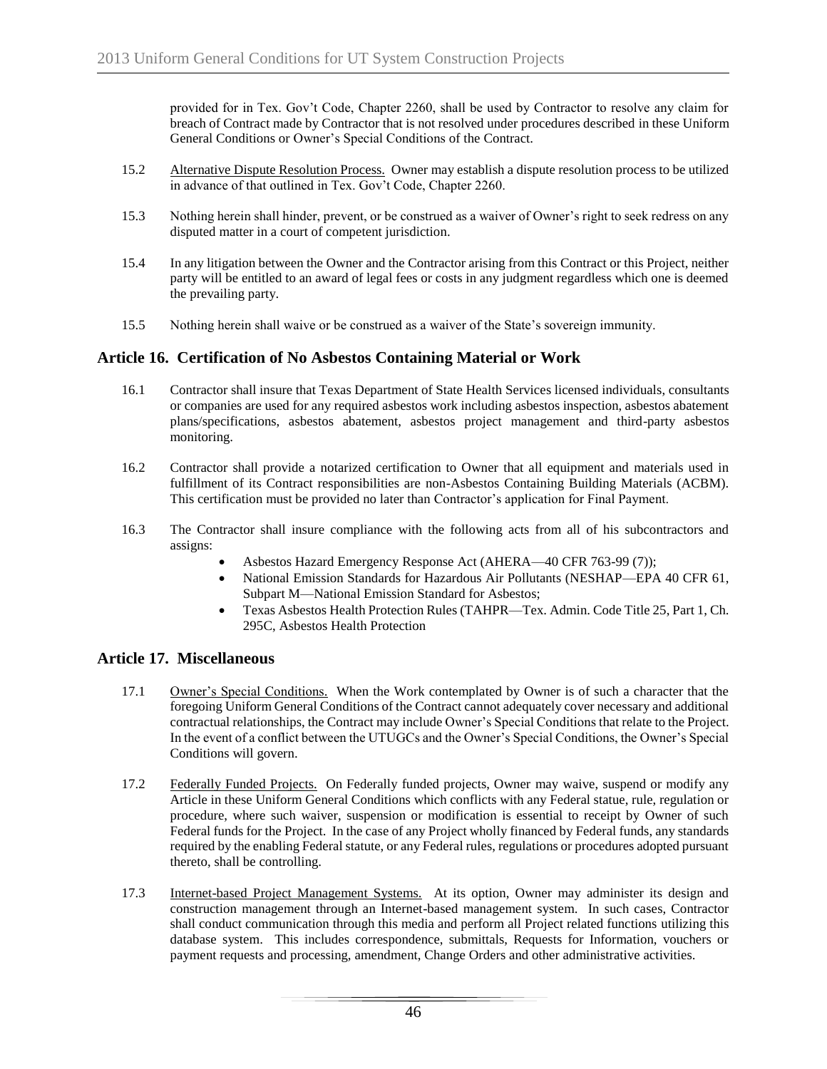provided for in Tex. Gov't Code, Chapter 2260, shall be used by Contractor to resolve any claim for breach of Contract made by Contractor that is not resolved under procedures described in these Uniform General Conditions or Owner's Special Conditions of the Contract.

15.2 Alternative Dispute Resolution Process. Owner may establish a dispute resolution process to be utilized in advance of that outlined in Tex. Gov't Code, Chapter 2260.

15.3 Nothing herein shall hinder, prevent, or be construed as a waiver of Owner's right to seek redress on any disputed matter in a court of competent jurisdiction.

15.4 In any litigation between the Owner and the Contractor arising from this Contract or this Project, neither party will be entitled to an award of legal fees or costs in any judgment regardless which one is deemed the prevailing party.

15.5 Nothing herein shall waive or be construed as a waiver of the State's sovereign immunity.

## Article 16. Certification of No Asbestos Containing Material or Work

16.1 Contractor shall insure that Texas Department of State Health Services licensed individuals, consultants or companies are used for any required asbestos work including asbestos inspection, asbestos abatement plans/specifications, asbestos abatement, asbestos project management and third-party asbestos monitoring.

16.2 Contractor shall provide a notarized certification to Owner that all equipment and materials used in fulfillment of its Contract responsibilities are non-Asbestos Containing Building Materials (ACBM). This certification must be provided no later than Contractor's application for Final Payment.

16.3 The Contractor shall insure compliance with the following acts from all of his subcontractors and assigns:

- Asbestos Hazard Emergency Response Act (AHERA—40 CFR 763-99 (7));
- National Emission Standards for Hazardous Air Pollutants (NESHAP—EPA 40 CFR 61, Subpart M—National Emission Standard for Asbestos;
- Texas Asbestos Health Protection Rules (TAHPR—Tex. Admin. Code Title 25, Part 1, Ch. 295C, Asbestos Health Protection

## Article 17. Miscellaneous

17.1 Owner's Special Conditions. When the Work contemplated by Owner is of such a character that the foregoing Uniform General Conditions of the Contract cannot adequately cover necessary and additional contractual relationships, the Contract may include Owner's Special Conditions that relate to the Project. In the event of a conflict between the UTUGCs and the Owner's Special Conditions, the Owner's Special Conditions will govern.

17.2 Federally Funded Projects. On Federally funded projects, Owner may waive, suspend or modify any Article in these Uniform General Conditions which conflicts with any Federal statue, rule, regulation or procedure, where such waiver, suspension or modification is essential to receipt by Owner of such Federal funds for the Project. In the case of any Project wholly financed by Federal funds, any standards required by the enabling Federal statute, or any Federal rules, regulations or procedures adopted pursuant thereto, shall be controlling.

17.3 Internet-based Project Management Systems. At its option, Owner may administer its design and construction management through an Internet-based management system. In such cases, Contractor shall conduct communication through this media and perform all Project related functions utilizing this database system. This includes correspondence, submittals, Requests for Information, vouchers or payment requests and processing, amendment, Change Orders and other administrative activities.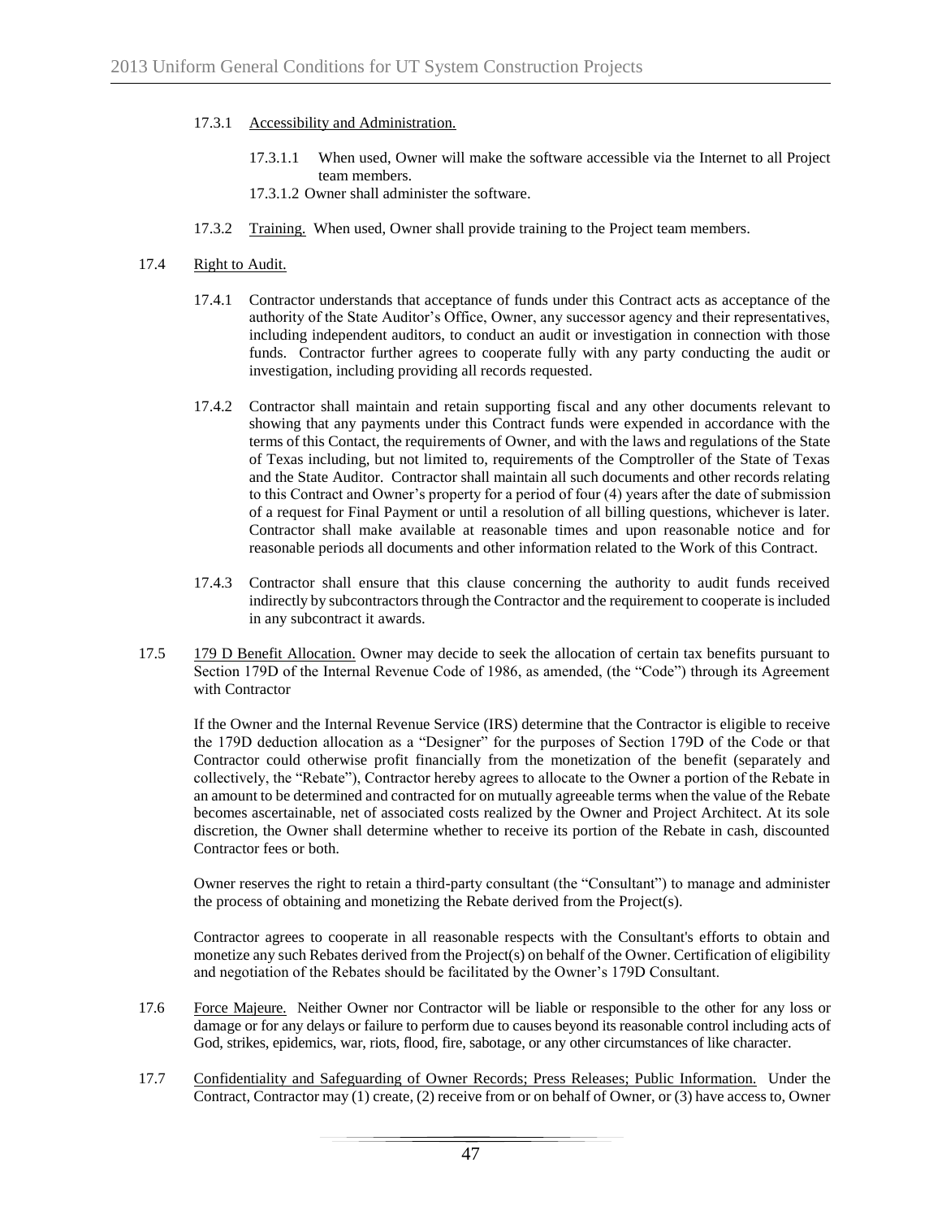17.3.1 Accessibility and Administration.

17.3.1.1 When used, Owner will make the software accessible via the Internet to all Project team members.

17.3.1.2 Owner shall administer the software.

17.3.2 Training. When used, Owner shall provide training to the Project team members.

17.4 Right to Audit.

17.4.1 Contractor understands that acceptance of funds under this Contract acts as acceptance of the authority of the State Auditor's Office, Owner, any successor agency and their representatives, including independent auditors, to conduct an audit or investigation in connection with those funds. Contractor further agrees to cooperate fully with any party conducting the audit or investigation, including providing all records requested.

17.4.2 Contractor shall maintain and retain supporting fiscal and any other documents relevant to showing that any payments under this Contract funds were expended in accordance with the terms of this Contact, the requirements of Owner, and with the laws and regulations of the State of Texas including, but not limited to, requirements of the Comptroller of the State of Texas and the State Auditor. Contractor shall maintain all such documents and other records relating to this Contract and Owner's property for a period of four (4) years after the date of submission of a request for Final Payment or until a resolution of all billing questions, whichever is later. Contractor shall make available at reasonable times and upon reasonable notice and for reasonable periods all documents and other information related to the Work of this Contract.

17.4.3 Contractor shall ensure that this clause concerning the authority to audit funds received indirectly by subcontractors through the Contractor and the requirement to cooperate is included in any subcontract it awards.

17.5 179 D Benefit Allocation. Owner may decide to seek the allocation of certain tax benefits pursuant to Section 179D of the Internal Revenue Code of 1986, as amended, (the "Code") through its Agreement with Contractor

If the Owner and the Internal Revenue Service (IRS) determine that the Contractor is eligible to receive the 179D deduction allocation as a "Designer" for the purposes of Section 179D of the Code or that Contractor could otherwise profit financially from the monetization of the benefit (separately and collectively, the "Rebate"), Contractor hereby agrees to allocate to the Owner a portion of the Rebate in an amount to be determined and contracted for on mutually agreeable terms when the value of the Rebate becomes ascertainable, net of associated costs realized by the Owner and Project Architect. At its sole discretion, the Owner shall determine whether to receive its portion of the Rebate in cash, discounted Contractor fees or both.

Owner reserves the right to retain a third-party consultant (the "Consultant") to manage and administer the process of obtaining and monetizing the Rebate derived from the Project(s).

Contractor agrees to cooperate in all reasonable respects with the Consultant's efforts to obtain and monetize any such Rebates derived from the Project(s) on behalf of the Owner. Certification of eligibility and negotiation of the Rebates should be facilitated by the Owner's 179D Consultant.

17.6 Force Majeure. Neither Owner nor Contractor will be liable or responsible to the other for any loss or damage or for any delays or failure to perform due to causes beyond its reasonable control including acts of God, strikes, epidemics, war, riots, flood, fire, sabotage, or any other circumstances of like character.

17.7 Confidentiality and Safeguarding of Owner Records; Press Releases; Public Information. Under the Contract, Contractor may (1) create, (2) receive from or on behalf of Owner, or (3) have access to, Owner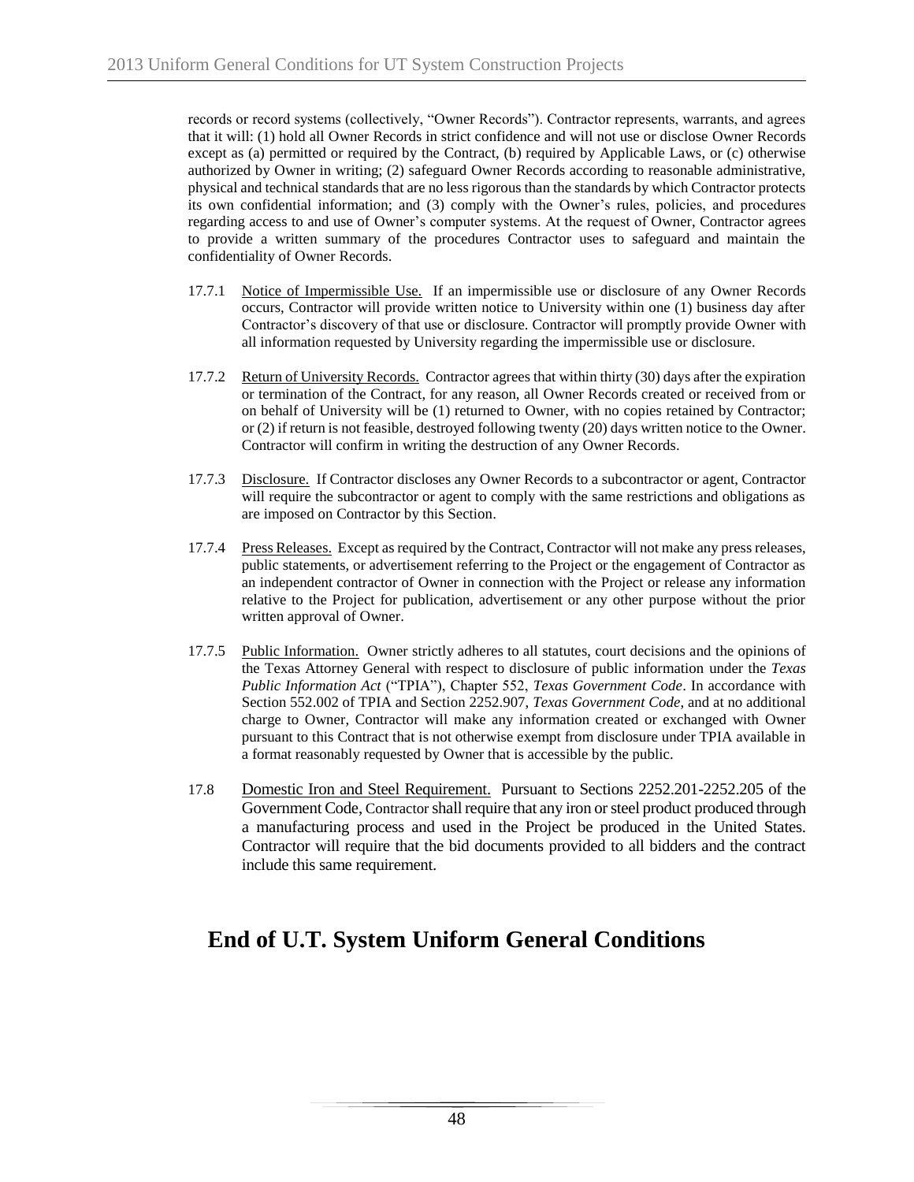records or record systems (collectively, "Owner Records"). Contractor represents, warrants, and agrees that it will: (1) hold all Owner Records in strict confidence and will not use or disclose Owner Records except as (a) permitted or required by the Contract, (b) required by Applicable Laws, or (c) otherwise authorized by Owner in writing; (2) safeguard Owner Records according to reasonable administrative, physical and technical standards that are no less rigorous than the standards by which Contractor protects its own confidential information; and (3) comply with the Owner's rules, policies, and procedures regarding access to and use of Owner's computer systems. At the request of Owner, Contractor agrees to provide a written summary of the procedures Contractor uses to safeguard and maintain the confidentiality of Owner Records.

17.7.1 Notice of Impermissible Use. If an impermissible use or disclosure of any Owner Records occurs, Contractor will provide written notice to University within one (1) business day after Contractor's discovery of that use or disclosure. Contractor will promptly provide Owner with all information requested by University regarding the impermissible use or disclosure.

17.7.2 Return of University Records. Contractor agrees that within thirty (30) days after the expiration or termination of the Contract, for any reason, all Owner Records created or received from or on behalf of University will be (1) returned to Owner, with no copies retained by Contractor; or (2) if return is not feasible, destroyed following twenty (20) days written notice to the Owner. Contractor will confirm in writing the destruction of any Owner Records.

17.7.3 Disclosure. If Contractor discloses any Owner Records to a subcontractor or agent, Contractor will require the subcontractor or agent to comply with the same restrictions and obligations as are imposed on Contractor by this Section.

17.7.4 Press Releases. Except as required by the Contract, Contractor will not make any press releases, public statements, or advertisement referring to the Project or the engagement of Contractor as an independent contractor of Owner in connection with the Project or release any information relative to the Project for publication, advertisement or any other purpose without the prior written approval of Owner.

17.7.5 Public Information. Owner strictly adheres to all statutes, court decisions and the opinions of the Texas Attorney General with respect to disclosure of public information under the *Texas Public Information Act* ("TPIA"), Chapter 552, *Texas Government Code*. In accordance with Section 552.002 of TPIA and Section 2252.907, *Texas Government Code*, and at no additional charge to Owner, Contractor will make any information created or exchanged with Owner pursuant to this Contract that is not otherwise exempt from disclosure under TPIA available in a format reasonably requested by Owner that is accessible by the public.

17.8 Domestic Iron and Steel Requirement. Pursuant to Sections 2252.201-2252.205 of the Government Code, Contractor shall require that any iron or steel product produced through a manufacturing process and used in the Project be produced in the United States. Contractor will require that the bid documents provided to all bidders and the contract include this same requirement.

# End of U.T. System Uniform General Conditions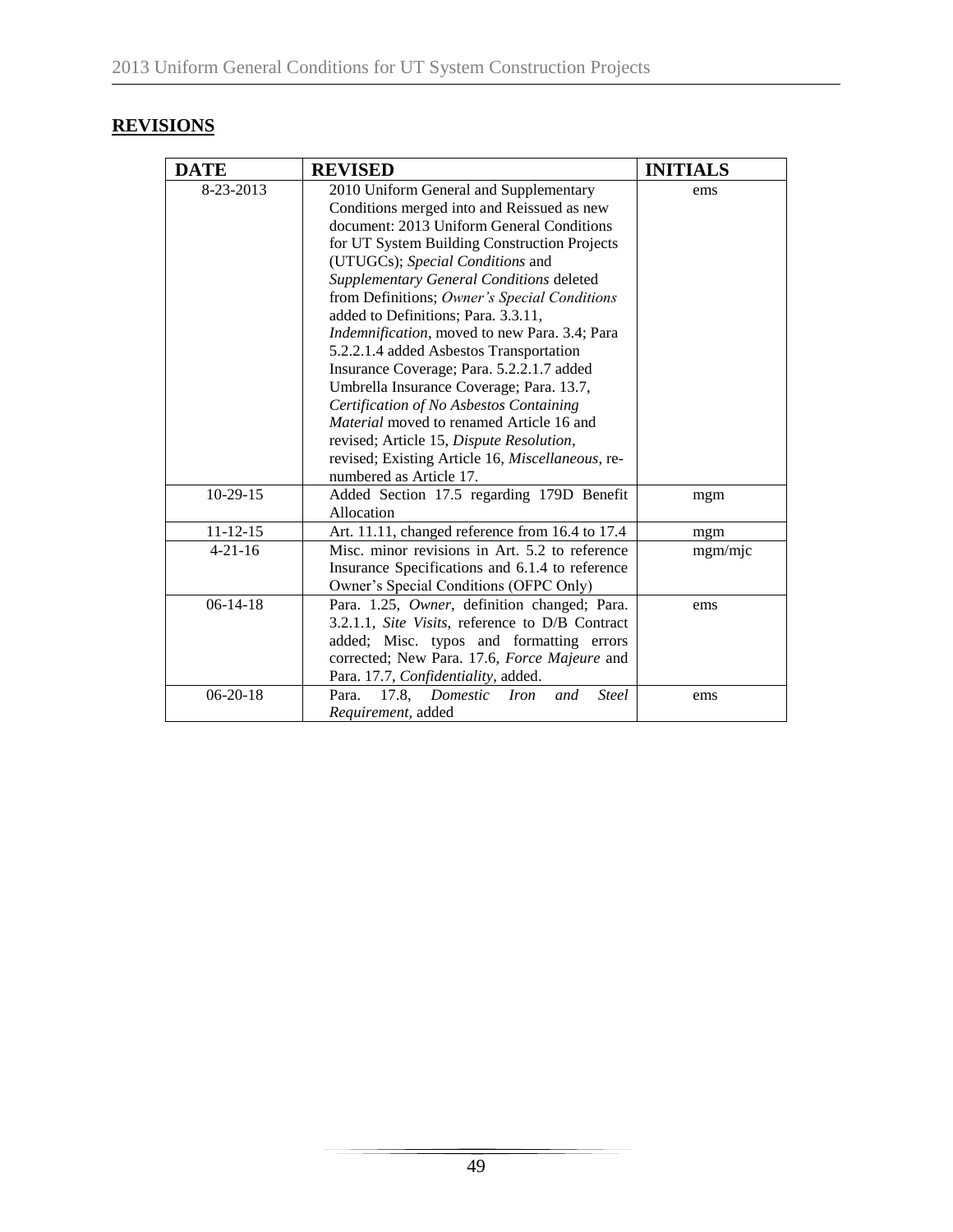## REVISIONS

| DATE | REVISED | INITIALS |
|---|---|---|
| 8-23-2013 | 2010 Uniform General and Supplementary Conditions merged into and Reissued as new document: 2013 Uniform General Conditions for UT System Building Construction Projects (UTUGCs); *Special Conditions* and *Supplementary General Conditions* deleted from Definitions; *Owner's Special Conditions* added to Definitions; Para. 3.3.11, *Indemnification*, moved to new Para. 3.4; Para 5.2.2.1.4 added Asbestos Transportation Insurance Coverage; Para. 5.2.2.1.7 added Umbrella Insurance Coverage; Para. 13.7, *Certification of No Asbestos Containing Material* moved to renamed Article 16 and revised; Article 15, *Dispute Resolution*, revised; Existing Article 16, *Miscellaneous*, re-numbered as Article 17. | ems |
| 10-29-15 | Added Section 17.5 regarding 179D Benefit Allocation | mgm |
| 11-12-15 | Art. 11.11, changed reference from 16.4 to 17.4 | mgm |
| 4-21-16 | Misc. minor revisions in Art. 5.2 to reference Insurance Specifications and 6.1.4 to reference Owner's Special Conditions (OFPC Only) | mgm/mjc |
| 06-14-18 | Para. 1.25, *Owner*, definition changed; Para. 3.2.1.1, *Site Visits*, reference to D/B Contract added; Misc. typos and formatting errors corrected; New Para. 17.6, *Force Majeure* and Para. 17.7, *Confidentiality*, added. | ems |
| 06-20-18 | Para. 17.8, *Domestic Iron and Steel Requirement,* added | ems |